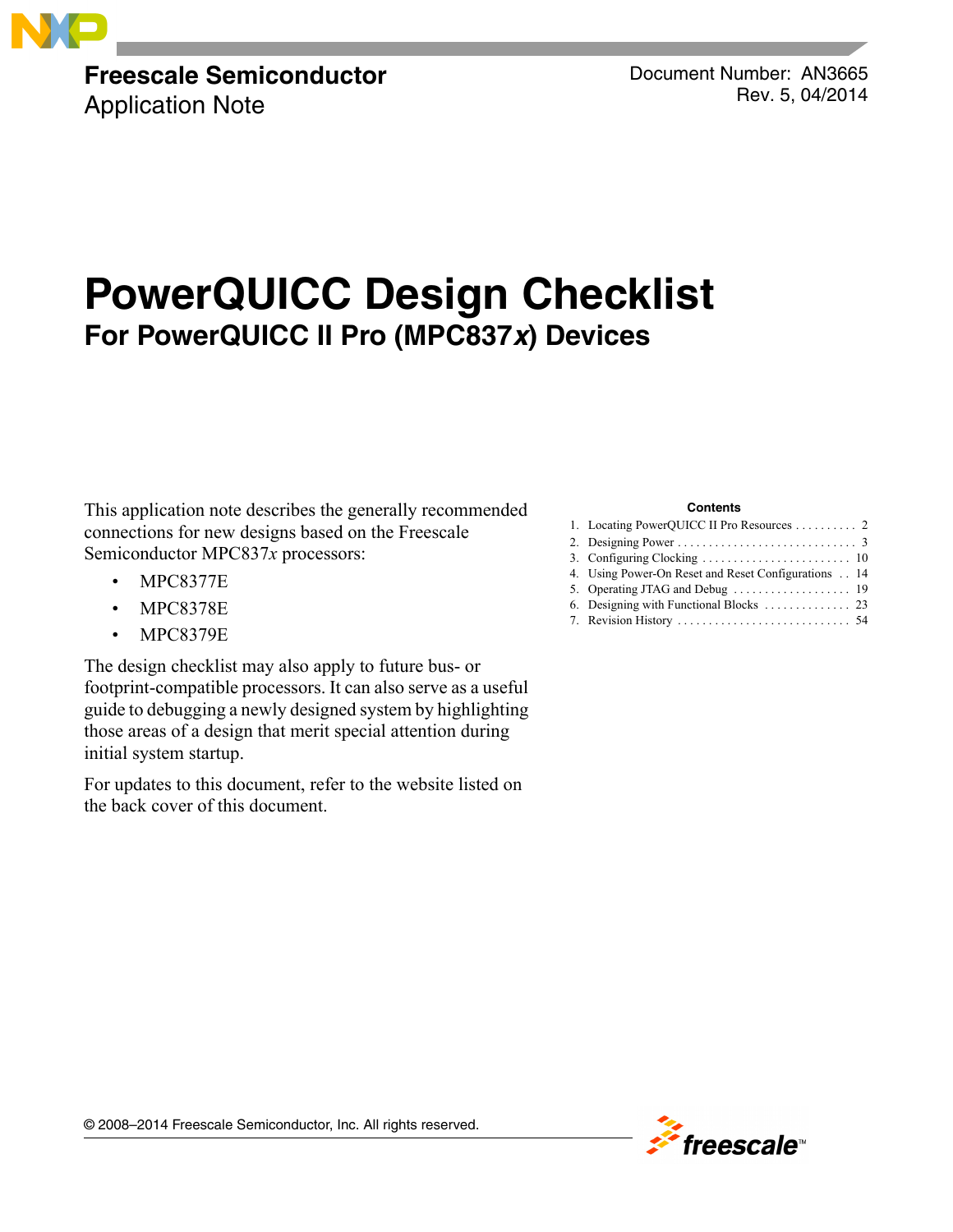Freescale Semiconductor
Application Note

Document Number: AN3665
Rev. 5, 04/2014

# PowerQUICC Design Checklist

## For PowerQUICC II Pro (MPC837*x*) Devices

This application note describes the generally recommended connections for new designs based on the Freescale Semiconductor MPC837*x* processors:

- MPC8377E
- MPC8378E
- MPC8379E

The design checklist may also apply to future bus- or footprint-compatible processors. It can also serve as a useful guide to debugging a newly designed system by highlighting those areas of a design that merit special attention during initial system startup.

For updates to this document, refer to the website listed on the back cover of this document.

**Contents**

1. Locating PowerQUICC II Pro Resources . . . . . . . . . . 2
2. Designing Power . . . . . . . . . . . . . . . . . . . . . . . . . . . . . 3
3. Configuring Clocking . . . . . . . . . . . . . . . . . . . . . . . . 10
4. Using Power-On Reset and Reset Configurations . . 14
5. Operating JTAG and Debug . . . . . . . . . . . . . . . . . . 19
6. Designing with Functional Blocks . . . . . . . . . . . . . . 23
7. Revision History . . . . . . . . . . . . . . . . . . . . . . . . . . . 54

© 2008–2014 Freescale Semiconductor, Inc. All rights reserved.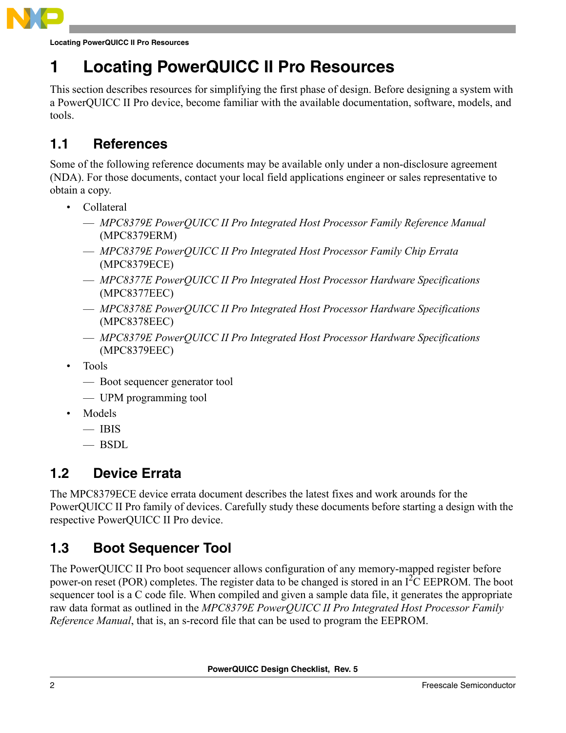# 1 Locating PowerQUICC II Pro Resources

This section describes resources for simplifying the first phase of design. Before designing a system with a PowerQUICC II Pro device, become familiar with the available documentation, software, models, and tools.

## 1.1 References

Some of the following reference documents may be available only under a non-disclosure agreement (NDA). For those documents, contact your local field applications engineer or sales representative to obtain a copy.

- Collateral
  - *MPC8379E PowerQUICC II Pro Integrated Host Processor Family Reference Manual* (MPC8379ERM)
  - *MPC8379E PowerQUICC II Pro Integrated Host Processor Family Chip Errata* (MPC8379ECE)
  - *MPC8377E PowerQUICC II Pro Integrated Host Processor Hardware Specifications* (MPC8377EEC)
  - *MPC8378E PowerQUICC II Pro Integrated Host Processor Hardware Specifications* (MPC8378EEC)
  - *MPC8379E PowerQUICC II Pro Integrated Host Processor Hardware Specifications* (MPC8379EEC)
- Tools
  - Boot sequencer generator tool
  - UPM programming tool
- Models
  - IBIS
  - BSDL

## 1.2 Device Errata

The MPC8379ECE device errata document describes the latest fixes and work arounds for the PowerQUICC II Pro family of devices. Carefully study these documents before starting a design with the respective PowerQUICC II Pro device.

## 1.3 Boot Sequencer Tool

The PowerQUICC II Pro boot sequencer allows configuration of any memory-mapped register before power-on reset (POR) completes. The register data to be changed is stored in an $I^2C$ EEPROM. The boot sequencer tool is a C code file. When compiled and given a sample data file, it generates the appropriate raw data format as outlined in the *MPC8379E PowerQUICC II Pro Integrated Host Processor Family Reference Manual*, that is, an s-record file that can be used to program the EEPROM.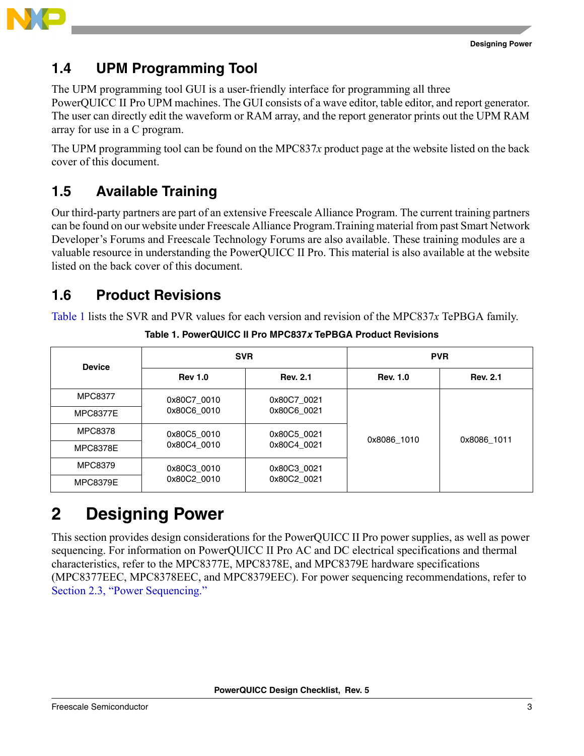## 1.4 UPM Programming Tool

The UPM programming tool GUI is a user-friendly interface for programming all three PowerQUICC II Pro UPM machines. The GUI consists of a wave editor, table editor, and report generator. The user can directly edit the waveform or RAM array, and the report generator prints out the UPM RAM array for use in a C program.

The UPM programming tool can be found on the MPC837*x* product page at the website listed on the back cover of this document.

## 1.5 Available Training

Our third-party partners are part of an extensive Freescale Alliance Program. The current training partners can be found on our website under Freescale Alliance Program.Training material from past Smart Network Developer's Forums and Freescale Technology Forums are also available. These training modules are a valuable resource in understanding the PowerQUICC II Pro. This material is also available at the website listed on the back cover of this document.

## 1.6 Product Revisions

Table 1 lists the SVR and PVR values for each version and revision of the MPC837*x* TePBGA family.

**Table 1. PowerQUICC II Pro MPC837*x* TePBGA Product Revisions**

| Device | SVR | | PVR | |
|---|---|---|---|---|
| | Rev 1.0 | Rev. 2.1 | Rev. 1.0 | Rev. 2.1 |
| MPC8377 | 0x80C7_0010 | 0x80C7_0021 | 0x8086_1010 | 0x8086_1011 |
| MPC8377E | 0x80C6_0010 | 0x80C6_0021 | | |
| MPC8378 | 0x80C5_0010 | 0x80C5_0021 | | |
| MPC8378E | 0x80C4_0010 | 0x80C4_0021 | | |
| MPC8379 | 0x80C3_0010 | 0x80C3_0021 | | |
| MPC8379E | 0x80C2_0010 | 0x80C2_0021 | | |

# 2 Designing Power

This section provides design considerations for the PowerQUICC II Pro power supplies, as well as power sequencing. For information on PowerQUICC II Pro AC and DC electrical specifications and thermal characteristics, refer to the MPC8377E, MPC8378E, and MPC8379E hardware specifications (MPC8377EEC, MPC8378EEC, and MPC8379EEC). For power sequencing recommendations, refer to Section 2.3, "Power Sequencing."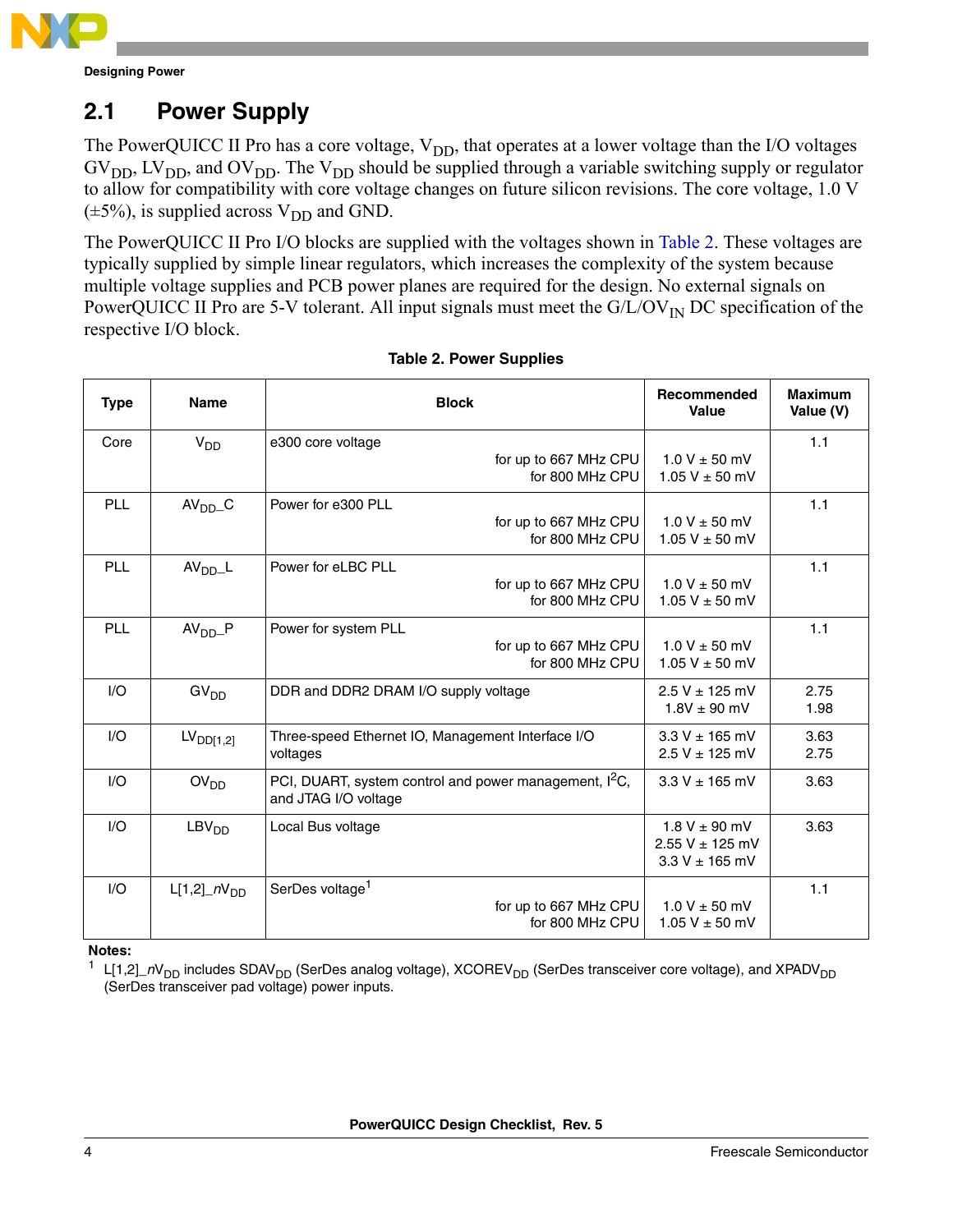## 2.1 Power Supply

The PowerQUICC II Pro has a core voltage, $V_{DD}$, that operates at a lower voltage than the I/O voltages $GV_{DD}$, $LV_{DD}$, and $OV_{DD}$. The $V_{DD}$ should be supplied through a variable switching supply or regulator to allow for compatibility with core voltage changes on future silicon revisions. The core voltage, 1.0 V (±5%), is supplied across $V_{DD}$ and GND.

The PowerQUICC II Pro I/O blocks are supplied with the voltages shown in Table 2. These voltages are typically supplied by simple linear regulators, which increases the complexity of the system because multiple voltage supplies and PCB power planes are required for the design. No external signals on PowerQUICC II Pro are 5-V tolerant. All input signals must meet the $G/L/OV_{IN}$ DC specification of the respective I/O block.

**Table 2. Power Supplies**

| Type | Name | Block | Recommended Value | Maximum Value (V) |
|---|---|---|---|---|
| Core | $V_{DD}$ | e300 core voltage<br>for up to 667 MHz CPU<br>for 800 MHz CPU | <br>1.0 V ± 50 mV<br>1.05 V ± 50 mV | 1.1 |
| PLL | $AV_{DD}$_C | Power for e300 PLL<br>for up to 667 MHz CPU<br>for 800 MHz CPU | <br>1.0 V ± 50 mV<br>1.05 V ± 50 mV | 1.1 |
| PLL | $AV_{DD}$_L | Power for eLBC PLL<br>for up to 667 MHz CPU<br>for 800 MHz CPU | <br>1.0 V ± 50 mV<br>1.05 V ± 50 mV | 1.1 |
| PLL | $AV_{DD}$_P | Power for system PLL<br>for up to 667 MHz CPU<br>for 800 MHz CPU | <br>1.0 V ± 50 mV<br>1.05 V ± 50 mV | 1.1 |
| I/O | $GV_{DD}$ | DDR and DDR2 DRAM I/O supply voltage | 2.5 V ± 125 mV<br>1.8V ± 90 mV | 2.75<br>1.98 |
| I/O | $LV_{DD[1,2]}$ | Three-speed Ethernet IO, Management Interface I/O voltages | 3.3 V ± 165 mV<br>2.5 V ± 125 mV | 3.63<br>2.75 |
| I/O | $OV_{DD}$ | PCI, DUART, system control and power management, $I^2C$, and JTAG I/O voltage | 3.3 V ± 165 mV | 3.63 |
| I/O | $LBV_{DD}$ | Local Bus voltage | 1.8 V ± 90 mV<br>2.55 V ± 125 mV<br>3.3 V ± 165 mV | 3.63 |
| I/O | L[1,2]_$nV_{DD}$ | SerDes voltage[1]<br>for up to 667 MHz CPU<br>for 800 MHz CPU | <br>1.0 V ± 50 mV<br>1.05 V ± 50 mV | 1.1 |

**Notes:**

[1] L[1,2]_$nV_{DD}$ includes $SDAV_{DD}$ (SerDes analog voltage), $XCOREV_{DD}$ (SerDes transceiver core voltage), and $XPADV_{DD}$ (SerDes transceiver pad voltage) power inputs.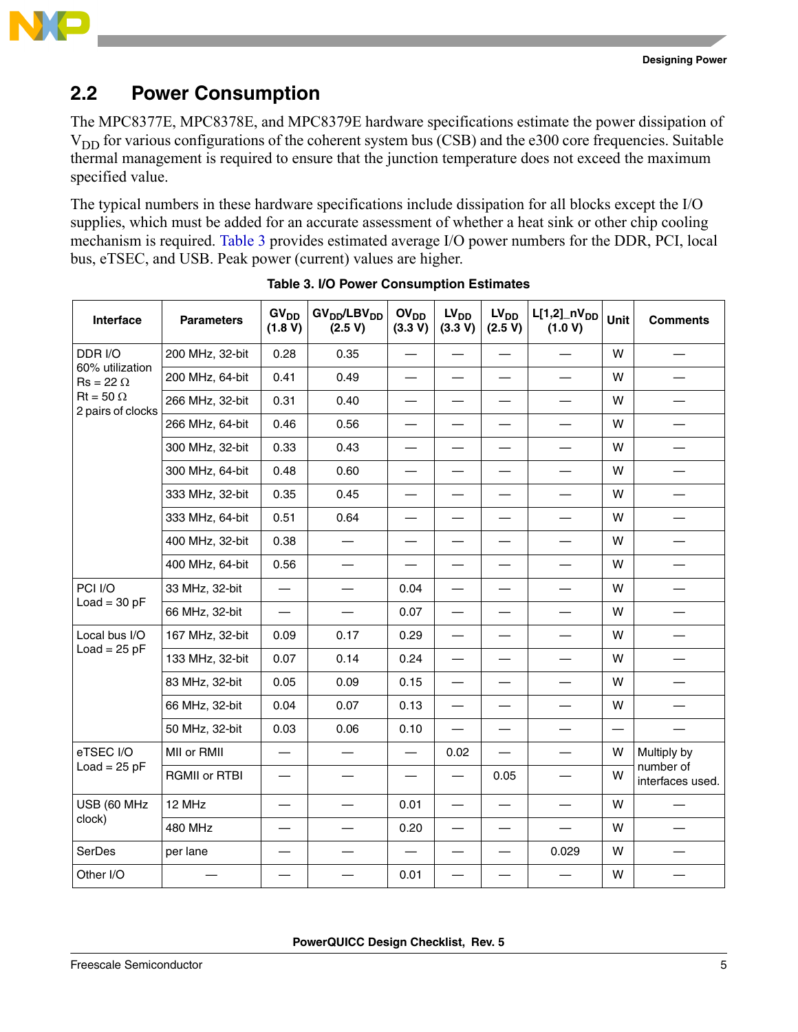## 2.2 Power Consumption

The MPC8377E, MPC8378E, and MPC8379E hardware specifications estimate the power dissipation of $V_{DD}$ for various configurations of the coherent system bus (CSB) and the e300 core frequencies. Suitable thermal management is required to ensure that the junction temperature does not exceed the maximum specified value.

The typical numbers in these hardware specifications include dissipation for all blocks except the I/O supplies, which must be added for an accurate assessment of whether a heat sink or other chip cooling mechanism is required. Table 3 provides estimated average I/O power numbers for the DDR, PCI, local bus, eTSEC, and USB. Peak power (current) values are higher.

**Table 3. I/O Power Consumption Estimates**

| Interface | Parameters | $GV_{DD}$ (1.8 V) | $GV_{DD}/LBV_{DD}$ (2.5 V) | $OV_{DD}$ (3.3 V) | $LV_{DD}$ (3.3 V) | $LV_{DD}$ (2.5 V) | L[1,2]_n$V_{DD}$ (1.0 V) | Unit | Comments |
|---|---|---|---|---|---|---|---|---|---|
| DDR I/O<br>60% utilization<br>Rs = 22 Ω<br>Rt = 50 Ω<br>2 pairs of clocks | 200 MHz, 32-bit | 0.28 | 0.35 | — | — | — | — | W | — |
| | 200 MHz, 64-bit | 0.41 | 0.49 | — | — | — | — | W | — |
| | 266 MHz, 32-bit | 0.31 | 0.40 | — | — | — | — | W | — |
| | 266 MHz, 64-bit | 0.46 | 0.56 | — | — | — | — | W | — |
| | 300 MHz, 32-bit | 0.33 | 0.43 | — | — | — | — | W | — |
| | 300 MHz, 64-bit | 0.48 | 0.60 | — | — | — | — | W | — |
| | 333 MHz, 32-bit | 0.35 | 0.45 | — | — | — | — | W | — |
| | 333 MHz, 64-bit | 0.51 | 0.64 | — | — | — | — | W | — |
| | 400 MHz, 32-bit | 0.38 | — | — | — | — | — | W | — |
| | 400 MHz, 64-bit | 0.56 | — | — | — | — | — | W | — |
| PCI I/O<br>Load = 30 pF | 33 MHz, 32-bit | — | — | 0.04 | — | — | — | W | — |
| | 66 MHz, 32-bit | — | — | 0.07 | — | — | — | W | — |
| Local bus I/O<br>Load = 25 pF | 167 MHz, 32-bit | 0.09 | 0.17 | 0.29 | — | — | — | W | — |
| | 133 MHz, 32-bit | 0.07 | 0.14 | 0.24 | — | — | — | W | — |
| | 83 MHz, 32-bit | 0.05 | 0.09 | 0.15 | — | — | — | W | — |
| | 66 MHz, 32-bit | 0.04 | 0.07 | 0.13 | — | — | — | W | — |
| | 50 MHz, 32-bit | 0.03 | 0.06 | 0.10 | — | — | — | — | — |
| eTSEC I/O<br>Load = 25 pF | MII or RMII | — | — | — | 0.02 | — | — | W | Multiply by number of interfaces used. |
| | RGMII or RTBI | — | — | — | — | 0.05 | — | W | |
| USB (60 MHz clock) | 12 MHz | — | — | 0.01 | — | — | — | W | — |
| | 480 MHz | — | — | 0.20 | — | — | — | W | — |
| SerDes | per lane | — | — | — | — | — | 0.029 | W | — |
| Other I/O | — | — | — | 0.01 | — | — | — | W | — |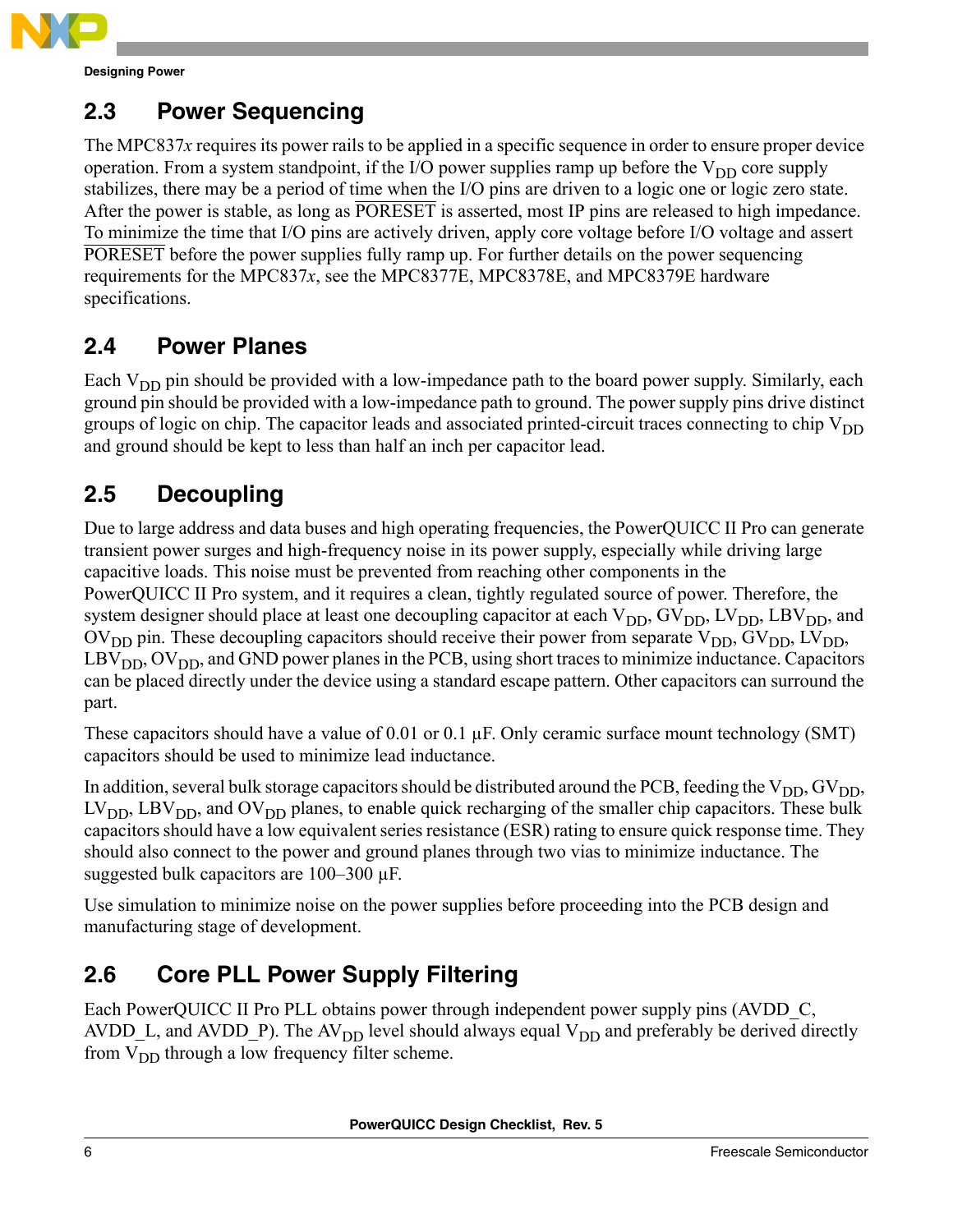## 2.3 Power Sequencing

The MPC837*x* requires its power rails to be applied in a specific sequence in order to ensure proper device operation. From a system standpoint, if the I/O power supplies ramp up before the $V_{DD}$ core supply stabilizes, there may be a period of time when the I/O pins are driven to a logic one or logic zero state. After the power is stable, as long as $\overline{\text{PORESET}}$ is asserted, most IP pins are released to high impedance. To minimize the time that I/O pins are actively driven, apply core voltage before I/O voltage and assert $\overline{\text{PORESET}}$ before the power supplies fully ramp up. For further details on the power sequencing requirements for the MPC837*x*, see the MPC8377E, MPC8378E, and MPC8379E hardware specifications.

## 2.4 Power Planes

Each $V_{DD}$ pin should be provided with a low-impedance path to the board power supply. Similarly, each ground pin should be provided with a low-impedance path to ground. The power supply pins drive distinct groups of logic on chip. The capacitor leads and associated printed-circuit traces connecting to chip $V_{DD}$ and ground should be kept to less than half an inch per capacitor lead.

## 2.5 Decoupling

Due to large address and data buses and high operating frequencies, the PowerQUICC II Pro can generate transient power surges and high-frequency noise in its power supply, especially while driving large capacitive loads. This noise must be prevented from reaching other components in the PowerQUICC II Pro system, and it requires a clean, tightly regulated source of power. Therefore, the system designer should place at least one decoupling capacitor at each $V_{DD}$, $GV_{DD}$, $LV_{DD}$, $LBV_{DD}$, and $OV_{DD}$ pin. These decoupling capacitors should receive their power from separate $V_{DD}$, $GV_{DD}$, $LV_{DD}$, $LBV_{DD}$, $OV_{DD}$, and GND power planes in the PCB, using short traces to minimize inductance. Capacitors can be placed directly under the device using a standard escape pattern. Other capacitors can surround the part.

These capacitors should have a value of 0.01 or 0.1 µF. Only ceramic surface mount technology (SMT) capacitors should be used to minimize lead inductance.

In addition, several bulk storage capacitors should be distributed around the PCB, feeding the $V_{DD}$, $GV_{DD}$, $LV_{DD}$, $LBV_{DD}$, and $OV_{DD}$ planes, to enable quick recharging of the smaller chip capacitors. These bulk capacitors should have a low equivalent series resistance (ESR) rating to ensure quick response time. They should also connect to the power and ground planes through two vias to minimize inductance. The suggested bulk capacitors are 100–300 µF.

Use simulation to minimize noise on the power supplies before proceeding into the PCB design and manufacturing stage of development.

## 2.6 Core PLL Power Supply Filtering

Each PowerQUICC II Pro PLL obtains power through independent power supply pins (AVDD_C, AVDD_L, and AVDD_P). The $AV_{DD}$ level should always equal $V_{DD}$ and preferably be derived directly from $V_{DD}$ through a low frequency filter scheme.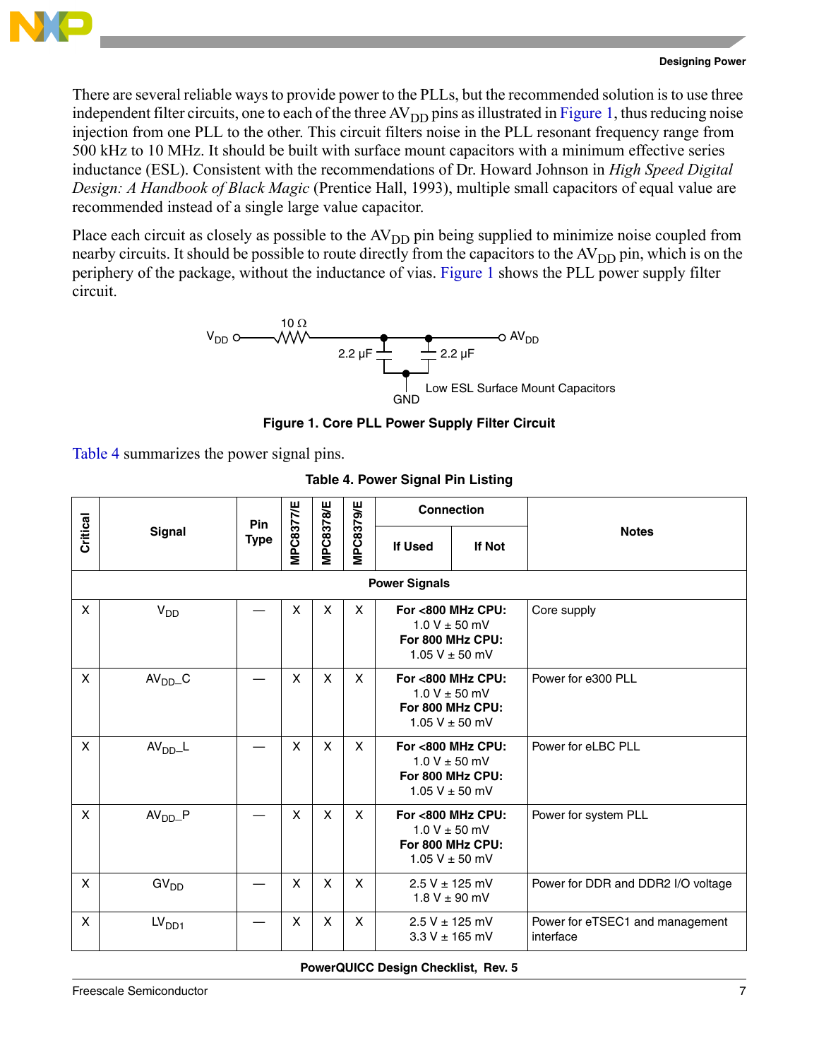There are several reliable ways to provide power to the PLLs, but the recommended solution is to use three independent filter circuits, one to each of the three $AV_{DD}$ pins as illustrated in Figure 1, thus reducing noise injection from one PLL to the other. This circuit filters noise in the PLL resonant frequency range from 500 kHz to 10 MHz. It should be built with surface mount capacitors with a minimum effective series inductance (ESL). Consistent with the recommendations of Dr. Howard Johnson in *High Speed Digital Design: A Handbook of Black Magic* (Prentice Hall, 1993), multiple small capacitors of equal value are recommended instead of a single large value capacitor.

Place each circuit as closely as possible to the $AV_{DD}$ pin being supplied to minimize noise coupled from nearby circuits. It should be possible to route directly from the capacitors to the $AV_{DD}$ pin, which is on the periphery of the package, without the inductance of vias. Figure 1 shows the PLL power supply filter circuit.

$V_{DD}$ — 10 Ω — $AV_{DD}$; 2.2 µF, 2.2 µF to GND; Low ESL Surface Mount Capacitors

**Figure 1. Core PLL Power Supply Filter Circuit**

Table 4 summarizes the power signal pins.

**Table 4. Power Signal Pin Listing**

| Critical | Signal | Pin Type | MPC8377/E | MPC8378/E | MPC8379/E | Connection | | Notes |
|---|---|---|---|---|---|---|---|---|
| | | | | | | If Used | If Not | |
| **Power Signals** | | | | | | | | |
| X | $V_{DD}$ | — | X | X | X | **For <800 MHz CPU:** 1.0 V ± 50 mV **For 800 MHz CPU:** 1.05 V ± 50 mV | | Core supply |
| X | $AV_{DD}$_C | — | X | X | X | **For <800 MHz CPU:** 1.0 V ± 50 mV **For 800 MHz CPU:** 1.05 V ± 50 mV | | Power for e300 PLL |
| X | $AV_{DD}$_L | — | X | X | X | **For <800 MHz CPU:** 1.0 V ± 50 mV **For 800 MHz CPU:** 1.05 V ± 50 mV | | Power for eLBC PLL |
| X | $AV_{DD}$_P | — | X | X | X | **For <800 MHz CPU:** 1.0 V ± 50 mV **For 800 MHz CPU:** 1.05 V ± 50 mV | | Power for system PLL |
| X | $GV_{DD}$ | — | X | X | X | 2.5 V ± 125 mV 1.8 V ± 90 mV | | Power for DDR and DDR2 I/O voltage |
| X | $LV_{DD1}$ | — | X | X | X | 2.5 V ± 125 mV 3.3 V ± 165 mV | | Power for eTSEC1 and management interface |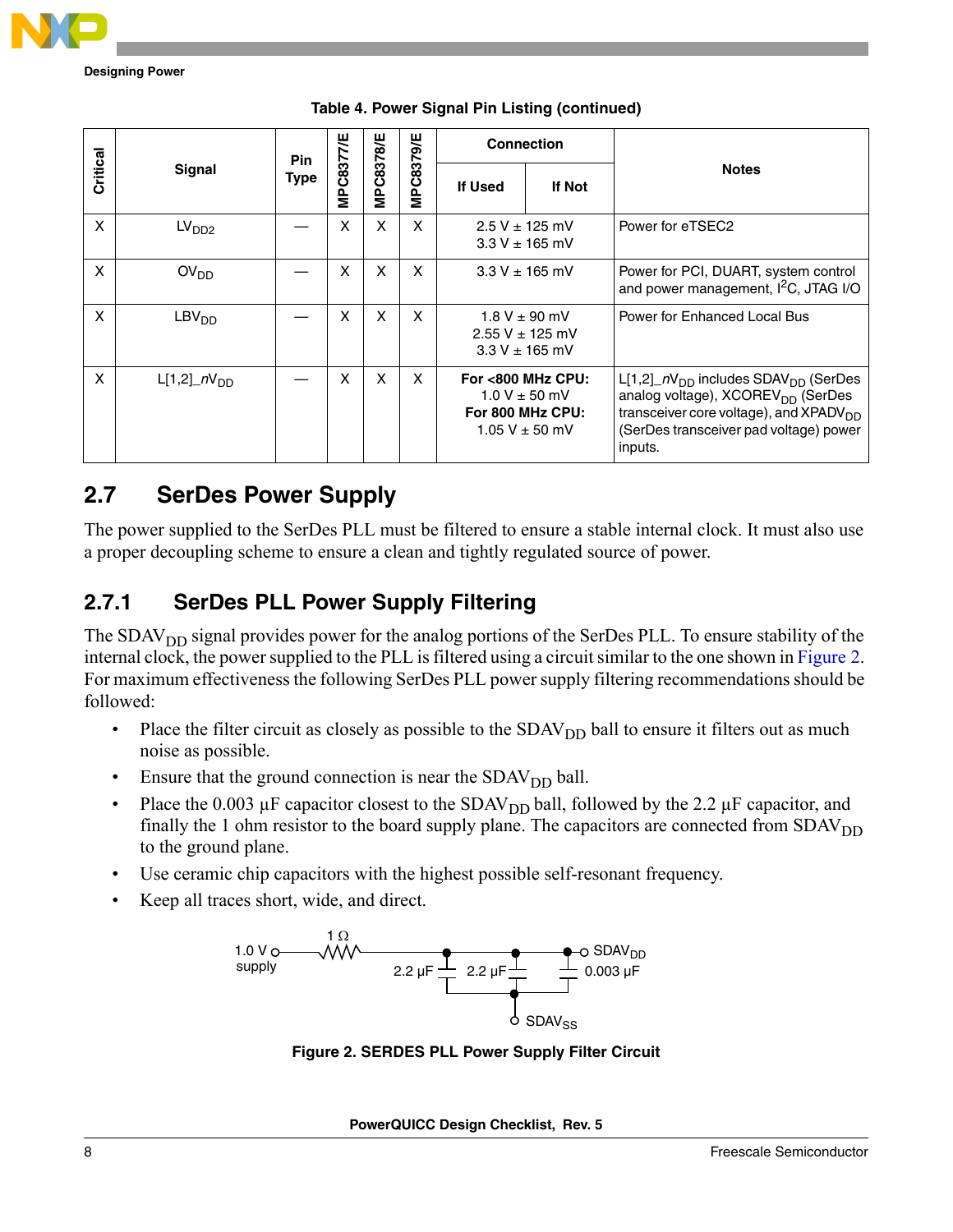Table 4. Power Signal Pin Listing (continued)

| Critical | Signal | Pin Type | MPC8377/E | MPC8378/E | MPC8379/E | Connection | | Notes |
|---|---|---|---|---|---|---|---|---|
| | | | | | | If Used | If Not | |
| X | $LV_{DD2}$ | — | X | X | X | 2.5 V ± 125 mV<br>3.3 V ± 165 mV | | Power for eTSEC2 |
| X | $OV_{DD}$ | — | X | X | X | 3.3 V ± 165 mV | | Power for PCI, DUART, system control and power management, I[2]C, JTAG I/O |
| X | $LBV_{DD}$ | — | X | X | X | 1.8 V ± 90 mV<br>2.55 V ± 125 mV<br>3.3 V ± 165 mV | | Power for Enhanced Local Bus |
| X | L[1,2]_$nV_{DD}$ | — | X | X | X | **For <800 MHz CPU:**<br>1.0 V ± 50 mV<br>**For 800 MHz CPU:**<br>1.05 V ± 50 mV | | L[1,2]_$nV_{DD}$ includes $SDAV_{DD}$ (SerDes analog voltage), $XCOREV_{DD}$ (SerDes transceiver core voltage), and $XPADV_{DD}$ (SerDes transceiver pad voltage) power inputs. |

## 2.7 SerDes Power Supply

The power supplied to the SerDes PLL must be filtered to ensure a stable internal clock. It must also use a proper decoupling scheme to ensure a clean and tightly regulated source of power.

### 2.7.1 SerDes PLL Power Supply Filtering

The $SDAV_{DD}$ signal provides power for the analog portions of the SerDes PLL. To ensure stability of the internal clock, the power supplied to the PLL is filtered using a circuit similar to the one shown in Figure 2. For maximum effectiveness the following SerDes PLL power supply filtering recommendations should be followed:

- Place the filter circuit as closely as possible to the $SDAV_{DD}$ ball to ensure it filters out as much noise as possible.
- Ensure that the ground connection is near the $SDAV_{DD}$ ball.
- Place the 0.003 µF capacitor closest to the $SDAV_{DD}$ ball, followed by the 2.2 µF capacitor, and finally the 1 ohm resistor to the board supply plane. The capacitors are connected from $SDAV_{DD}$ to the ground plane.
- Use ceramic chip capacitors with the highest possible self-resonant frequency.
- Keep all traces short, wide, and direct.

1.0 V supply — 1 Ω — 2.2 µF — 2.2 µF — 0.003 µF — $SDAV_{DD}$; $SDAV_{SS}$

Figure 2. SERDES PLL Power Supply Filter Circuit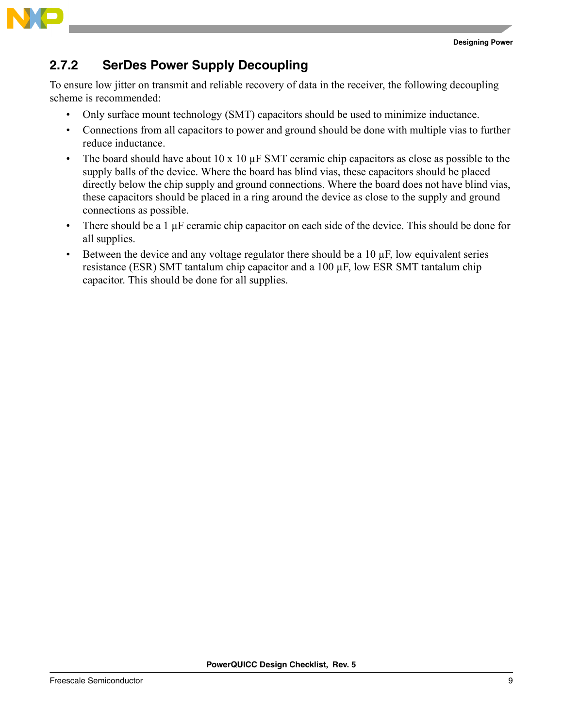### 2.7.2 SerDes Power Supply Decoupling

To ensure low jitter on transmit and reliable recovery of data in the receiver, the following decoupling scheme is recommended:

- Only surface mount technology (SMT) capacitors should be used to minimize inductance.
- Connections from all capacitors to power and ground should be done with multiple vias to further reduce inductance.
- The board should have about 10 x 10 µF SMT ceramic chip capacitors as close as possible to the supply balls of the device. Where the board has blind vias, these capacitors should be placed directly below the chip supply and ground connections. Where the board does not have blind vias, these capacitors should be placed in a ring around the device as close to the supply and ground connections as possible.
- There should be a 1 µF ceramic chip capacitor on each side of the device. This should be done for all supplies.
- Between the device and any voltage regulator there should be a 10 µF, low equivalent series resistance (ESR) SMT tantalum chip capacitor and a 100 µF, low ESR SMT tantalum chip capacitor. This should be done for all supplies.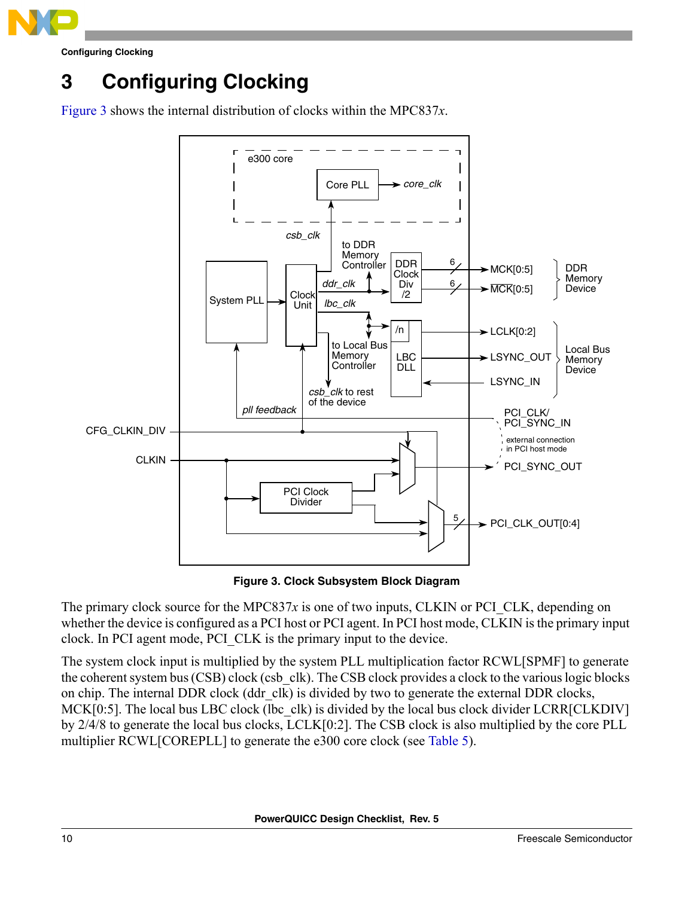# 3 Configuring Clocking

Figure 3 shows the internal distribution of clocks within the MPC837*x*.

**Figure 3. Clock Subsystem Block Diagram**

The primary clock source for the MPC837*x* is one of two inputs, CLKIN or PCI_CLK, depending on whether the device is configured as a PCI host or PCI agent. In PCI host mode, CLKIN is the primary input clock. In PCI agent mode, PCI_CLK is the primary input to the device.

The system clock input is multiplied by the system PLL multiplication factor RCWL[SPMF] to generate the coherent system bus (CSB) clock (csb_clk). The CSB clock provides a clock to the various logic blocks on chip. The internal DDR clock (ddr_clk) is divided by two to generate the external DDR clocks, MCK[0:5]. The local bus LBC clock (lbc_clk) is divided by the local bus clock divider LCRR[CLKDIV] by 2/4/8 to generate the local bus clocks, LCLK[0:2]. The CSB clock is also multiplied by the core PLL multiplier RCWL[COREPLL] to generate the e300 core clock (see Table 5).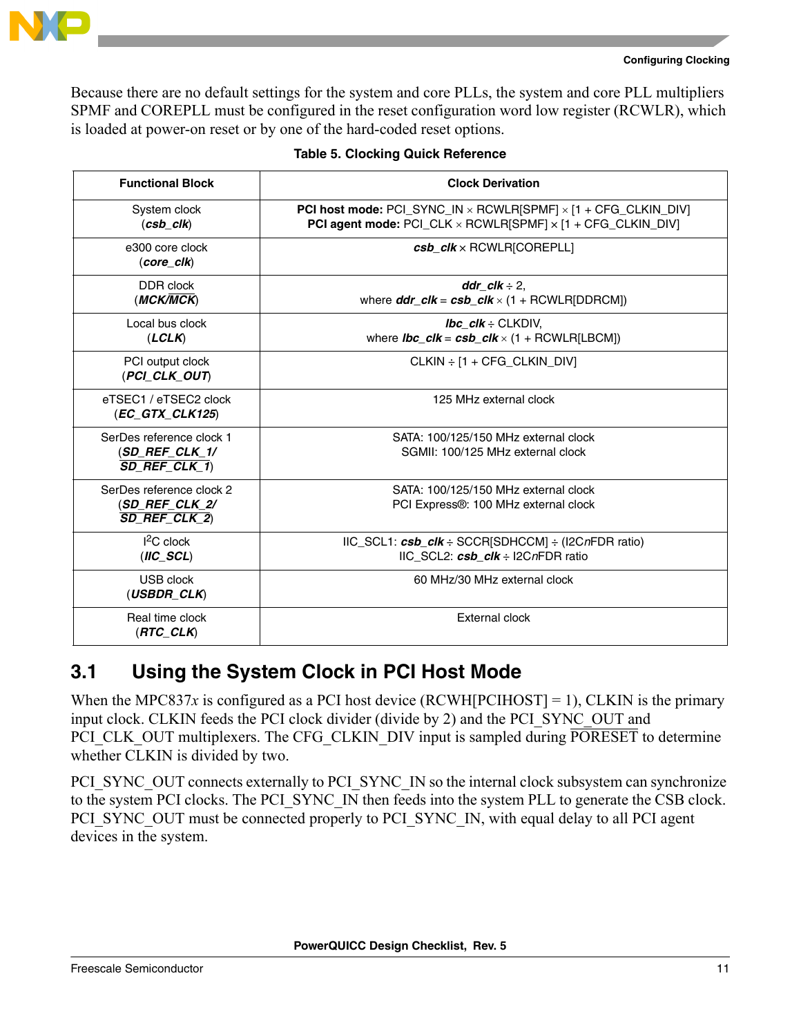Because there are no default settings for the system and core PLLs, the system and core PLL multipliers SPMF and COREPLL must be configured in the reset configuration word low register (RCWLR), which is loaded at power-on reset or by one of the hard-coded reset options.

**Table 5. Clocking Quick Reference**

| Functional Block | Clock Derivation |
|---|---|
| System clock (***csb_clk***) | **PCI host mode:** PCI_SYNC_IN × RCWLR[SPMF] × [1 + CFG_CLKIN_DIV]<br>**PCI agent mode:** PCI_CLK × RCWLR[SPMF] × [1 + CFG_CLKIN_DIV] |
| e300 core clock (***core_clk***) | ***csb_clk*** × RCWLR[COREPLL] |
| DDR clock (***MCK/MCK***) | ***ddr_clk*** ÷ 2,<br>where ***ddr_clk*** = ***csb_clk*** × (1 + RCWLR[DDRCM]) |
| Local bus clock (***LCLK***) | ***lbc_clk*** ÷ CLKDIV,<br>where ***lbc_clk*** = ***csb_clk*** × (1 + RCWLR[LBCM]) |
| PCI output clock (***PCI_CLK_OUT***) | CLKIN ÷ [1 + CFG_CLKIN_DIV] |
| eTSEC1 / eTSEC2 clock (***EC_GTX_CLK125***) | 125 MHz external clock |
| SerDes reference clock 1 (***SD_REF_CLK_1/ SD_REF_CLK_1***) | SATA: 100/125/150 MHz external clock<br>SGMII: 100/125 MHz external clock |
| SerDes reference clock 2 (***SD_REF_CLK_2/ SD_REF_CLK_2***) | SATA: 100/125/150 MHz external clock<br>PCI Express®: 100 MHz external clock |
| I²C clock (***IIC_SCL***) | IIC_SCL1: ***csb_clk*** ÷ SCCR[SDHCCM] ÷ (I2C*n*FDR ratio)<br>IIC_SCL2: ***csb_clk*** ÷ I2C*n*FDR ratio |
| USB clock (***USBDR_CLK***) | 60 MHz/30 MHz external clock |
| Real time clock (***RTC_CLK***) | External clock |

## 3.1 Using the System Clock in PCI Host Mode

When the MPC837*x* is configured as a PCI host device (RCWH[PCIHOST] = 1), CLKIN is the primary input clock. CLKIN feeds the PCI clock divider (divide by 2) and the PCI_SYNC_OUT and PCI_CLK_OUT multiplexers. The CFG_CLKIN_DIV input is sampled during $\overline{\text{PORESET}}$ to determine whether CLKIN is divided by two.

PCI_SYNC_OUT connects externally to PCI_SYNC_IN so the internal clock subsystem can synchronize to the system PCI clocks. The PCI_SYNC_IN then feeds into the system PLL to generate the CSB clock. PCI_SYNC_OUT must be connected properly to PCI_SYNC_IN, with equal delay to all PCI agent devices in the system.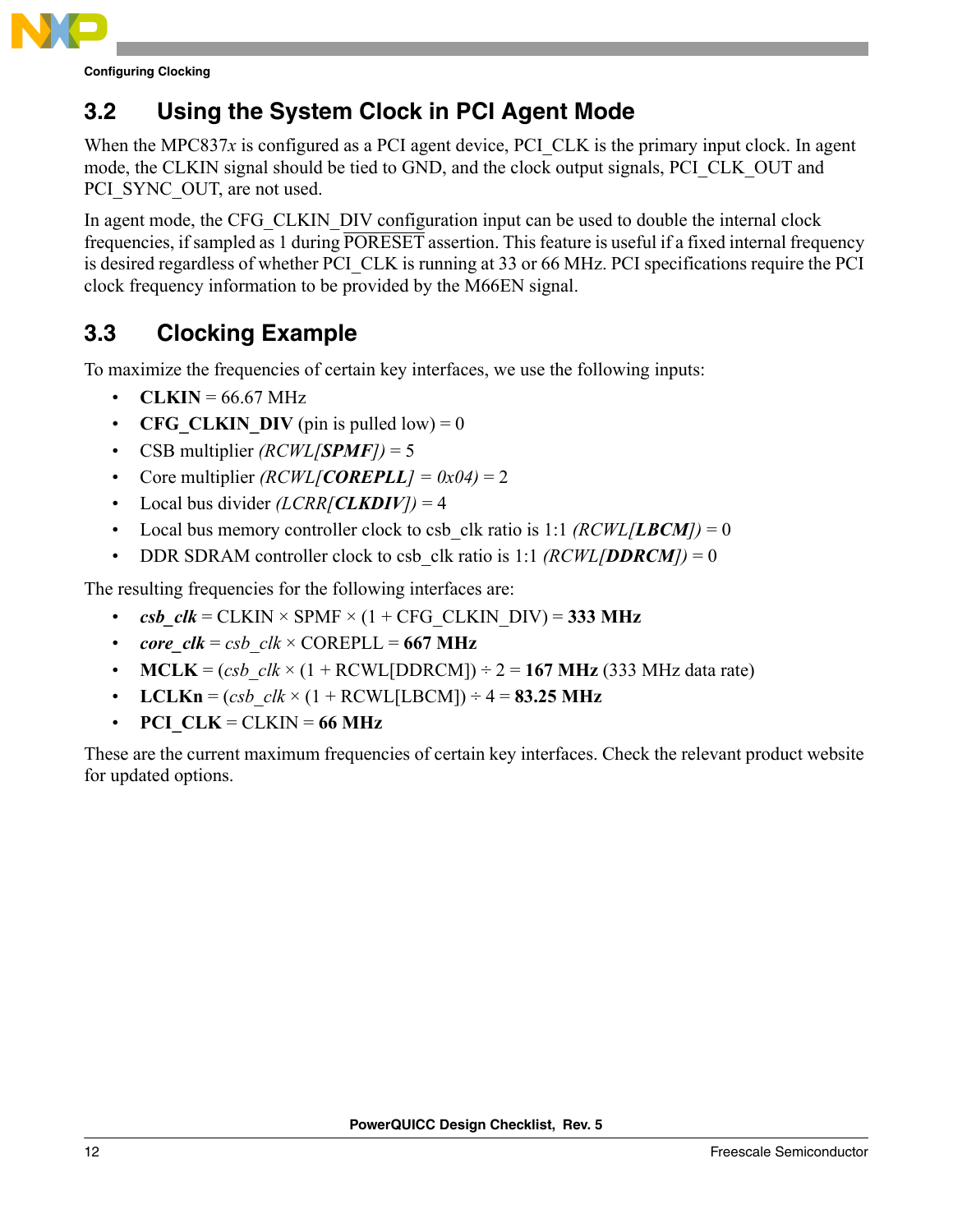## 3.2 Using the System Clock in PCI Agent Mode

When the MPC837*x* is configured as a PCI agent device, PCI_CLK is the primary input clock. In agent mode, the CLKIN signal should be tied to GND, and the clock output signals, PCI_CLK_OUT and PCI_SYNC_OUT, are not used.

In agent mode, the CFG_CLKIN_DIV configuration input can be used to double the internal clock frequencies, if sampled as 1 during $\overline{\text{PORESET}}$ assertion. This feature is useful if a fixed internal frequency is desired regardless of whether PCI_CLK is running at 33 or 66 MHz. PCI specifications require the PCI clock frequency information to be provided by the M66EN signal.

## 3.3 Clocking Example

To maximize the frequencies of certain key interfaces, we use the following inputs:

- **CLKIN** = 66.67 MHz
- **CFG_CLKIN_DIV** (pin is pulled low) = 0
- CSB multiplier *(RCWL[**SPMF**])* = 5
- Core multiplier *(RCWL[**COREPLL**] = 0x04)* = 2
- Local bus divider *(LCRR[**CLKDIV**])* = 4
- Local bus memory controller clock to csb_clk ratio is 1:1 *(RCWL[**LBCM**])* = 0
- DDR SDRAM controller clock to csb_clk ratio is 1:1 *(RCWL[**DDRCM**])* = 0

The resulting frequencies for the following interfaces are:

- ***csb_clk*** = CLKIN × SPMF × (1 + CFG_CLKIN_DIV) = **333 MHz**
- ***core_clk*** = *csb_clk* × COREPLL = **667 MHz**
- **MCLK** = (*csb_clk* × (1 + RCWL[DDRCM]) ÷ 2 = **167 MHz** (333 MHz data rate)
- **LCLKn** = (*csb_clk* × (1 + RCWL[LBCM]) ÷ 4 = **83.25 MHz**
- **PCI_CLK** = CLKIN = **66 MHz**

These are the current maximum frequencies of certain key interfaces. Check the relevant product website for updated options.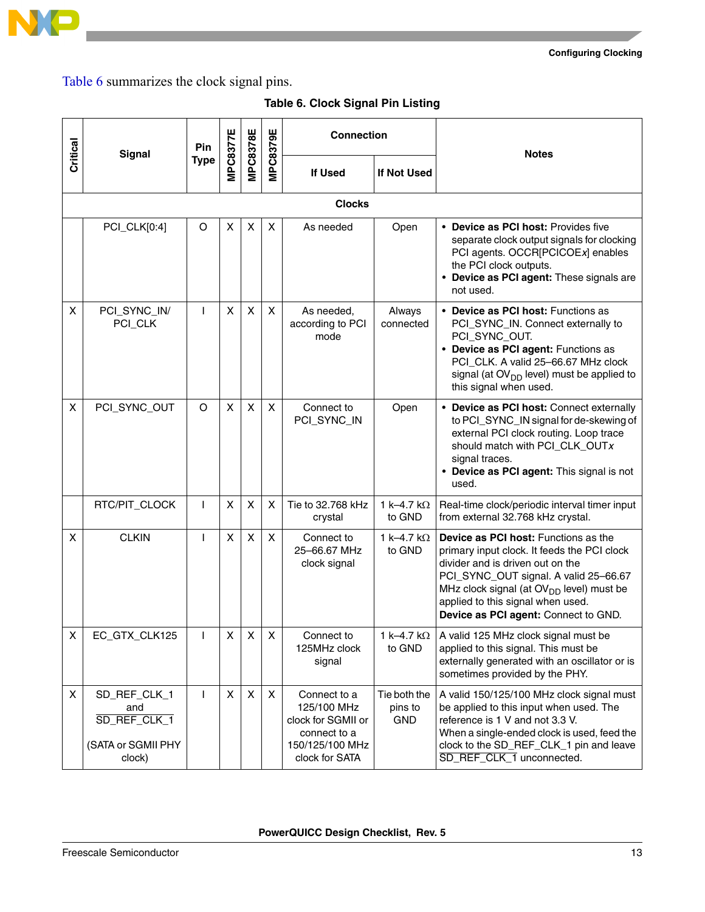Table 6 summarizes the clock signal pins.

**Table 6. Clock Signal Pin Listing**

| Critical | Signal | Pin Type | MPC8377E | MPC8378E | MPC8379E | Connection | | Notes |
|---|---|---|---|---|---|---|---|---|
| | | | | | | If Used | If Not Used | |
| **Clocks** | | | | | | | | |
| | PCI_CLK[0:4] | O | X | X | X | As needed | Open | • **Device as PCI host:** Provides five separate clock output signals for clocking PCI agents. OCCR[PCICOE*x*] enables the PCI clock outputs. • **Device as PCI agent:** These signals are not used. |
| X | PCI_SYNC_IN/ PCI_CLK | I | X | X | X | As needed, according to PCI mode | Always connected | • **Device as PCI host:** Functions as PCI_SYNC_IN. Connect externally to PCI_SYNC_OUT. • **Device as PCI agent:** Functions as PCI_CLK. A valid 25–66.67 MHz clock signal (at $OV_{DD}$ level) must be applied to this signal when used. |
| X | PCI_SYNC_OUT | O | X | X | X | Connect to PCI_SYNC_IN | Open | • **Device as PCI host:** Connect externally to PCI_SYNC_IN signal for de-skewing of external PCI clock routing. Loop trace should match with PCI_CLK_OUT*x* signal traces. • **Device as PCI agent:** This signal is not used. |
| | RTC/PIT_CLOCK | I | X | X | X | Tie to 32.768 kHz crystal | 1 k–4.7 kΩ to GND | Real-time clock/periodic interval timer input from external 32.768 kHz crystal. |
| X | CLKIN | I | X | X | X | Connect to 25–66.67 MHz clock signal | 1 k–4.7 kΩ to GND | **Device as PCI host:** Functions as the primary input clock. It feeds the PCI clock divider and is driven out on the PCI_SYNC_OUT signal. A valid 25–66.67 MHz clock signal (at $OV_{DD}$ level) must be applied to this signal when used. **Device as PCI agent:** Connect to GND. |
| X | EC_GTX_CLK125 | I | X | X | X | Connect to 125MHz clock signal | 1 k–4.7 kΩ to GND | A valid 125 MHz clock signal must be applied to this signal. This must be externally generated with an oscillator or is sometimes provided by the PHY. |
| X | SD_REF_CLK_1 and $\overline{\text{SD\_REF\_CLK\_1}}$ (SATA or SGMII PHY clock) | I | X | X | X | Connect to a 125/100 MHz clock for SGMII or connect to a 150/125/100 MHz clock for SATA | Tie both the pins to GND | A valid 150/125/100 MHz clock signal must be applied to this input when used. The reference is 1 V and not 3.3 V. When a single-ended clock is used, feed the clock to the SD_REF_CLK_1 pin and leave $\overline{\text{SD\_REF\_CLK\_1}}$ unconnected. |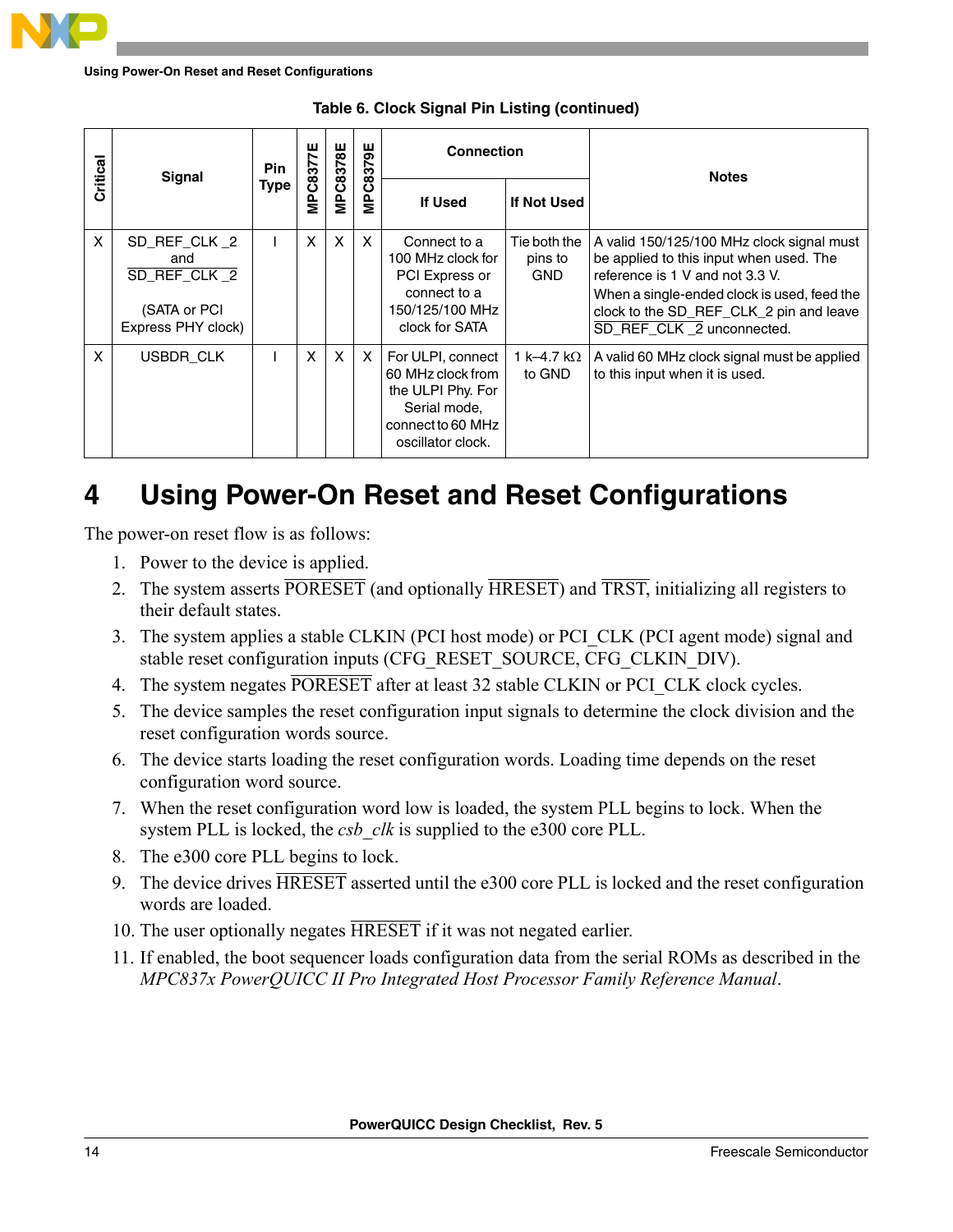**Table 6. Clock Signal Pin Listing (continued)**

| Critical | Signal | Pin Type | MPC8377E | MPC8378E | MPC8379E | Connection | | Notes |
|---|---|---|---|---|---|---|---|---|
| | | | | | | If Used | If Not Used | |
| X | SD_REF_CLK_2 and $\overline{\text{SD\_REF\_CLK\_2}}$ (SATA or PCI Express PHY clock) | I | X | X | X | Connect to a 100 MHz clock for PCI Express or connect to a 150/125/100 MHz clock for SATA | Tie both the pins to GND | A valid 150/125/100 MHz clock signal must be applied to this input when used. The reference is 1 V and not 3.3 V. When a single-ended clock is used, feed the clock to the SD_REF_CLK_2 pin and leave $\overline{\text{SD\_REF\_CLK\_2}}$ unconnected. |
| X | USBDR_CLK | I | X | X | X | For ULPI, connect 60 MHz clock from the ULPI Phy. For Serial mode, connect to 60 MHz oscillator clock. | 1 k–4.7 kΩ to GND | A valid 60 MHz clock signal must be applied to this input when it is used. |

# 4 Using Power-On Reset and Reset Configurations

The power-on reset flow is as follows:

1. Power to the device is applied.
2. The system asserts $\overline{\text{PORESET}}$ (and optionally $\overline{\text{HRESET}}$) and $\overline{\text{TRST}}$, initializing all registers to their default states.
3. The system applies a stable CLKIN (PCI host mode) or PCI_CLK (PCI agent mode) signal and stable reset configuration inputs (CFG_RESET_SOURCE, CFG_CLKIN_DIV).
4. The system negates $\overline{\text{PORESET}}$ after at least 32 stable CLKIN or PCI_CLK clock cycles.
5. The device samples the reset configuration input signals to determine the clock division and the reset configuration words source.
6. The device starts loading the reset configuration words. Loading time depends on the reset configuration word source.
7. When the reset configuration word low is loaded, the system PLL begins to lock. When the system PLL is locked, the *csb_clk* is supplied to the e300 core PLL.
8. The e300 core PLL begins to lock.
9. The device drives $\overline{\text{HRESET}}$ asserted until the e300 core PLL is locked and the reset configuration words are loaded.
10. The user optionally negates $\overline{\text{HRESET}}$ if it was not negated earlier.
11. If enabled, the boot sequencer loads configuration data from the serial ROMs as described in the *MPC837x PowerQUICC II Pro Integrated Host Processor Family Reference Manual*.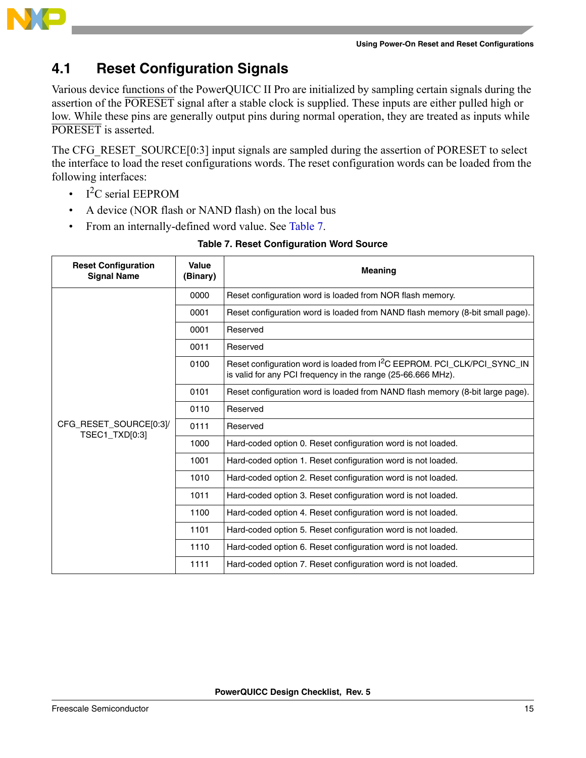## 4.1 Reset Configuration Signals

Various device functions of the PowerQUICC II Pro are initialized by sampling certain signals during the assertion of the $\overline{\text{PORESET}}$ signal after a stable clock is supplied. These inputs are either pulled high or low. While these pins are generally output pins during normal operation, they are treated as inputs while $\overline{\text{PORESET}}$ is asserted.

The CFG_RESET_SOURCE[0:3] input signals are sampled during the assertion of PORESET to select the interface to load the reset configurations words. The reset configuration words can be loaded from the following interfaces:

- I$^2$C serial EEPROM
- A device (NOR flash or NAND flash) on the local bus
- From an internally-defined word value. See Table 7.

**Table 7. Reset Configuration Word Source**

| Reset Configuration Signal Name | Value (Binary) | Meaning |
|---|---|---|
| CFG_RESET_SOURCE[0:3]/ TSEC1_TXD[0:3] | 0000 | Reset configuration word is loaded from NOR flash memory. |
| | 0001 | Reset configuration word is loaded from NAND flash memory (8-bit small page). |
| | 0001 | Reserved |
| | 0011 | Reserved |
| | 0100 | Reset configuration word is loaded from I$^2$C EEPROM. PCI_CLK/PCI_SYNC_IN is valid for any PCI frequency in the range (25-66.666 MHz). |
| | 0101 | Reset configuration word is loaded from NAND flash memory (8-bit large page). |
| | 0110 | Reserved |
| | 0111 | Reserved |
| | 1000 | Hard-coded option 0. Reset configuration word is not loaded. |
| | 1001 | Hard-coded option 1. Reset configuration word is not loaded. |
| | 1010 | Hard-coded option 2. Reset configuration word is not loaded. |
| | 1011 | Hard-coded option 3. Reset configuration word is not loaded. |
| | 1100 | Hard-coded option 4. Reset configuration word is not loaded. |
| | 1101 | Hard-coded option 5. Reset configuration word is not loaded. |
| | 1110 | Hard-coded option 6. Reset configuration word is not loaded. |
| | 1111 | Hard-coded option 7. Reset configuration word is not loaded. |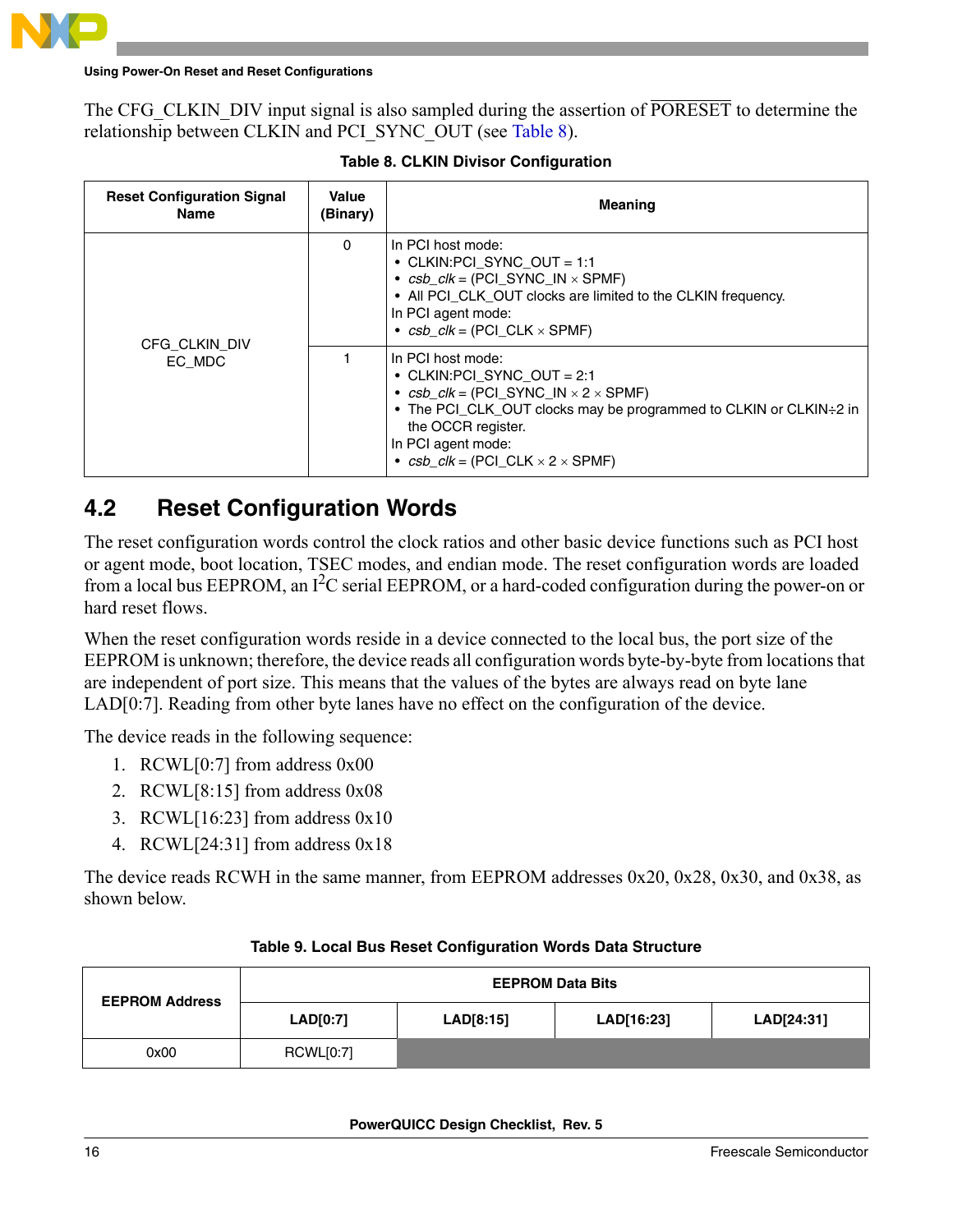The CFG_CLKIN_DIV input signal is also sampled during the assertion of $\overline{\text{PORESET}}$ to determine the relationship between CLKIN and PCI_SYNC_OUT (see Table 8).

**Table 8. CLKIN Divisor Configuration**

| Reset Configuration Signal Name | Value (Binary) | Meaning |
|---|---|---|
| CFG_CLKIN_DIV EC_MDC | 0 | In PCI host mode:<br>• CLKIN:PCI_SYNC_OUT = 1:1<br>• *csb_clk* = (PCI_SYNC_IN × SPMF)<br>• All PCI_CLK_OUT clocks are limited to the CLKIN frequency.<br>In PCI agent mode:<br>• *csb_clk* = (PCI_CLK × SPMF) |
| | 1 | In PCI host mode:<br>• CLKIN:PCI_SYNC_OUT = 2:1<br>• *csb_clk* = (PCI_SYNC_IN × 2 × SPMF)<br>• The PCI_CLK_OUT clocks may be programmed to CLKIN or CLKIN÷2 in the OCCR register.<br>In PCI agent mode:<br>• *csb_clk* = (PCI_CLK × 2 × SPMF) |

## 4.2 Reset Configuration Words

The reset configuration words control the clock ratios and other basic device functions such as PCI host or agent mode, boot location, TSEC modes, and endian mode. The reset configuration words are loaded from a local bus EEPROM, an $I^2C$ serial EEPROM, or a hard-coded configuration during the power-on or hard reset flows.

When the reset configuration words reside in a device connected to the local bus, the port size of the EEPROM is unknown; therefore, the device reads all configuration words byte-by-byte from locations that are independent of port size. This means that the values of the bytes are always read on byte lane LAD[0:7]. Reading from other byte lanes have no effect on the configuration of the device.

The device reads in the following sequence:

1. RCWL[0:7] from address 0x00
2. RCWL[8:15] from address 0x08
3. RCWL[16:23] from address 0x10
4. RCWL[24:31] from address 0x18

The device reads RCWH in the same manner, from EEPROM addresses 0x20, 0x28, 0x30, and 0x38, as shown below.

**Table 9. Local Bus Reset Configuration Words Data Structure**

| EEPROM Address | EEPROM Data Bits | | | |
|---|---|---|---|---|
| | LAD[0:7] | LAD[8:15] | LAD[16:23] | LAD[24:31] |
| 0x00 | RCWL[0:7] | | | |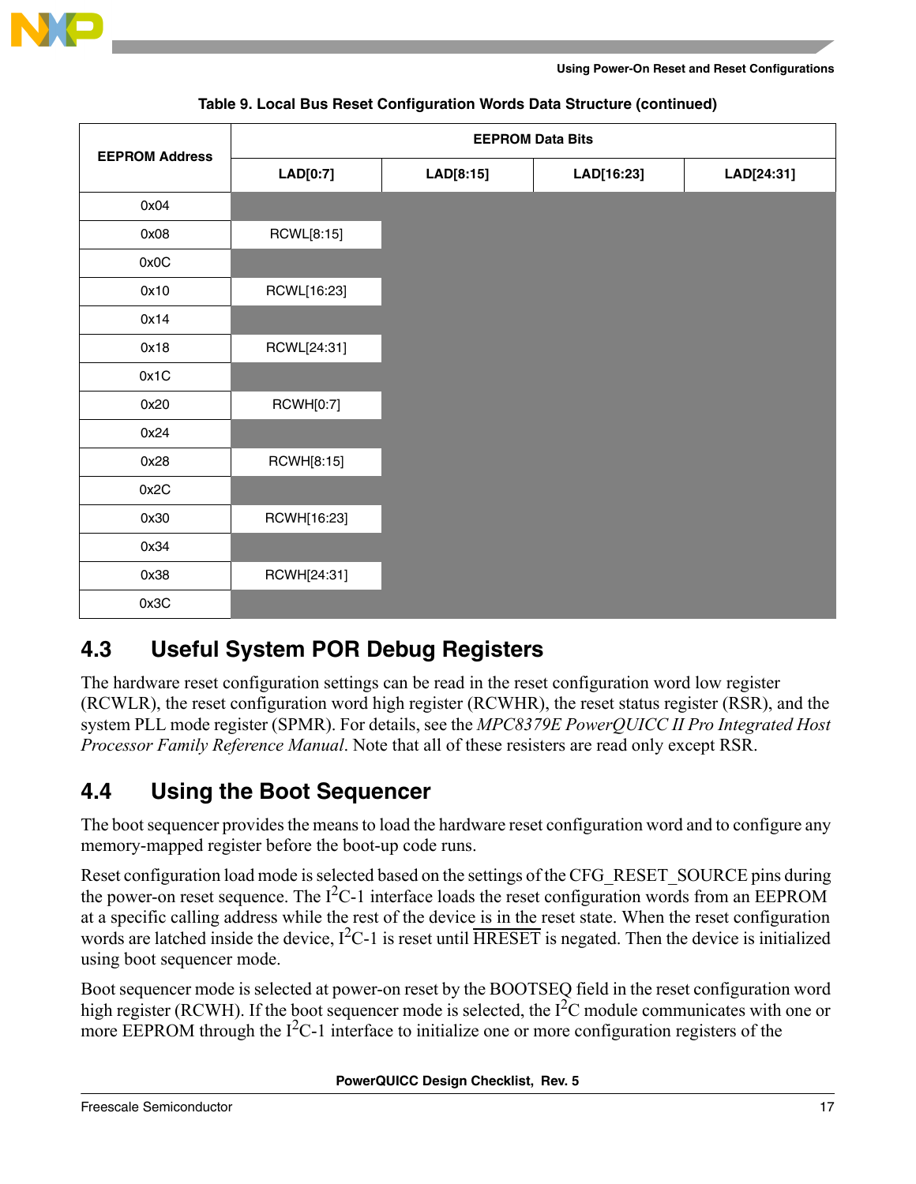**Table 9. Local Bus Reset Configuration Words Data Structure (continued)**

| EEPROM Address | EEPROM Data Bits | | | |
|---|---|---|---|---|
| | LAD[0:7] | LAD[8:15] | LAD[16:23] | LAD[24:31] |
| 0x04 | | | | |
| 0x08 | RCWL[8:15] | | | |
| 0x0C | | | | |
| 0x10 | RCWL[16:23] | | | |
| 0x14 | | | | |
| 0x18 | RCWL[24:31] | | | |
| 0x1C | | | | |
| 0x20 | RCWH[0:7] | | | |
| 0x24 | | | | |
| 0x28 | RCWH[8:15] | | | |
| 0x2C | | | | |
| 0x30 | RCWH[16:23] | | | |
| 0x34 | | | | |
| 0x38 | RCWH[24:31] | | | |
| 0x3C | | | | |

## 4.3 Useful System POR Debug Registers

The hardware reset configuration settings can be read in the reset configuration word low register (RCWLR), the reset configuration word high register (RCWHR), the reset status register (RSR), and the system PLL mode register (SPMR). For details, see the *MPC8379E PowerQUICC II Pro Integrated Host Processor Family Reference Manual*. Note that all of these resisters are read only except RSR.

## 4.4 Using the Boot Sequencer

The boot sequencer provides the means to load the hardware reset configuration word and to configure any memory-mapped register before the boot-up code runs.

Reset configuration load mode is selected based on the settings of the CFG_RESET_SOURCE pins during the power-on reset sequence. The $I^2C$-1 interface loads the reset configuration words from an EEPROM at a specific calling address while the rest of the device is in the reset state. When the reset configuration words are latched inside the device, $I^2C$-1 is reset until $\overline{\text{HRESET}}$ is negated. Then the device is initialized using boot sequencer mode.

Boot sequencer mode is selected at power-on reset by the BOOTSEQ field in the reset configuration word high register (RCWH). If the boot sequencer mode is selected, the $I^2C$ module communicates with one or more EEPROM through the $I^2C$-1 interface to initialize one or more configuration registers of the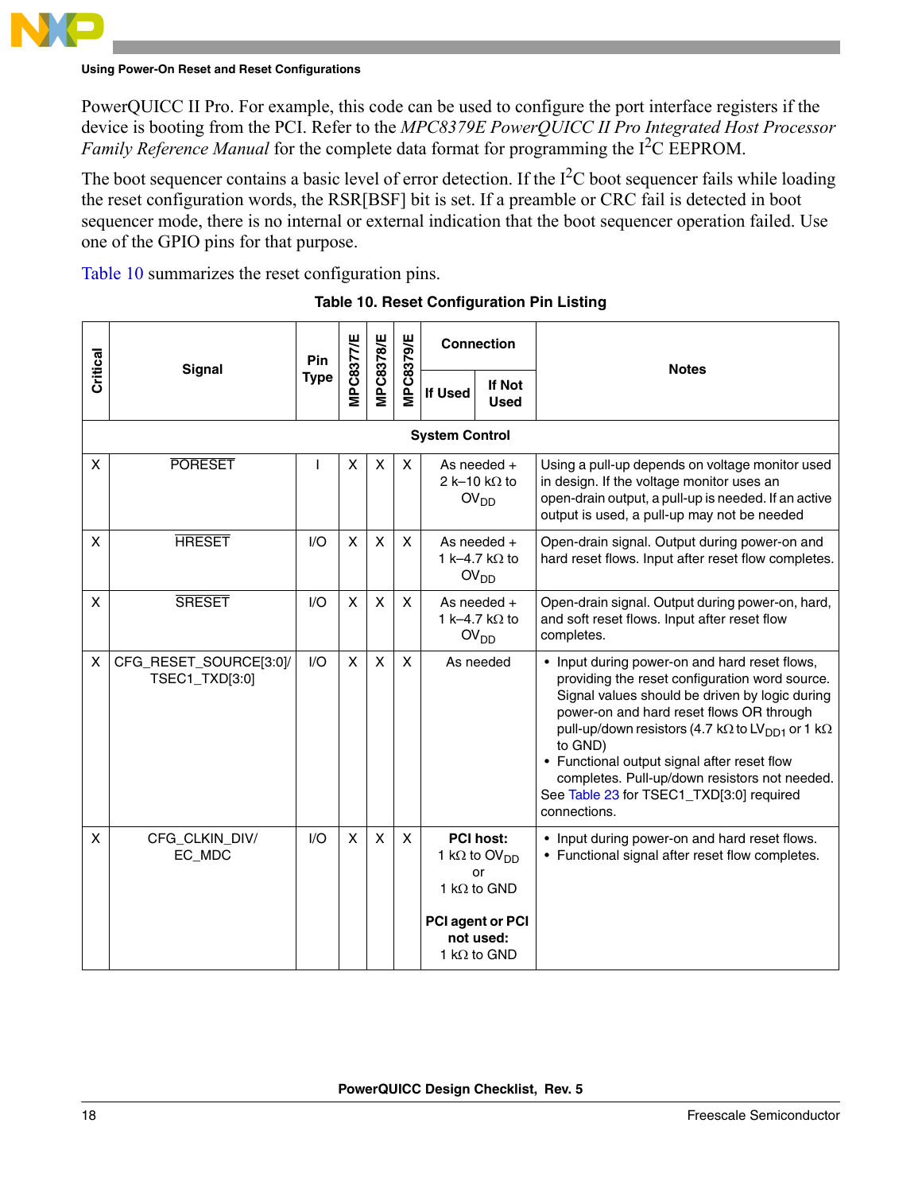PowerQUICC II Pro. For example, this code can be used to configure the port interface registers if the device is booting from the PCI. Refer to the *MPC8379E PowerQUICC II Pro Integrated Host Processor Family Reference Manual* for the complete data format for programming the I$^2$C EEPROM.

The boot sequencer contains a basic level of error detection. If the I$^2$C boot sequencer fails while loading the reset configuration words, the RSR[BSF] bit is set. If a preamble or CRC fail is detected in boot sequencer mode, there is no internal or external indication that the boot sequencer operation failed. Use one of the GPIO pins for that purpose.

Table 10 summarizes the reset configuration pins.

**Table 10. Reset Configuration Pin Listing**

| Critical | Signal | Pin Type | MPC8377/E | MPC8378/E | MPC8379/E | Connection | | Notes |
|---|---|---|---|---|---|---|---|---|
| | | | | | | If Used | If Not Used | |
| **System Control** | | | | | | | | |
| X | $\overline{PORESET}$ | I | X | X | X | As needed + 2 k–10 kΩ to $OV_{DD}$ | | Using a pull-up depends on voltage monitor used in design. If the voltage monitor uses an open-drain output, a pull-up is needed. If an active output is used, a pull-up may not be needed |
| X | $\overline{HRESET}$ | I/O | X | X | X | As needed + 1 k–4.7 kΩ to $OV_{DD}$ | | Open-drain signal. Output during power-on and hard reset flows. Input after reset flow completes. |
| X | $\overline{SRESET}$ | I/O | X | X | X | As needed + 1 k–4.7 kΩ to $OV_{DD}$ | | Open-drain signal. Output during power-on, hard, and soft reset flows. Input after reset flow completes. |
| X | CFG_RESET_SOURCE[3:0]/ TSEC1_TXD[3:0] | I/O | X | X | X | As needed | | • Input during power-on and hard reset flows, providing the reset configuration word source. Signal values should be driven by logic during power-on and hard reset flows OR through pull-up/down resistors (4.7 kΩ to $LV_{DD1}$ or 1 kΩ to GND)<br>• Functional output signal after reset flow completes. Pull-up/down resistors not needed.<br>See Table 23 for TSEC1_TXD[3:0] required connections. |
| X | CFG_CLKIN_DIV/ EC_MDC | I/O | X | X | X | **PCI host:** 1 kΩ to $OV_{DD}$ or 1 kΩ to GND<br><br>**PCI agent or PCI not used:** 1 kΩ to GND | | • Input during power-on and hard reset flows.<br>• Functional signal after reset flow completes. |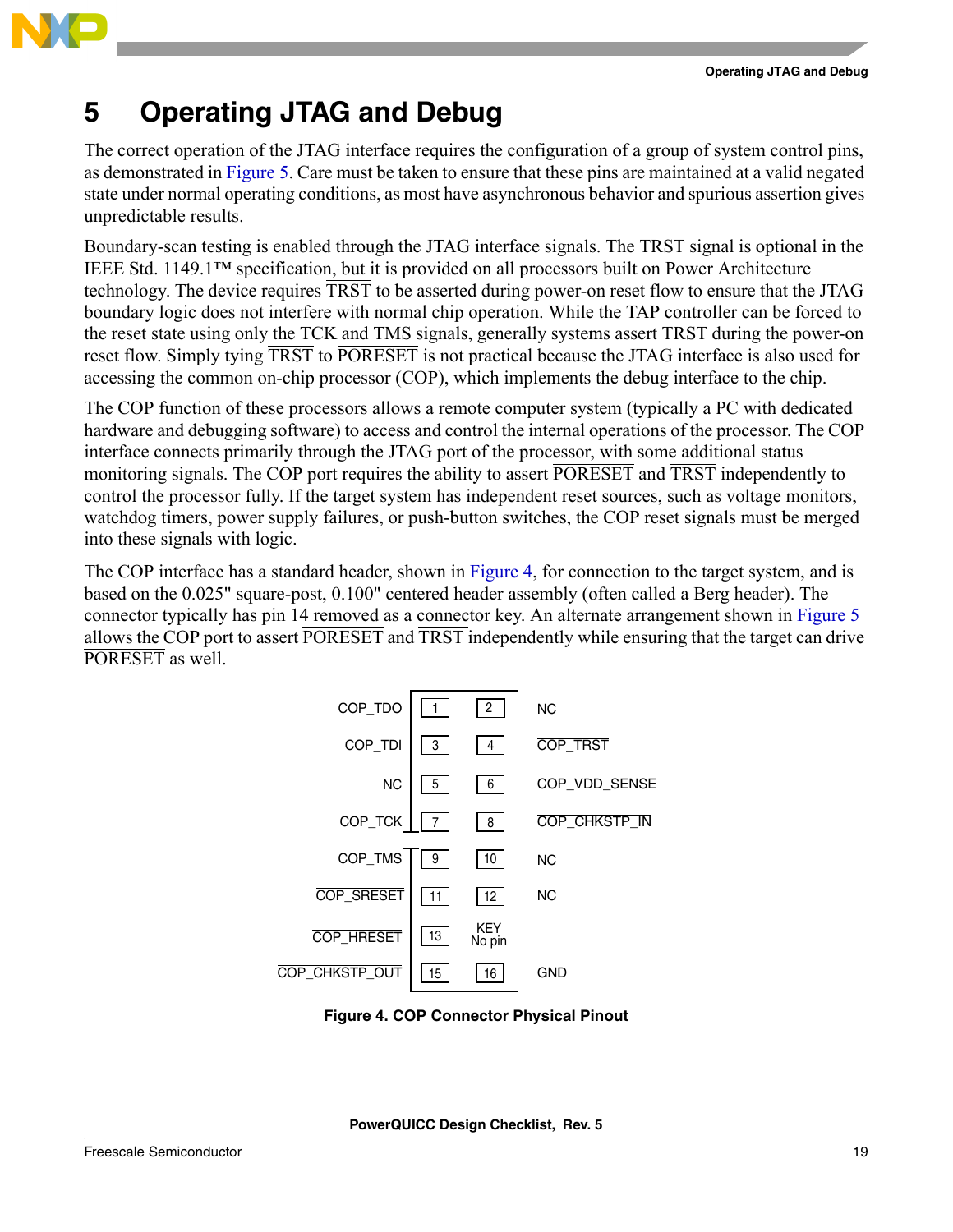# 5 Operating JTAG and Debug

The correct operation of the JTAG interface requires the configuration of a group of system control pins, as demonstrated in Figure 5. Care must be taken to ensure that these pins are maintained at a valid negated state under normal operating conditions, as most have asynchronous behavior and spurious assertion gives unpredictable results.

Boundary-scan testing is enabled through the JTAG interface signals. The $\overline{\text{TRST}}$ signal is optional in the IEEE Std. 1149.1™ specification, but it is provided on all processors built on Power Architecture technology. The device requires $\overline{\text{TRST}}$ to be asserted during power-on reset flow to ensure that the JTAG boundary logic does not interfere with normal chip operation. While the TAP controller can be forced to the reset state using only the TCK and TMS signals, generally systems assert $\overline{\text{TRST}}$ during the power-on reset flow. Simply tying $\overline{\text{TRST}}$ to $\overline{\text{PORESET}}$ is not practical because the JTAG interface is also used for accessing the common on-chip processor (COP), which implements the debug interface to the chip.

The COP function of these processors allows a remote computer system (typically a PC with dedicated hardware and debugging software) to access and control the internal operations of the processor. The COP interface connects primarily through the JTAG port of the processor, with some additional status monitoring signals. The COP port requires the ability to assert $\overline{\text{PORESET}}$ and $\overline{\text{TRST}}$ independently to control the processor fully. If the target system has independent reset sources, such as voltage monitors, watchdog timers, power supply failures, or push-button switches, the COP reset signals must be merged into these signals with logic.

The COP interface has a standard header, shown in Figure 4, for connection to the target system, and is based on the 0.025" square-post, 0.100" centered header assembly (often called a Berg header). The connector typically has pin 14 removed as a connector key. An alternate arrangement shown in Figure 5 allows the COP port to assert $\overline{\text{PORESET}}$ and $\overline{\text{TRST}}$ independently while ensuring that the target can drive $\overline{\text{PORESET}}$ as well.

| Signal | Pin | Pin | Signal |
|---|---|---|---|
| COP_TDO | 1 | 2 | NC |
| COP_TDI | 3 | 4 | $\overline{\text{COP\_TRST}}$ |
| NC | 5 | 6 | COP_VDD_SENSE |
| COP_TCK | 7 | 8 | $\overline{\text{COP\_CHKSTP\_IN}}$ |
| COP_TMS | 9 | 10 | NC |
| $\overline{\text{COP\_SRESET}}$ | 11 | 12 | NC |
| $\overline{\text{COP\_HRESET}}$ | 13 | KEY No pin | |
| $\overline{\text{COP\_CHKSTP\_OUT}}$ | 15 | 16 | GND |

**Figure 4. COP Connector Physical Pinout**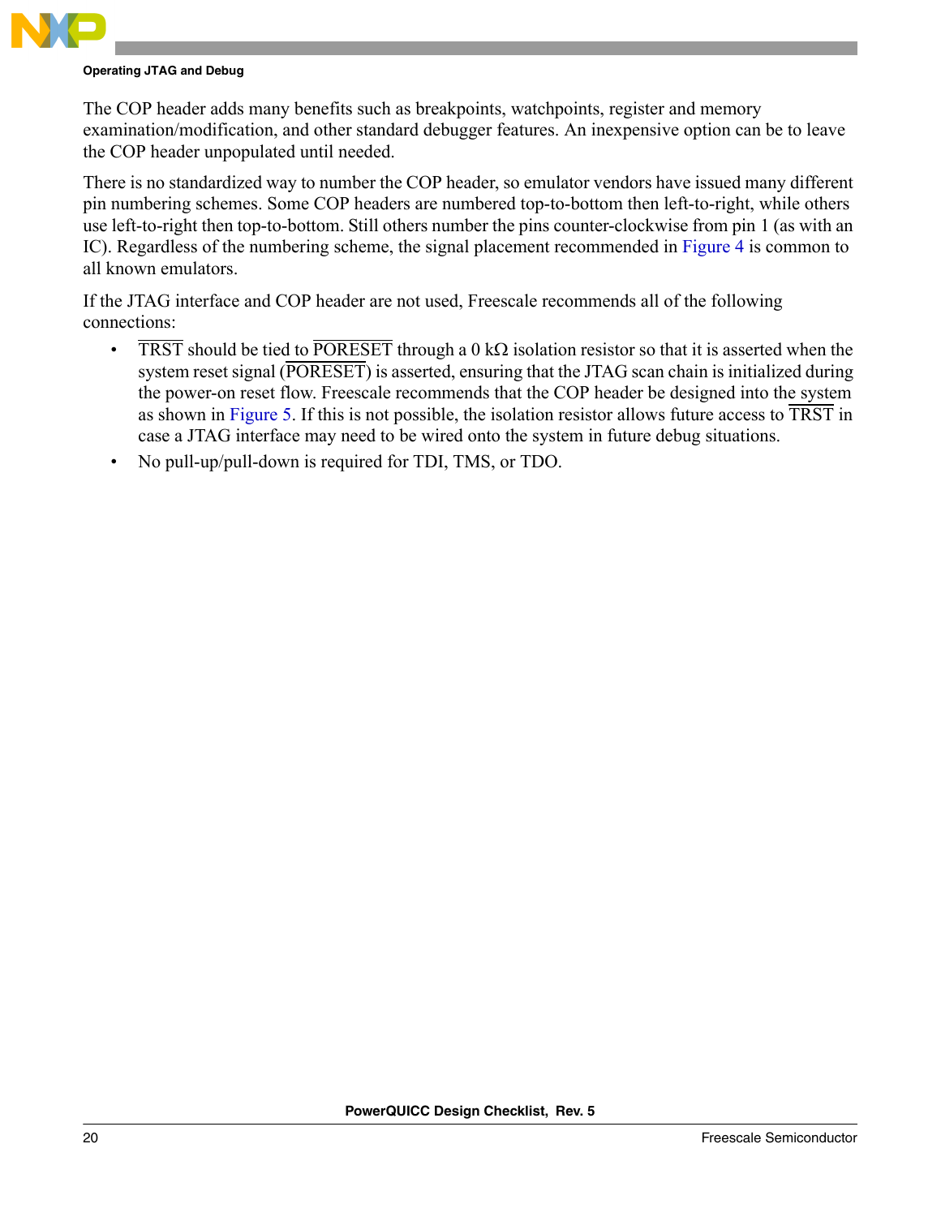The COP header adds many benefits such as breakpoints, watchpoints, register and memory examination/modification, and other standard debugger features. An inexpensive option can be to leave the COP header unpopulated until needed.

There is no standardized way to number the COP header, so emulator vendors have issued many different pin numbering schemes. Some COP headers are numbered top-to-bottom then left-to-right, while others use left-to-right then top-to-bottom. Still others number the pins counter-clockwise from pin 1 (as with an IC). Regardless of the numbering scheme, the signal placement recommended in Figure 4 is common to all known emulators.

If the JTAG interface and COP header are not used, Freescale recommends all of the following connections:

- $\overline{\text{TRST}}$ should be tied to $\overline{\text{PORESET}}$ through a 0 kΩ isolation resistor so that it is asserted when the system reset signal ($\overline{\text{PORESET}}$) is asserted, ensuring that the JTAG scan chain is initialized during the power-on reset flow. Freescale recommends that the COP header be designed into the system as shown in Figure 5. If this is not possible, the isolation resistor allows future access to $\overline{\text{TRST}}$ in case a JTAG interface may need to be wired onto the system in future debug situations.
- No pull-up/pull-down is required for TDI, TMS, or TDO.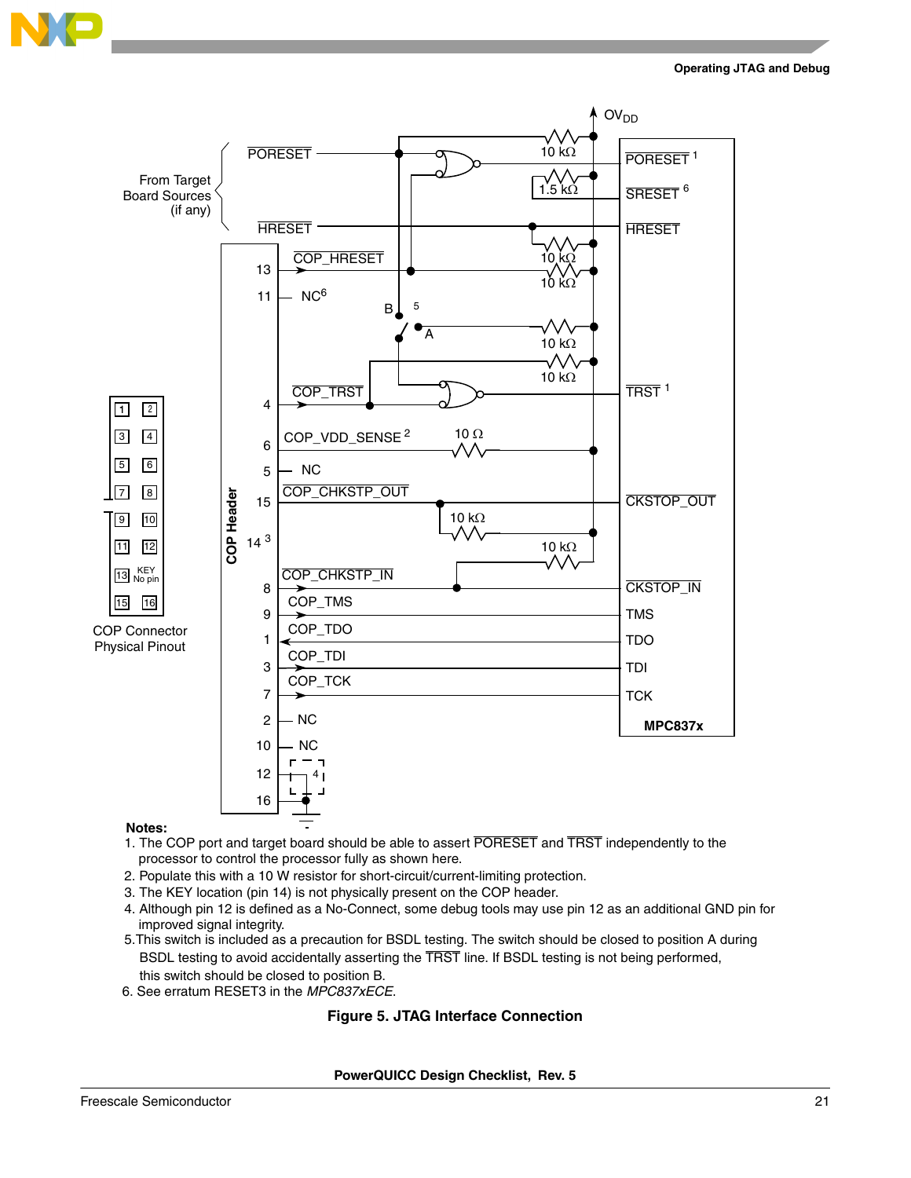Notes:

1. The COP port and target board should be able to assert $\overline{\text{PORESET}}$ and $\overline{\text{TRST}}$ independently to the processor to control the processor fully as shown here.
2. Populate this with a 10 W resistor for short-circuit/current-limiting protection.
3. The KEY location (pin 14) is not physically present on the COP header.
4. Although pin 12 is defined as a No-Connect, some debug tools may use pin 12 as an additional GND pin for improved signal integrity.
5. This switch is included as a precaution for BSDL testing. The switch should be closed to position A during BSDL testing to avoid accidentally asserting the $\overline{\text{TRST}}$ line. If BSDL testing is not being performed, this switch should be closed to position B.
6. See erratum RESET3 in the *MPC837xECE*.

**Figure 5. JTAG Interface Connection**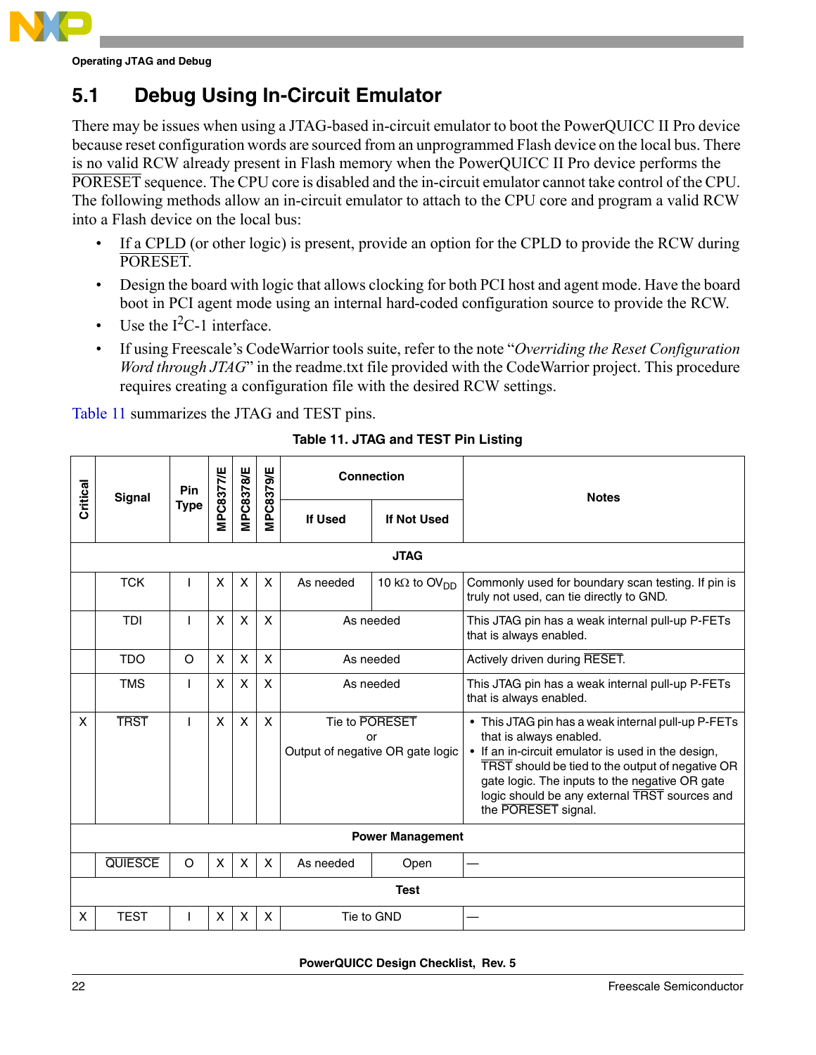## 5.1 Debug Using In-Circuit Emulator

There may be issues when using a JTAG-based in-circuit emulator to boot the PowerQUICC II Pro device because reset configuration words are sourced from an unprogrammed Flash device on the local bus. There is no valid RCW already present in Flash memory when the PowerQUICC II Pro device performs the PORESET sequence. The CPU core is disabled and the in-circuit emulator cannot take control of the CPU. The following methods allow an in-circuit emulator to attach to the CPU core and program a valid RCW into a Flash device on the local bus:

- If a CPLD (or other logic) is present, provide an option for the CPLD to provide the RCW during PORESET.
- Design the board with logic that allows clocking for both PCI host and agent mode. Have the board boot in PCI agent mode using an internal hard-coded configuration source to provide the RCW.
- Use the $I^2C$-1 interface.
- If using Freescale's CodeWarrior tools suite, refer to the note "*Overriding the Reset Configuration Word through JTAG*" in the readme.txt file provided with the CodeWarrior project. This procedure requires creating a configuration file with the desired RCW settings.

Table 11 summarizes the JTAG and TEST pins.

**Table 11. JTAG and TEST Pin Listing**

| Critical | Signal | Pin Type | MPC8377/E | MPC8378/E | MPC8379/E | Connection | | Notes |
|---|---|---|---|---|---|---|---|---|
| | | | | | | If Used | If Not Used | |
| **JTAG** | | | | | | | | |
| | TCK | I | X | X | X | As needed | 10 kΩ to $OV_{DD}$ | Commonly used for boundary scan testing. If pin is truly not used, can tie directly to GND. |
| | TDI | I | X | X | X | As needed | | This JTAG pin has a weak internal pull-up P-FETs that is always enabled. |
| | TDO | O | X | X | X | As needed | | Actively driven during RESET. |
| | TMS | I | X | X | X | As needed | | This JTAG pin has a weak internal pull-up P-FETs that is always enabled. |
| X | TRST | I | X | X | X | Tie to PORESET or Output of negative OR gate logic | | • This JTAG pin has a weak internal pull-up P-FETs that is always enabled. • If an in-circuit emulator is used in the design, TRST should be tied to the output of negative OR gate logic. The inputs to the negative OR gate logic should be any external TRST sources and the PORESET signal. |
| **Power Management** | | | | | | | | |
| | QUIESCE | O | X | X | X | As needed | Open | — |
| **Test** | | | | | | | | |
| X | TEST | I | X | X | X | Tie to GND | | — |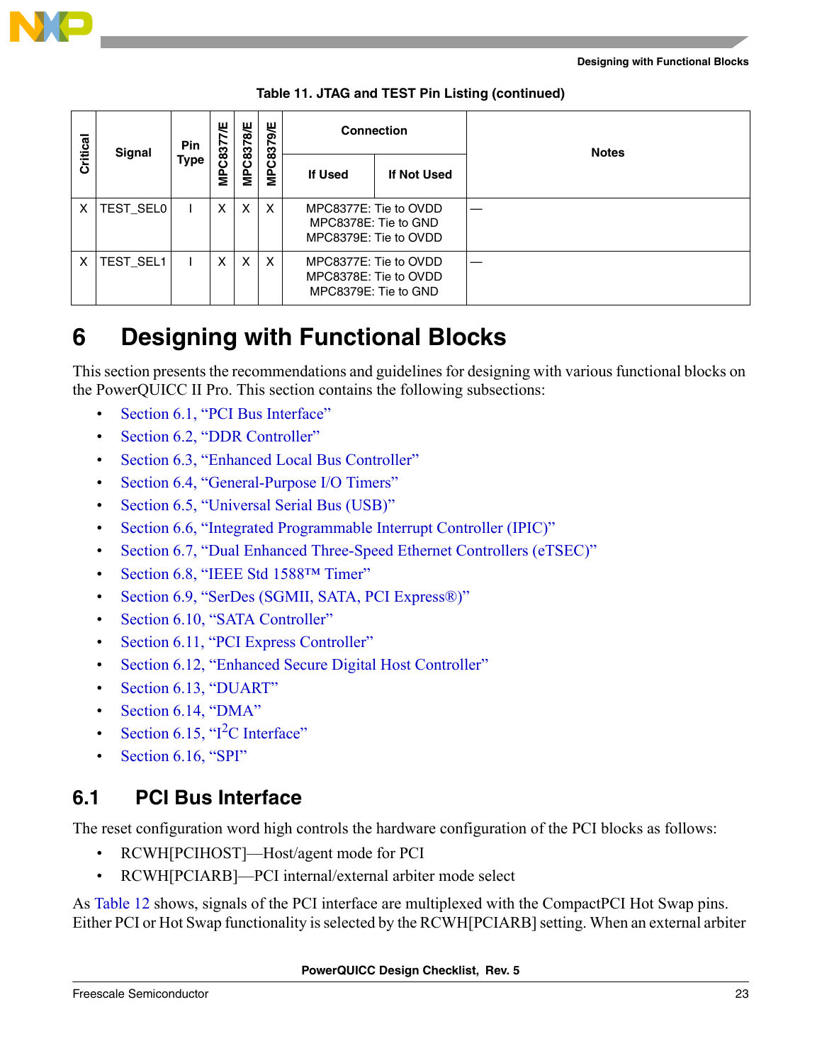**Table 11. JTAG and TEST Pin Listing (continued)**

| Critical | Signal | Pin Type | MPC8377/E | MPC8378/E | MPC8379/E | Connection | | Notes |
|---|---|---|---|---|---|---|---|---|
| | | | | | | If Used | If Not Used | |
| X | TEST_SEL0 | I | X | X | X | MPC8377E: Tie to OVDD<br>MPC8378E: Tie to GND<br>MPC8379E: Tie to OVDD | | — |
| X | TEST_SEL1 | I | X | X | X | MPC8377E: Tie to OVDD<br>MPC8378E: Tie to OVDD<br>MPC8379E: Tie to GND | | — |

# 6 Designing with Functional Blocks

This section presents the recommendations and guidelines for designing with various functional blocks on the PowerQUICC II Pro. This section contains the following subsections:

- Section 6.1, "PCI Bus Interface"
- Section 6.2, "DDR Controller"
- Section 6.3, "Enhanced Local Bus Controller"
- Section 6.4, "General-Purpose I/O Timers"
- Section 6.5, "Universal Serial Bus (USB)"
- Section 6.6, "Integrated Programmable Interrupt Controller (IPIC)"
- Section 6.7, "Dual Enhanced Three-Speed Ethernet Controllers (eTSEC)"
- Section 6.8, "IEEE Std 1588™ Timer"
- Section 6.9, "SerDes (SGMII, SATA, PCI Express®)"
- Section 6.10, "SATA Controller"
- Section 6.11, "PCI Express Controller"
- Section 6.12, "Enhanced Secure Digital Host Controller"
- Section 6.13, "DUART"
- Section 6.14, "DMA"
- Section 6.15, "I$^2$C Interface"
- Section 6.16, "SPI"

## 6.1 PCI Bus Interface

The reset configuration word high controls the hardware configuration of the PCI blocks as follows:

- RCWH[PCIHOST]—Host/agent mode for PCI
- RCWH[PCIARB]—PCI internal/external arbiter mode select

As Table 12 shows, signals of the PCI interface are multiplexed with the CompactPCI Hot Swap pins. Either PCI or Hot Swap functionality is selected by the RCWH[PCIARB] setting. When an external arbiter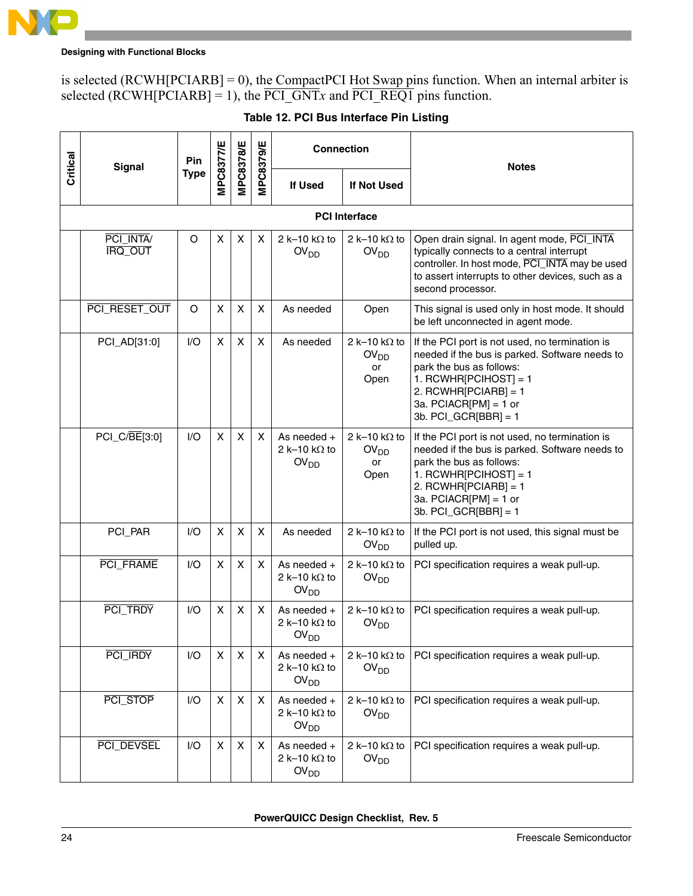is selected (RCWH[PCIARB] = 0), the CompactPCI Hot Swap pins function. When an internal arbiter is selected (RCWH[PCIARB] = 1), the PCI_GNTx and PCI_REQ1 pins function.

**Table 12. PCI Bus Interface Pin Listing**

| Critical | Signal | Pin Type | MPC8377/E | MPC8378/E | MPC8379/E | Connection | | Notes |
|---|---|---|---|---|---|---|---|---|
| | | | | | | If Used | If Not Used | |
| **PCI Interface** | | | | | | | | |
| | PCI_INTA/IRQ_OUT | O | X | X | X | 2 k–10 kΩ to $OV_{DD}$ | 2 k–10 kΩ to $OV_{DD}$ | Open drain signal. In agent mode, PCI_INTA typically connects to a central interrupt controller. In host mode, PCI_INTA may be used to assert interrupts to other devices, such as a second processor. |
| | PCI_RESET_OUT | O | X | X | X | As needed | Open | This signal is used only in host mode. It should be left unconnected in agent mode. |
| | PCI_AD[31:0] | I/O | X | X | X | As needed | 2 k–10 kΩ to $OV_{DD}$ or Open | If the PCI port is not used, no termination is needed if the bus is parked. Software needs to park the bus as follows:<br>1. RCWHR[PCIHOST] = 1<br>2. RCWHR[PCIARB] = 1<br>3a. PCIACR[PM] = 1 or<br>3b. PCI_GCR[BBR] = 1 |
| | PCI_C/BE[3:0] | I/O | X | X | X | As needed + 2 k–10 kΩ to $OV_{DD}$ | 2 k–10 kΩ to $OV_{DD}$ or Open | If the PCI port is not used, no termination is needed if the bus is parked. Software needs to park the bus as follows:<br>1. RCWHR[PCIHOST] = 1<br>2. RCWHR[PCIARB] = 1<br>3a. PCIACR[PM] = 1 or<br>3b. PCI_GCR[BBR] = 1 |
| | PCI_PAR | I/O | X | X | X | As needed | 2 k–10 kΩ to $OV_{DD}$ | If the PCI port is not used, this signal must be pulled up. |
| | PCI_FRAME | I/O | X | X | X | As needed + 2 k–10 kΩ to $OV_{DD}$ | 2 k–10 kΩ to $OV_{DD}$ | PCI specification requires a weak pull-up. |
| | PCI_TRDY | I/O | X | X | X | As needed + 2 k–10 kΩ to $OV_{DD}$ | 2 k–10 kΩ to $OV_{DD}$ | PCI specification requires a weak pull-up. |
| | PCI_IRDY | I/O | X | X | X | As needed + 2 k–10 kΩ to $OV_{DD}$ | 2 k–10 kΩ to $OV_{DD}$ | PCI specification requires a weak pull-up. |
| | PCI_STOP | I/O | X | X | X | As needed + 2 k–10 kΩ to $OV_{DD}$ | 2 k–10 kΩ to $OV_{DD}$ | PCI specification requires a weak pull-up. |
| | PCI_DEVSEL | I/O | X | X | X | As needed + 2 k–10 kΩ to $OV_{DD}$ | 2 k–10 kΩ to $OV_{DD}$ | PCI specification requires a weak pull-up. |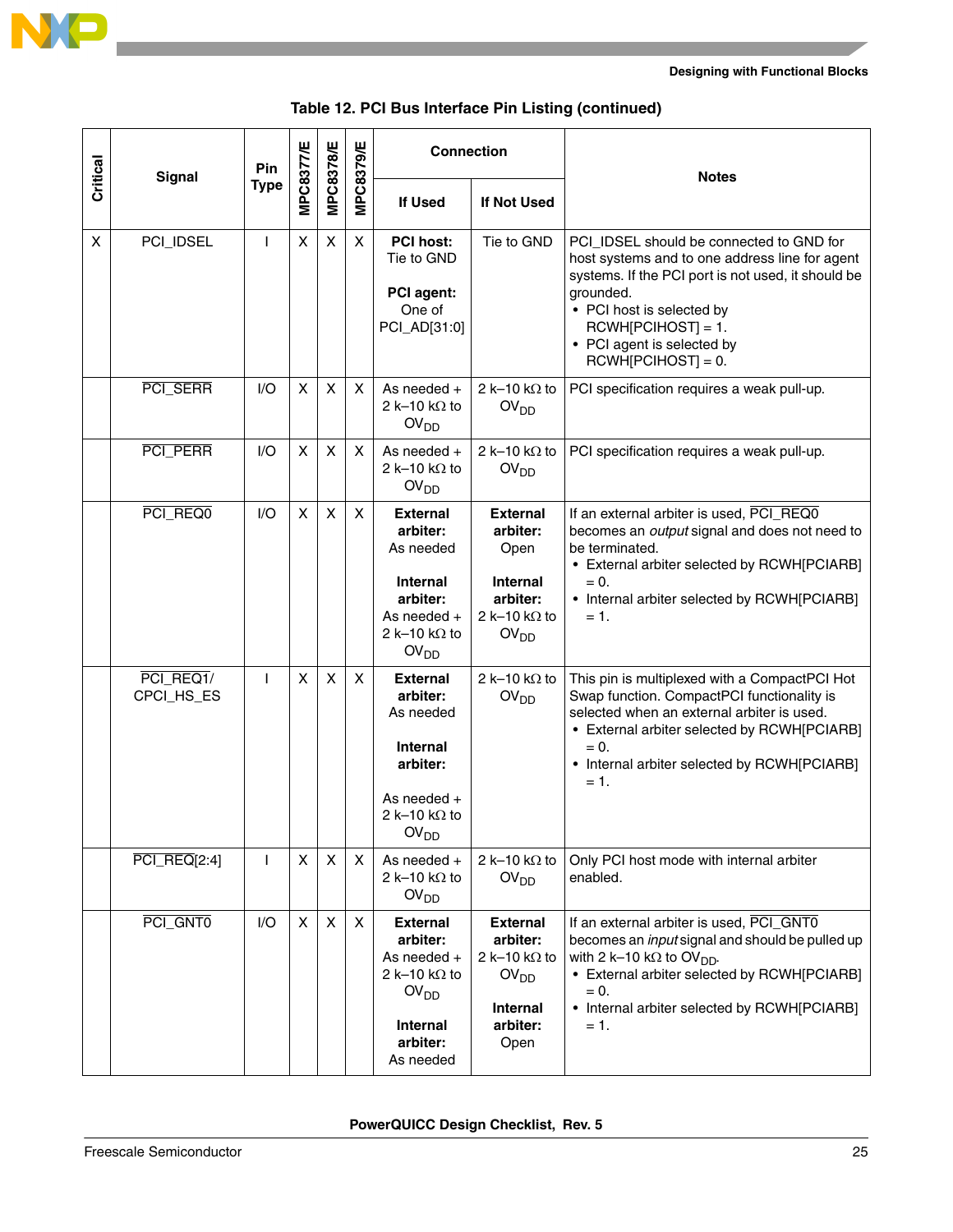**Table 12. PCI Bus Interface Pin Listing (continued)**

| Critical | Signal | Pin Type | MPC8377/E | MPC8378/E | MPC8379/E | Connection | | Notes |
|---|---|---|---|---|---|---|---|---|
| | | | | | | If Used | If Not Used | |
| X | PCI_IDSEL | I | X | X | X | **PCI host:** Tie to GND<br>**PCI agent:** One of PCI_AD[31:0] | Tie to GND | PCI_IDSEL should be connected to GND for host systems and to one address line for agent systems. If the PCI port is not used, it should be grounded.<br>• PCI host is selected by RCWH[PCIHOST] = 1.<br>• PCI agent is selected by RCWH[PCIHOST] = 0. |
| | $\overline{\text{PCI\_SERR}}$ | I/O | X | X | X | As needed + 2 k–10 kΩ to $OV_{DD}$ | 2 k–10 kΩ to $OV_{DD}$ | PCI specification requires a weak pull-up. |
| | $\overline{\text{PCI\_PERR}}$ | I/O | X | X | X | As needed + 2 k–10 kΩ to $OV_{DD}$ | 2 k–10 kΩ to $OV_{DD}$ | PCI specification requires a weak pull-up. |
| | $\overline{\text{PCI\_REQ0}}$ | I/O | X | X | X | **External arbiter:** As needed<br>**Internal arbiter:** As needed + 2 k–10 kΩ to $OV_{DD}$ | **External arbiter:** Open<br>**Internal arbiter:** 2 k–10 kΩ to $OV_{DD}$ | If an external arbiter is used, $\overline{\text{PCI\_REQ0}}$ becomes an *output* signal and does not need to be terminated.<br>• External arbiter selected by RCWH[PCIARB] = 0.<br>• Internal arbiter selected by RCWH[PCIARB] = 1. |
| | $\overline{\text{PCI\_REQ1}}$/ CPCI_HS_ES | I | X | X | X | **External arbiter:** As needed<br>**Internal arbiter:** As needed + 2 k–10 kΩ to $OV_{DD}$ | 2 k–10 kΩ to $OV_{DD}$ | This pin is multiplexed with a CompactPCI Hot Swap function. CompactPCI functionality is selected when an external arbiter is used.<br>• External arbiter selected by RCWH[PCIARB] = 0.<br>• Internal arbiter selected by RCWH[PCIARB] = 1. |
| | $\overline{\text{PCI\_REQ}}$[2:4] | I | X | X | X | As needed + 2 k–10 kΩ to $OV_{DD}$ | 2 k–10 kΩ to $OV_{DD}$ | Only PCI host mode with internal arbiter enabled. |
| | $\overline{\text{PCI\_GNT0}}$ | I/O | X | X | X | **External arbiter:** As needed + 2 k–10 kΩ to $OV_{DD}$<br>**Internal arbiter:** As needed | **External arbiter:** 2 k–10 kΩ to $OV_{DD}$<br>**Internal arbiter:** Open | If an external arbiter is used, $\overline{\text{PCI\_GNT0}}$ becomes an *input* signal and should be pulled up with 2 k–10 kΩ to $OV_{DD}$.<br>• External arbiter selected by RCWH[PCIARB] = 0.<br>• Internal arbiter selected by RCWH[PCIARB] = 1. |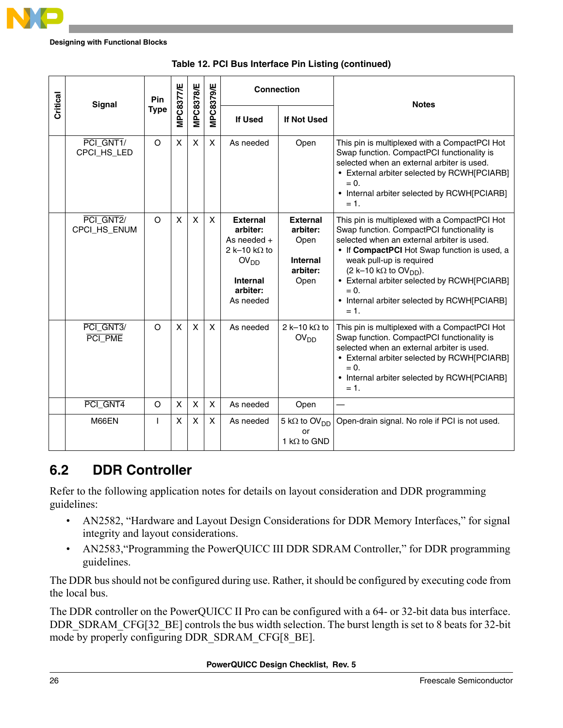Table 12. PCI Bus Interface Pin Listing (continued)

| Critical | Signal | Pin Type | MPC8377/E | MPC8378/E | MPC8379/E | Connection | | Notes |
|---|---|---|---|---|---|---|---|---|
| | | | | | | If Used | If Not Used | |
| | PCI_GNT1/ CPCI_HS_LED | O | X | X | X | As needed | Open | This pin is multiplexed with a CompactPCI Hot Swap function. CompactPCI functionality is selected when an external arbiter is used. • External arbiter selected by RCWH[PCIARB] = 0. • Internal arbiter selected by RCWH[PCIARB] = 1. |
| | PCI_GNT2/ CPCI_HS_ENUM | O | X | X | X | **External arbiter:** As needed + 2 k–10 kΩ to $OV_{DD}$ **Internal arbiter:** As needed | **External arbiter:** Open **Internal arbiter:** Open | This pin is multiplexed with a CompactPCI Hot Swap function. CompactPCI functionality is selected when an external arbiter is used. • If **CompactPCI** Hot Swap function is used, a weak pull-up is required (2 k–10 kΩ to $OV_{DD}$). • External arbiter selected by RCWH[PCIARB] = 0. • Internal arbiter selected by RCWH[PCIARB] = 1. |
| | PCI_GNT3/ PCI_PME | O | X | X | X | As needed | 2 k–10 kΩ to $OV_{DD}$ | This pin is multiplexed with a CompactPCI Hot Swap function. CompactPCI functionality is selected when an external arbiter is used. • External arbiter selected by RCWH[PCIARB] = 0. • Internal arbiter selected by RCWH[PCIARB] = 1. |
| | PCI_GNT4 | O | X | X | X | As needed | Open | — |
| | M66EN | I | X | X | X | As needed | 5 kΩ to $OV_{DD}$ or 1 kΩ to GND | Open-drain signal. No role if PCI is not used. |

## 6.2 DDR Controller

Refer to the following application notes for details on layout consideration and DDR programming guidelines:

- AN2582, "Hardware and Layout Design Considerations for DDR Memory Interfaces," for signal integrity and layout considerations.
- AN2583,"Programming the PowerQUICC III DDR SDRAM Controller," for DDR programming guidelines.

The DDR bus should not be configured during use. Rather, it should be configured by executing code from the local bus.

The DDR controller on the PowerQUICC II Pro can be configured with a 64- or 32-bit data bus interface. DDR_SDRAM_CFG[32_BE] controls the bus width selection. The burst length is set to 8 beats for 32-bit mode by properly configuring DDR_SDRAM_CFG[8_BE].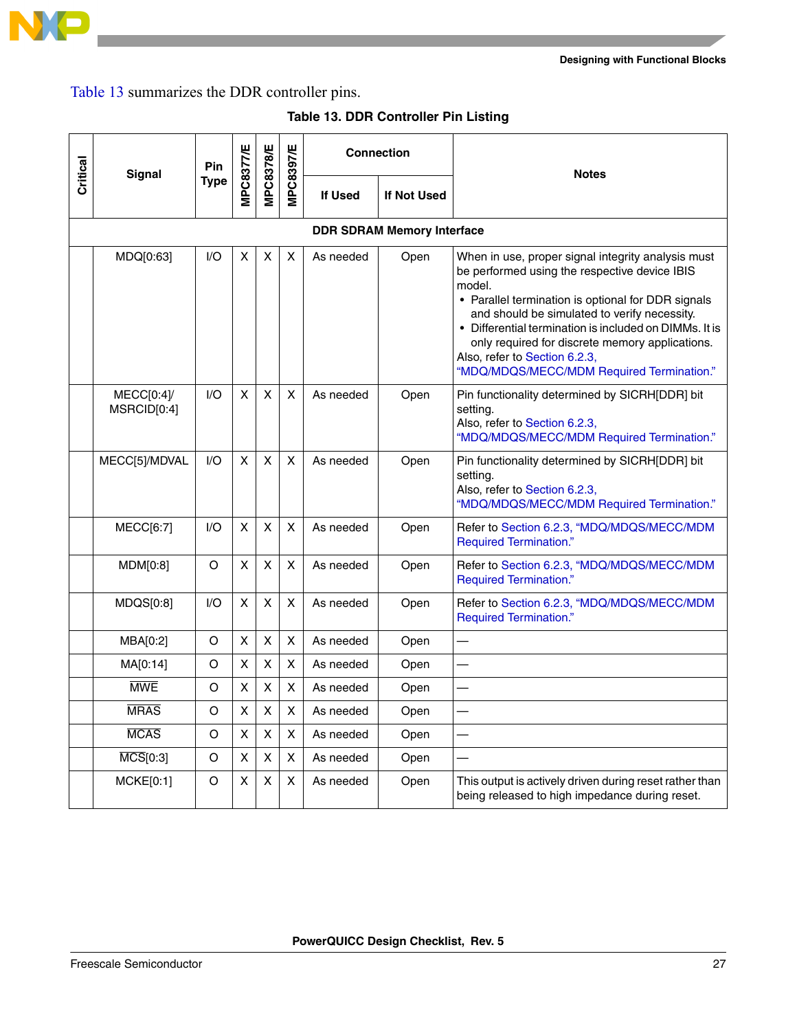Table 13 summarizes the DDR controller pins.

**Table 13. DDR Controller Pin Listing**

| Critical | Signal | Pin Type | MPC8377/E | MPC8378/E | MPC8397/E | Connection | | Notes |
|---|---|---|---|---|---|---|---|---|
| | | | | | | If Used | If Not Used | |
| **DDR SDRAM Memory Interface** | | | | | | | | |
| | MDQ[0:63] | I/O | X | X | X | As needed | Open | When in use, proper signal integrity analysis must be performed using the respective device IBIS model.<br>• Parallel termination is optional for DDR signals and should be simulated to verify necessity.<br>• Differential termination is included on DIMMs. It is only required for discrete memory applications.<br>Also, refer to Section 6.2.3, “MDQ/MDQS/MECC/MDM Required Termination.” |
| | MECC[0:4]/ MSRCID[0:4] | I/O | X | X | X | As needed | Open | Pin functionality determined by SICRH[DDR] bit setting.<br>Also, refer to Section 6.2.3, “MDQ/MDQS/MECC/MDM Required Termination.” |
| | MECC[5]/MDVAL | I/O | X | X | X | As needed | Open | Pin functionality determined by SICRH[DDR] bit setting.<br>Also, refer to Section 6.2.3, “MDQ/MDQS/MECC/MDM Required Termination.” |
| | MECC[6:7] | I/O | X | X | X | As needed | Open | Refer to Section 6.2.3, “MDQ/MDQS/MECC/MDM Required Termination.” |
| | MDM[0:8] | O | X | X | X | As needed | Open | Refer to Section 6.2.3, “MDQ/MDQS/MECC/MDM Required Termination.” |
| | MDQS[0:8] | I/O | X | X | X | As needed | Open | Refer to Section 6.2.3, “MDQ/MDQS/MECC/MDM Required Termination.” |
| | MBA[0:2] | O | X | X | X | As needed | Open | — |
| | MA[0:14] | O | X | X | X | As needed | Open | — |
| | $\overline{\text{MWE}}$ | O | X | X | X | As needed | Open | — |
| | $\overline{\text{MRAS}}$ | O | X | X | X | As needed | Open | — |
| | $\overline{\text{MCAS}}$ | O | X | X | X | As needed | Open | — |
| | $\overline{\text{MCS}}$[0:3] | O | X | X | X | As needed | Open | — |
| | MCKE[0:1] | O | X | X | X | As needed | Open | This output is actively driven during reset rather than being released to high impedance during reset. |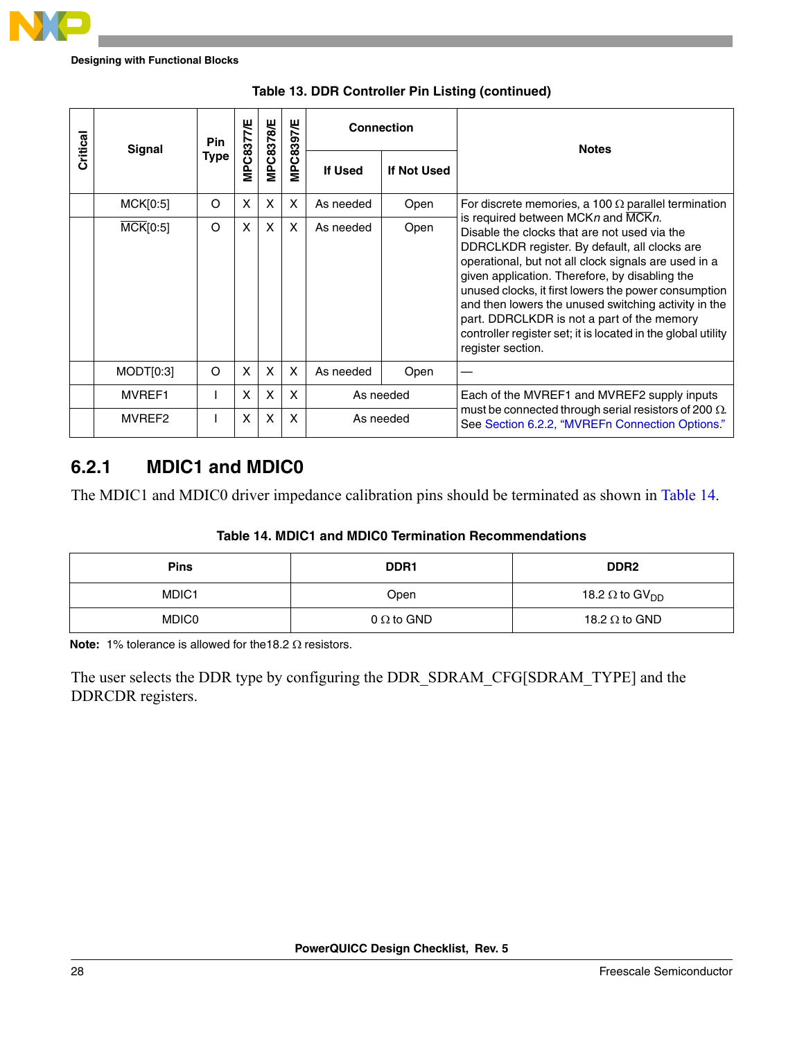**Table 13. DDR Controller Pin Listing (continued)**

| Critical | Signal | Pin Type | MPC8377/E | MPC8378/E | MPC8397/E | Connection | | Notes |
|---|---|---|---|---|---|---|---|---|
| | | | | | | If Used | If Not Used | |
| | MCK[0:5] | O | X | X | X | As needed | Open | For discrete memories, a 100 Ω parallel termination is required between MCK*n* and $\overline{MCK}$*n*. Disable the clocks that are not used via the DDRCLKDR register. By default, all clocks are operational, but not all clock signals are used in a given application. Therefore, by disabling the unused clocks, it first lowers the power consumption and then lowers the unused switching activity in the part. DDRCLKDR is not a part of the memory controller register set; it is located in the global utility register section. |
| | $\overline{MCK}$[0:5] | O | X | X | X | As needed | Open | |
| | MODT[0:3] | O | X | X | X | As needed | Open | — |
| | MVREF1 | I | X | X | X | As needed | | Each of the MVREF1 and MVREF2 supply inputs must be connected through serial resistors of 200 Ω. See Section 6.2.2, "MVREFn Connection Options." |
| | MVREF2 | I | X | X | X | As needed | | |

### 6.2.1 MDIC1 and MDIC0

The MDIC1 and MDIC0 driver impedance calibration pins should be terminated as shown in Table 14.

**Table 14. MDIC1 and MDIC0 Termination Recommendations**

| Pins | DDR1 | DDR2 |
|---|---|---|
| MDIC1 | Open | 18.2 Ω to $GV_{DD}$ |
| MDIC0 | 0 Ω to GND | 18.2 Ω to GND |

**Note:** 1% tolerance is allowed for the18.2 Ω resistors.

The user selects the DDR type by configuring the DDR_SDRAM_CFG[SDRAM_TYPE] and the DDRCDR registers.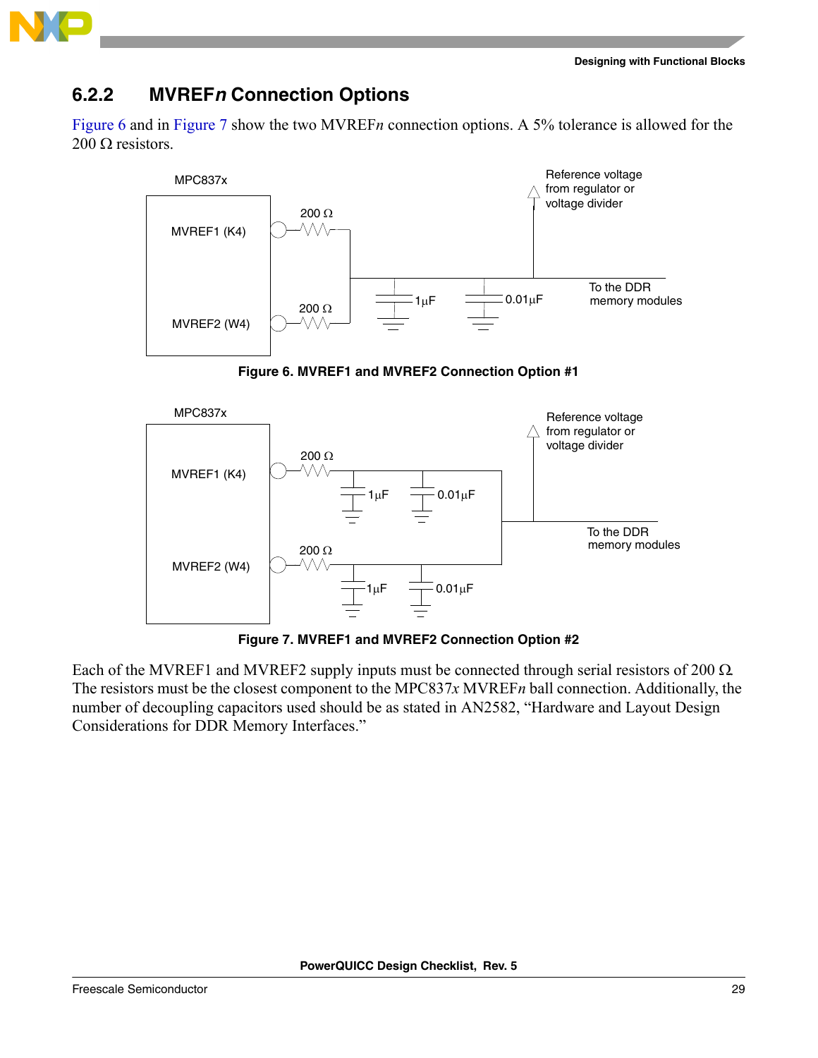### 6.2.2 MVREF*n* Connection Options

Figure 6 and in Figure 7 show the two MVREF*n* connection options. A 5% tolerance is allowed for the 200 Ω resistors.

**Figure 6. MVREF1 and MVREF2 Connection Option #1**

**Figure 7. MVREF1 and MVREF2 Connection Option #2**

Each of the MVREF1 and MVREF2 supply inputs must be connected through serial resistors of 200 Ω. The resistors must be the closest component to the MPC837*x* MVREF*n* ball connection. Additionally, the number of decoupling capacitors used should be as stated in AN2582, "Hardware and Layout Design Considerations for DDR Memory Interfaces."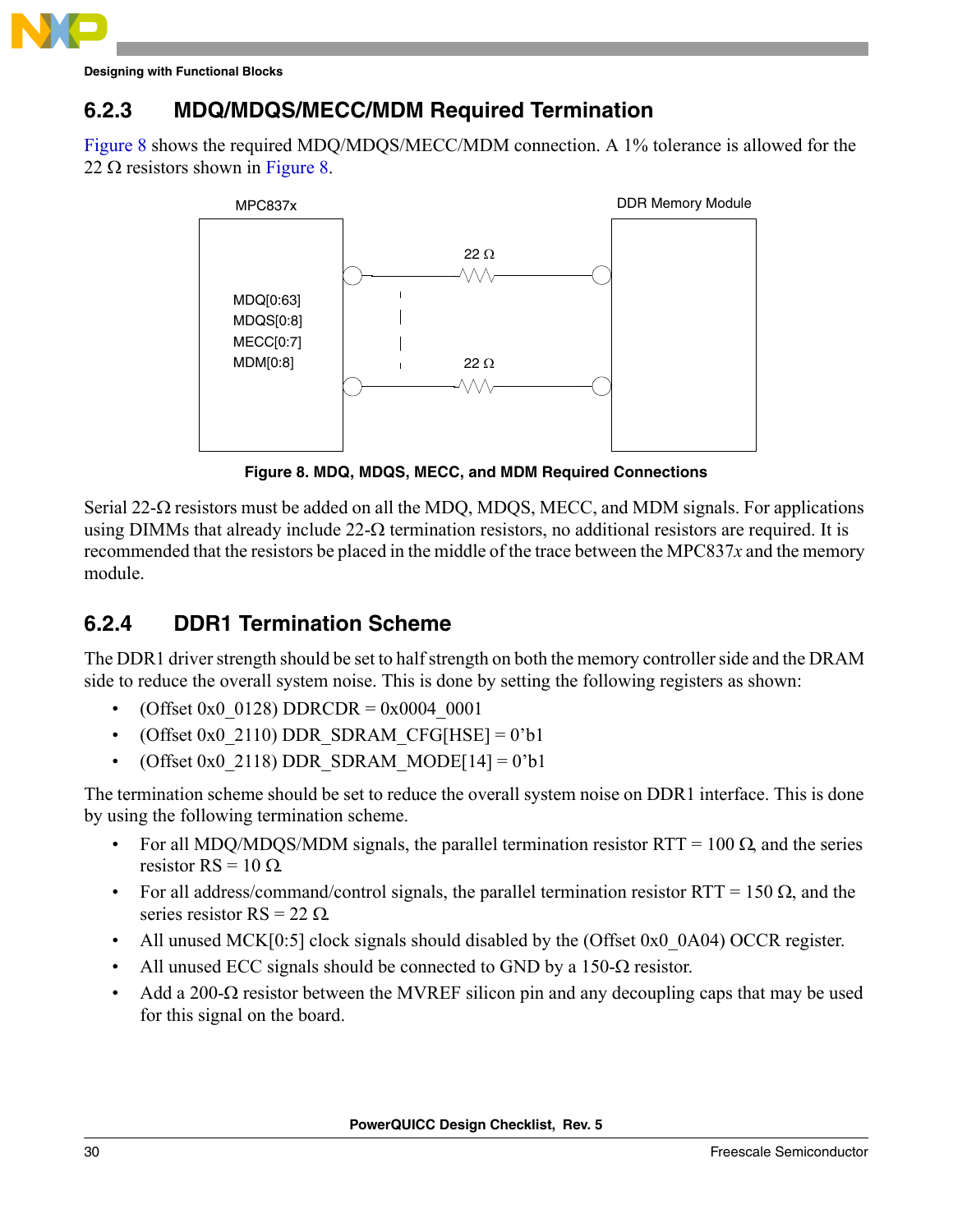### 6.2.3 MDQ/MDQS/MECC/MDM Required Termination

Figure 8 shows the required MDQ/MDQS/MECC/MDM connection. A 1% tolerance is allowed for the 22 Ω resistors shown in Figure 8.

MPC837x

MDQ[0:63]
MDQS[0:8]
MECC[0:7]
MDM[0:8]

22 Ω

22 Ω

DDR Memory Module

**Figure 8. MDQ, MDQS, MECC, and MDM Required Connections**

Serial 22-Ω resistors must be added on all the MDQ, MDQS, MECC, and MDM signals. For applications using DIMMs that already include 22-Ω termination resistors, no additional resistors are required. It is recommended that the resistors be placed in the middle of the trace between the MPC837*x* and the memory module.

### 6.2.4 DDR1 Termination Scheme

The DDR1 driver strength should be set to half strength on both the memory controller side and the DRAM side to reduce the overall system noise. This is done by setting the following registers as shown:

- (Offset 0x0_0128) DDRCDR = 0x0004_0001
- (Offset 0x0_2110) DDR_SDRAM_CFG[HSE] = 0'b1
- (Offset 0x0_2118) DDR_SDRAM_MODE[14] = 0'b1

The termination scheme should be set to reduce the overall system noise on DDR1 interface. This is done by using the following termination scheme.

- For all MDQ/MDQS/MDM signals, the parallel termination resistor RTT = 100 Ω, and the series resistor RS = 10 Ω.
- For all address/command/control signals, the parallel termination resistor RTT = 150 Ω, and the series resistor RS = 22 Ω.
- All unused MCK[0:5] clock signals should disabled by the (Offset 0x0_0A04) OCCR register.
- All unused ECC signals should be connected to GND by a 150-Ω resistor.
- Add a 200-Ω resistor between the MVREF silicon pin and any decoupling caps that may be used for this signal on the board.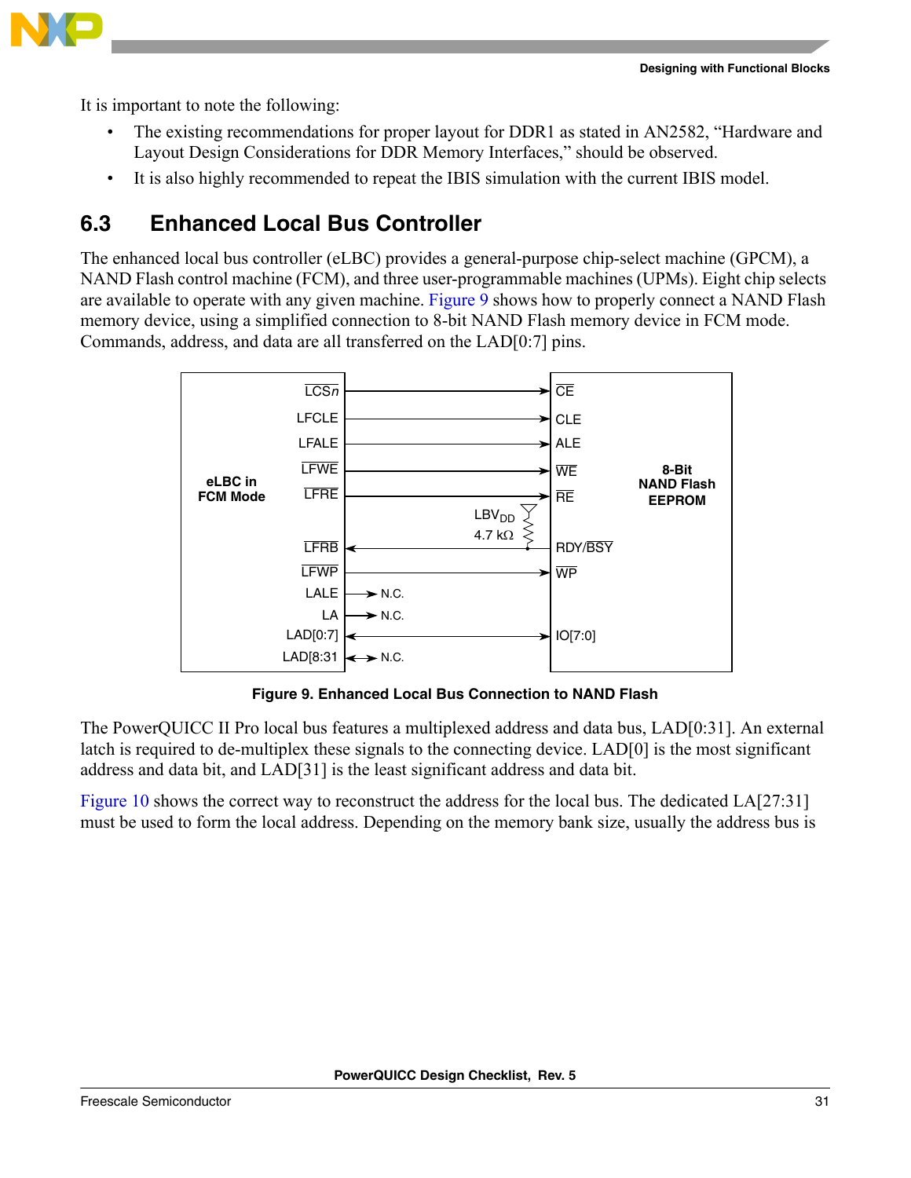It is important to note the following:

- The existing recommendations for proper layout for DDR1 as stated in AN2582, "Hardware and Layout Design Considerations for DDR Memory Interfaces," should be observed.
- It is also highly recommended to repeat the IBIS simulation with the current IBIS model.

## 6.3 Enhanced Local Bus Controller

The enhanced local bus controller (eLBC) provides a general-purpose chip-select machine (GPCM), a NAND Flash control machine (FCM), and three user-programmable machines (UPMs). Eight chip selects are available to operate with any given machine. Figure 9 shows how to properly connect a NAND Flash memory device, using a simplified connection to 8-bit NAND Flash memory device in FCM mode. Commands, address, and data are all transferred on the LAD[0:7] pins.

**Figure 9. Enhanced Local Bus Connection to NAND Flash**

The PowerQUICC II Pro local bus features a multiplexed address and data bus, LAD[0:31]. An external latch is required to de-multiplex these signals to the connecting device. LAD[0] is the most significant address and data bit, and LAD[31] is the least significant address and data bit.

Figure 10 shows the correct way to reconstruct the address for the local bus. The dedicated LA[27:31] must be used to form the local address. Depending on the memory bank size, usually the address bus is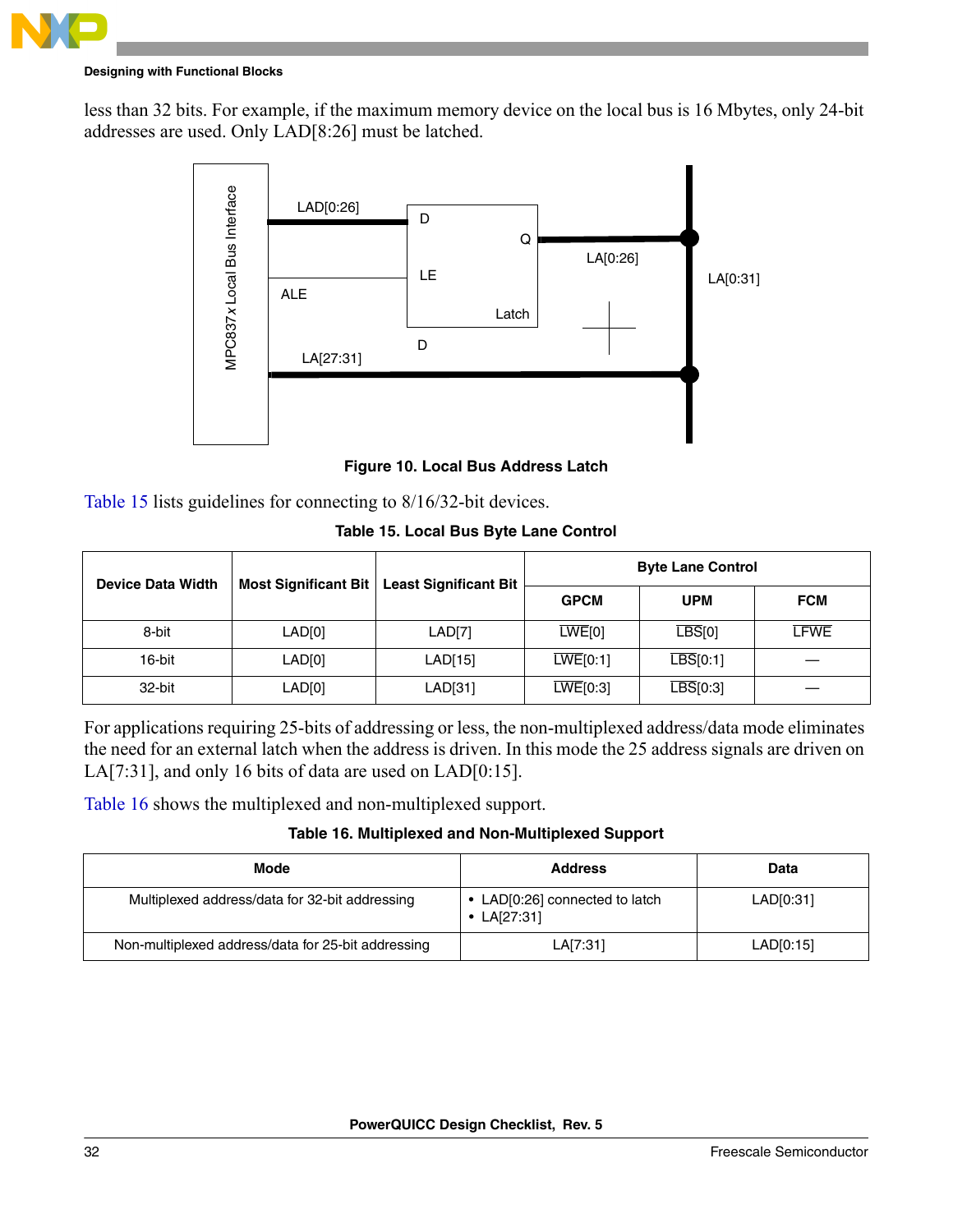less than 32 bits. For example, if the maximum memory device on the local bus is 16 Mbytes, only 24-bit addresses are used. Only LAD[8:26] must be latched.

Figure 10. Local Bus Address Latch

Table 15 lists guidelines for connecting to 8/16/32-bit devices.

**Table 15. Local Bus Byte Lane Control**

| Device Data Width | Most Significant Bit | Least Significant Bit | Byte Lane Control | | |
|---|---|---|---|---|---|
| | | | GPCM | UPM | FCM |
| 8-bit | LAD[0] | LAD[7] | $\overline{\text{LWE}}$[0] | $\overline{\text{LBS}}$[0] | $\overline{\text{LFWE}}$ |
| 16-bit | LAD[0] | LAD[15] | $\overline{\text{LWE}}$[0:1] | $\overline{\text{LBS}}$[0:1] | — |
| 32-bit | LAD[0] | LAD[31] | $\overline{\text{LWE}}$[0:3] | $\overline{\text{LBS}}$[0:3] | — |

For applications requiring 25-bits of addressing or less, the non-multiplexed address/data mode eliminates the need for an external latch when the address is driven. In this mode the 25 address signals are driven on LA[7:31], and only 16 bits of data are used on LAD[0:15].

Table 16 shows the multiplexed and non-multiplexed support.

**Table 16. Multiplexed and Non-Multiplexed Support**

| Mode | Address | Data |
|---|---|---|
| Multiplexed address/data for 32-bit addressing | • LAD[0:26] connected to latch<br>• LA[27:31] | LAD[0:31] |
| Non-multiplexed address/data for 25-bit addressing | LA[7:31] | LAD[0:15] |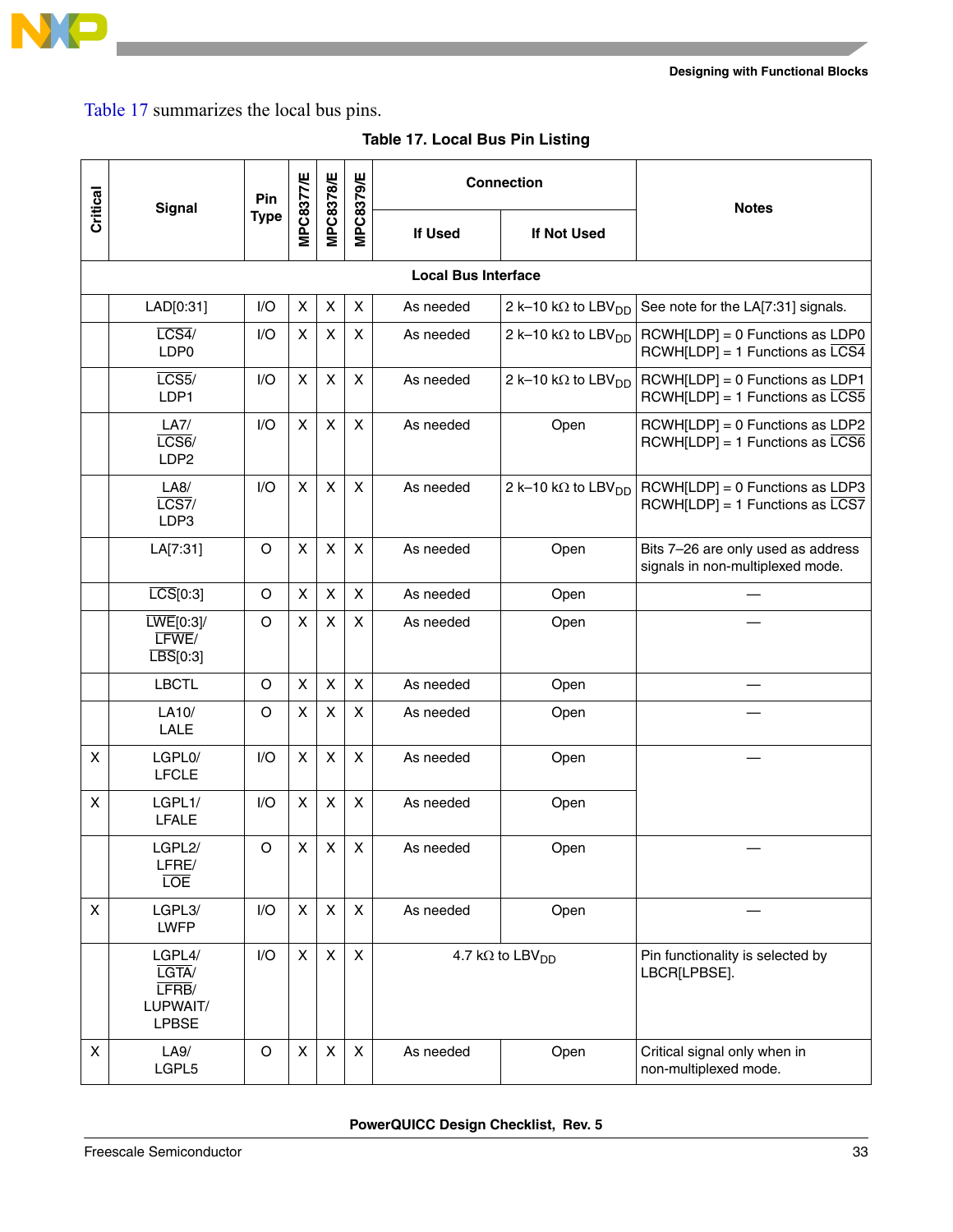Table 17 summarizes the local bus pins.

**Table 17. Local Bus Pin Listing**

| Critical | Signal | Pin Type | MPC8377/E | MPC8378/E | MPC8379/E | Connection | | Notes |
|---|---|---|---|---|---|---|---|---|
| | | | | | | If Used | If Not Used | |
| **Local Bus Interface** | | | | | | | | |
| | LAD[0:31] | I/O | X | X | X | As needed | 2 k–10 kΩ to $LBV_{DD}$ | See note for the LA[7:31] signals. |
| | LCS4/ LDP0 | I/O | X | X | X | As needed | 2 k–10 kΩ to $LBV_{DD}$ | RCWH[LDP] = 0 Functions as LDP0 RCWH[LDP] = 1 Functions as LCS4 |
| | LCS5/ LDP1 | I/O | X | X | X | As needed | 2 k–10 kΩ to $LBV_{DD}$ | RCWH[LDP] = 0 Functions as LDP1 RCWH[LDP] = 1 Functions as LCS5 |
| | LA7/ LCS6/ LDP2 | I/O | X | X | X | As needed | Open | RCWH[LDP] = 0 Functions as LDP2 RCWH[LDP] = 1 Functions as LCS6 |
| | LA8/ LCS7/ LDP3 | I/O | X | X | X | As needed | 2 k–10 kΩ to $LBV_{DD}$ | RCWH[LDP] = 0 Functions as LDP3 RCWH[LDP] = 1 Functions as LCS7 |
| | LA[7:31] | O | X | X | X | As needed | Open | Bits 7–26 are only used as address signals in non-multiplexed mode. |
| | LCS[0:3] | O | X | X | X | As needed | Open | — |
| | LWE[0:3]/ LFWE/ LBS[0:3] | O | X | X | X | As needed | Open | — |
| | LBCTL | O | X | X | X | As needed | Open | — |
| | LA10/ LALE | O | X | X | X | As needed | Open | — |
| X | LGPL0/ LFCLE | I/O | X | X | X | As needed | Open | — |
| X | LGPL1/ LFALE | I/O | X | X | X | As needed | Open | |
| | LGPL2/ LFRE/ LOE | O | X | X | X | As needed | Open | — |
| X | LGPL3/ LWFP | I/O | X | X | X | As needed | Open | — |
| | LGPL4/ LGTA/ LFRB/ LUPWAIT/ LPBSE | I/O | X | X | X | 4.7 kΩ to $LBV_{DD}$ | | Pin functionality is selected by LBCR[LPBSE]. |
| X | LA9/ LGPL5 | O | X | X | X | As needed | Open | Critical signal only when in non-multiplexed mode. |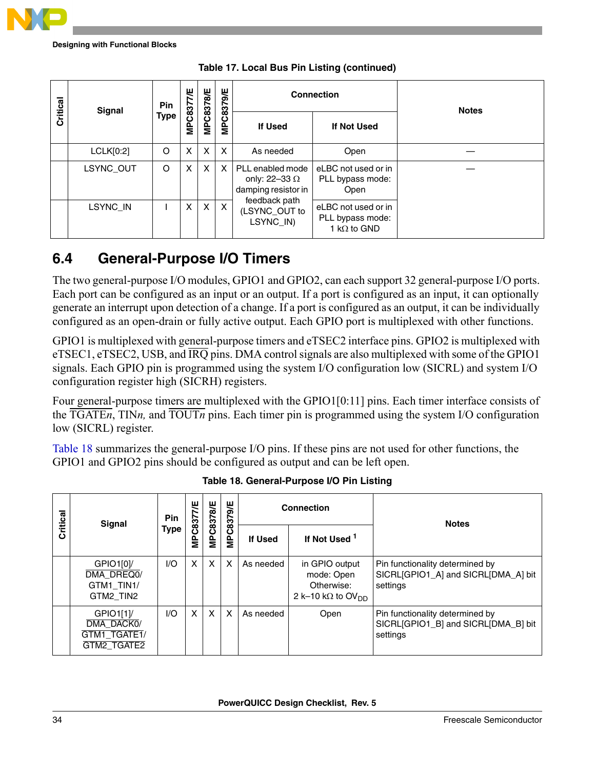**Table 17. Local Bus Pin Listing (continued)**

| Critical | Signal | Pin Type | MPC8377/E | MPC8378/E | MPC8379/E | Connection | | Notes |
|---|---|---|---|---|---|---|---|---|
| | | | | | | If Used | If Not Used | |
| | LCLK[0:2] | O | X | X | X | As needed | Open | — |
| | LSYNC_OUT | O | X | X | X | PLL enabled mode only: 22–33 Ω damping resistor in feedback path (LSYNC_OUT to LSYNC_IN) | eLBC not used or in PLL bypass mode: Open | — |
| | LSYNC_IN | I | X | X | X | | eLBC not used or in PLL bypass mode: 1 kΩ to GND | |

## 6.4 General-Purpose I/O Timers

The two general-purpose I/O modules, GPIO1 and GPIO2, can each support 32 general-purpose I/O ports. Each port can be configured as an input or an output. If a port is configured as an input, it can optionally generate an interrupt upon detection of a change. If a port is configured as an output, it can be individually configured as an open-drain or fully active output. Each GPIO port is multiplexed with other functions.

GPIO1 is multiplexed with general-purpose timers and eTSEC2 interface pins. GPIO2 is multiplexed with eTSEC1, eTSEC2, USB, and IRQ pins. DMA control signals are also multiplexed with some of the GPIO1 signals. Each GPIO pin is programmed using the system I/O configuration low (SICRL) and system I/O configuration register high (SICRH) registers.

Four general-purpose timers are multiplexed with the GPIO1[0:11] pins. Each timer interface consists of the TGATE*n*, TIN*n,* and TOUT*n* pins. Each timer pin is programmed using the system I/O configuration low (SICRL) register.

Table 18 summarizes the general-purpose I/O pins. If these pins are not used for other functions, the GPIO1 and GPIO2 pins should be configured as output and can be left open.

**Table 18. General-Purpose I/O Pin Listing**

| Critical | Signal | Pin Type | MPC8377/E | MPC8378/E | MPC8379/E | Connection | | Notes |
|---|---|---|---|---|---|---|---|---|
| | | | | | | If Used | If Not Used [1] | |
| | GPIO1[0]/ DMA_DREQ0/ GTM1_TIN1/ GTM2_TIN2 | I/O | X | X | X | As needed | in GPIO output mode: Open Otherwise: 2 k–10 kΩ to $OV_{DD}$ | Pin functionality determined by SICRL[GPIO1_A] and SICRL[DMA_A] bit settings |
| | GPIO1[1]/ DMA_DACK0/ GTM1_TGATE1/ GTM2_TGATE2 | I/O | X | X | X | As needed | Open | Pin functionality determined by SICRL[GPIO1_B] and SICRL[DMA_B] bit settings |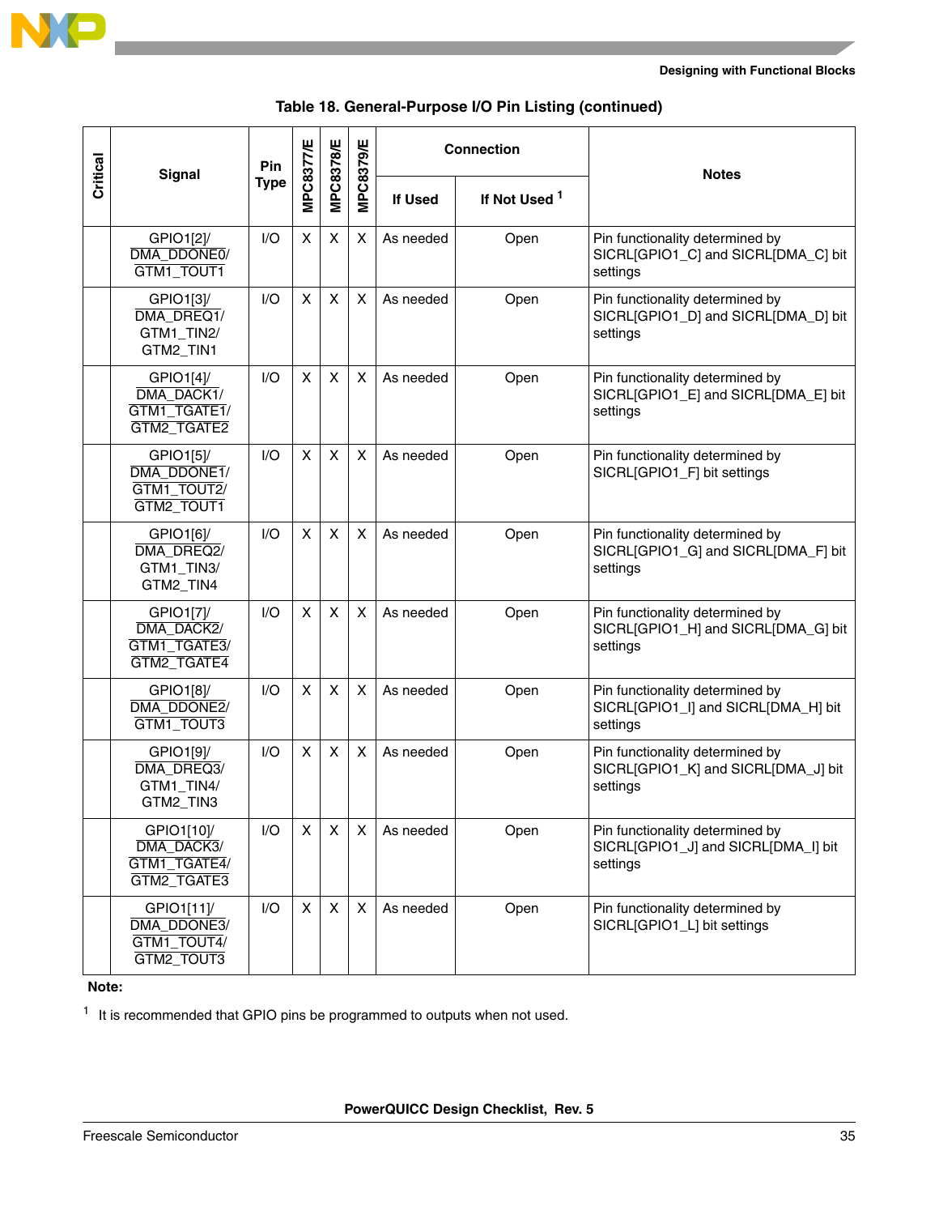**Table 18. General-Purpose I/O Pin Listing (continued)**

| Critical | Signal | Pin Type | MPC8377/E | MPC8378/E | MPC8379/E | Connection | | Notes |
|---|---|---|---|---|---|---|---|---|
| | | | | | | If Used | If Not Used [1] | |
| | GPIO1[2]/ DMA_DDONE0/ GTM1_TOUT1 | I/O | X | X | X | As needed | Open | Pin functionality determined by SICRL[GPIO1_C] and SICRL[DMA_C] bit settings |
| | GPIO1[3]/ DMA_DREQ1/ GTM1_TIN2/ GTM2_TIN1 | I/O | X | X | X | As needed | Open | Pin functionality determined by SICRL[GPIO1_D] and SICRL[DMA_D] bit settings |
| | GPIO1[4]/ DMA_DACK1/ GTM1_TGATE1/ GTM2_TGATE2 | I/O | X | X | X | As needed | Open | Pin functionality determined by SICRL[GPIO1_E] and SICRL[DMA_E] bit settings |
| | GPIO1[5]/ DMA_DDONE1/ GTM1_TOUT2/ GTM2_TOUT1 | I/O | X | X | X | As needed | Open | Pin functionality determined by SICRL[GPIO1_F] bit settings |
| | GPIO1[6]/ DMA_DREQ2/ GTM1_TIN3/ GTM2_TIN4 | I/O | X | X | X | As needed | Open | Pin functionality determined by SICRL[GPIO1_G] and SICRL[DMA_F] bit settings |
| | GPIO1[7]/ DMA_DACK2/ GTM1_TGATE3/ GTM2_TGATE4 | I/O | X | X | X | As needed | Open | Pin functionality determined by SICRL[GPIO1_H] and SICRL[DMA_G] bit settings |
| | GPIO1[8]/ DMA_DDONE2/ GTM1_TOUT3 | I/O | X | X | X | As needed | Open | Pin functionality determined by SICRL[GPIO1_I] and SICRL[DMA_H] bit settings |
| | GPIO1[9]/ DMA_DREQ3/ GTM1_TIN4/ GTM2_TIN3 | I/O | X | X | X | As needed | Open | Pin functionality determined by SICRL[GPIO1_K] and SICRL[DMA_J] bit settings |
| | GPIO1[10]/ DMA_DACK3/ GTM1_TGATE4/ GTM2_TGATE3 | I/O | X | X | X | As needed | Open | Pin functionality determined by SICRL[GPIO1_J] and SICRL[DMA_I] bit settings |
| | GPIO1[11]/ DMA_DDONE3/ GTM1_TOUT4/ GTM2_TOUT3 | I/O | X | X | X | As needed | Open | Pin functionality determined by SICRL[GPIO1_L] bit settings |

**Note:**

[1] It is recommended that GPIO pins be programmed to outputs when not used.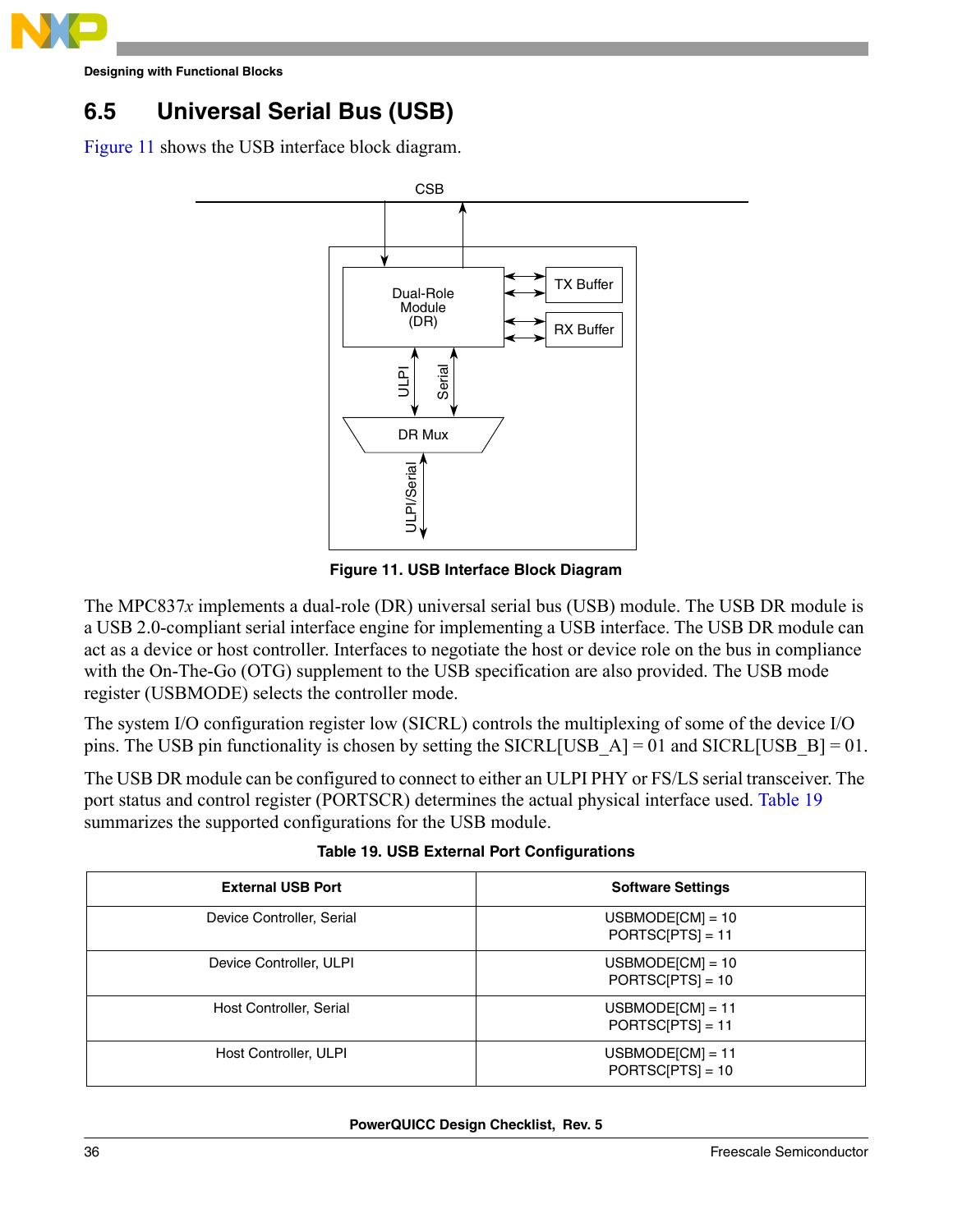## 6.5 Universal Serial Bus (USB)

Figure 11 shows the USB interface block diagram.

Figure 11. USB Interface Block Diagram

The MPC837*x* implements a dual-role (DR) universal serial bus (USB) module. The USB DR module is a USB 2.0-compliant serial interface engine for implementing a USB interface. The USB DR module can act as a device or host controller. Interfaces to negotiate the host or device role on the bus in compliance with the On-The-Go (OTG) supplement to the USB specification are also provided. The USB mode register (USBMODE) selects the controller mode.

The system I/O configuration register low (SICRL) controls the multiplexing of some of the device I/O pins. The USB pin functionality is chosen by setting the SICRL[USB_A] = 01 and SICRL[USB_B] = 01.

The USB DR module can be configured to connect to either an ULPI PHY or FS/LS serial transceiver. The port status and control register (PORTSC) determines the actual physical interface used. Table 19 summarizes the supported configurations for the USB module.

**Table 19. USB External Port Configurations**

| External USB Port | Software Settings |
|---|---|
| Device Controller, Serial | USBMODE[CM] = 10<br>PORTSC[PTS] = 11 |
| Device Controller, ULPI | USBMODE[CM] = 10<br>PORTSC[PTS] = 10 |
| Host Controller, Serial | USBMODE[CM] = 11<br>PORTSC[PTS] = 11 |
| Host Controller, ULPI | USBMODE[CM] = 11<br>PORTSC[PTS] = 10 |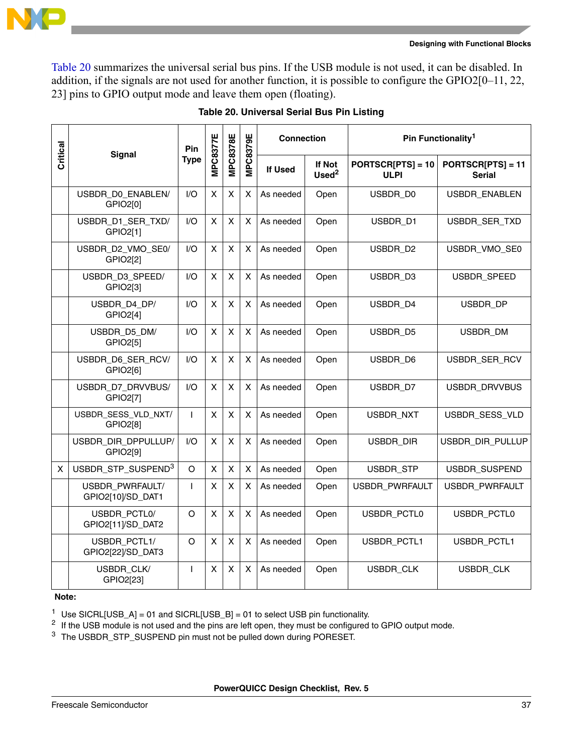Table 20 summarizes the universal serial bus pins. If the USB module is not used, it can be disabled. In addition, if the signals are not used for another function, it is possible to configure the GPIO2[0–11, 22, 23] pins to GPIO output mode and leave them open (floating).

**Table 20. Universal Serial Bus Pin Listing**

| Critical | Signal | Pin Type | MPC8377E | MPC8378E | MPC8379E | Connection | | Pin Functionality[1] | |
|---|---|---|---|---|---|---|---|---|---|
| | | | | | | If Used | If Not Used[2] | PORTSCR[PTS] = 10 ULPI | PORTSCR[PTS] = 11 Serial |
| | USBDR_D0_ENABLEN/ GPIO2[0] | I/O | X | X | X | As needed | Open | USBDR_D0 | USBDR_ENABLEN |
| | USBDR_D1_SER_TXD/ GPIO2[1] | I/O | X | X | X | As needed | Open | USBDR_D1 | USBDR_SER_TXD |
| | USBDR_D2_VMO_SE0/ GPIO2[2] | I/O | X | X | X | As needed | Open | USBDR_D2 | USBDR_VMO_SE0 |
| | USBDR_D3_SPEED/ GPIO2[3] | I/O | X | X | X | As needed | Open | USBDR_D3 | USBDR_SPEED |
| | USBDR_D4_DP/ GPIO2[4] | I/O | X | X | X | As needed | Open | USBDR_D4 | USBDR_DP |
| | USBDR_D5_DM/ GPIO2[5] | I/O | X | X | X | As needed | Open | USBDR_D5 | USBDR_DM |
| | USBDR_D6_SER_RCV/ GPIO2[6] | I/O | X | X | X | As needed | Open | USBDR_D6 | USBDR_SER_RCV |
| | USBDR_D7_DRVVBUS/ GPIO2[7] | I/O | X | X | X | As needed | Open | USBDR_D7 | USBDR_DRVVBUS |
| | USBDR_SESS_VLD_NXT/ GPIO2[8] | I | X | X | X | As needed | Open | USBDR_NXT | USBDR_SESS_VLD |
| | USBDR_DIR_DPPULLUP/ GPIO2[9] | I/O | X | X | X | As needed | Open | USBDR_DIR | USBDR_DIR_PULLUP |
| X | USBDR_STP_SUSPEND[3] | O | X | X | X | As needed | Open | USBDR_STP | USBDR_SUSPEND |
| | USBDR_PWRFAULT/ GPIO2[10]/SD_DAT1 | I | X | X | X | As needed | Open | USBDR_PWRFAULT | USBDR_PWRFAULT |
| | USBDR_PCTL0/ GPIO2[11]/SD_DAT2 | O | X | X | X | As needed | Open | USBDR_PCTL0 | USBDR_PCTL0 |
| | USBDR_PCTL1/ GPIO2[22]/SD_DAT3 | O | X | X | X | As needed | Open | USBDR_PCTL1 | USBDR_PCTL1 |
| | USBDR_CLK/ GPIO2[23] | I | X | X | X | As needed | Open | USBDR_CLK | USBDR_CLK |

**Note:**

1 Use SICRL[USB_A] = 01 and SICRL[USB_B] = 01 to select USB pin functionality.
2 If the USB module is not used and the pins are left open, they must be configured to GPIO output mode.
3 The USBDR_STP_SUSPEND pin must not be pulled down during PORESET.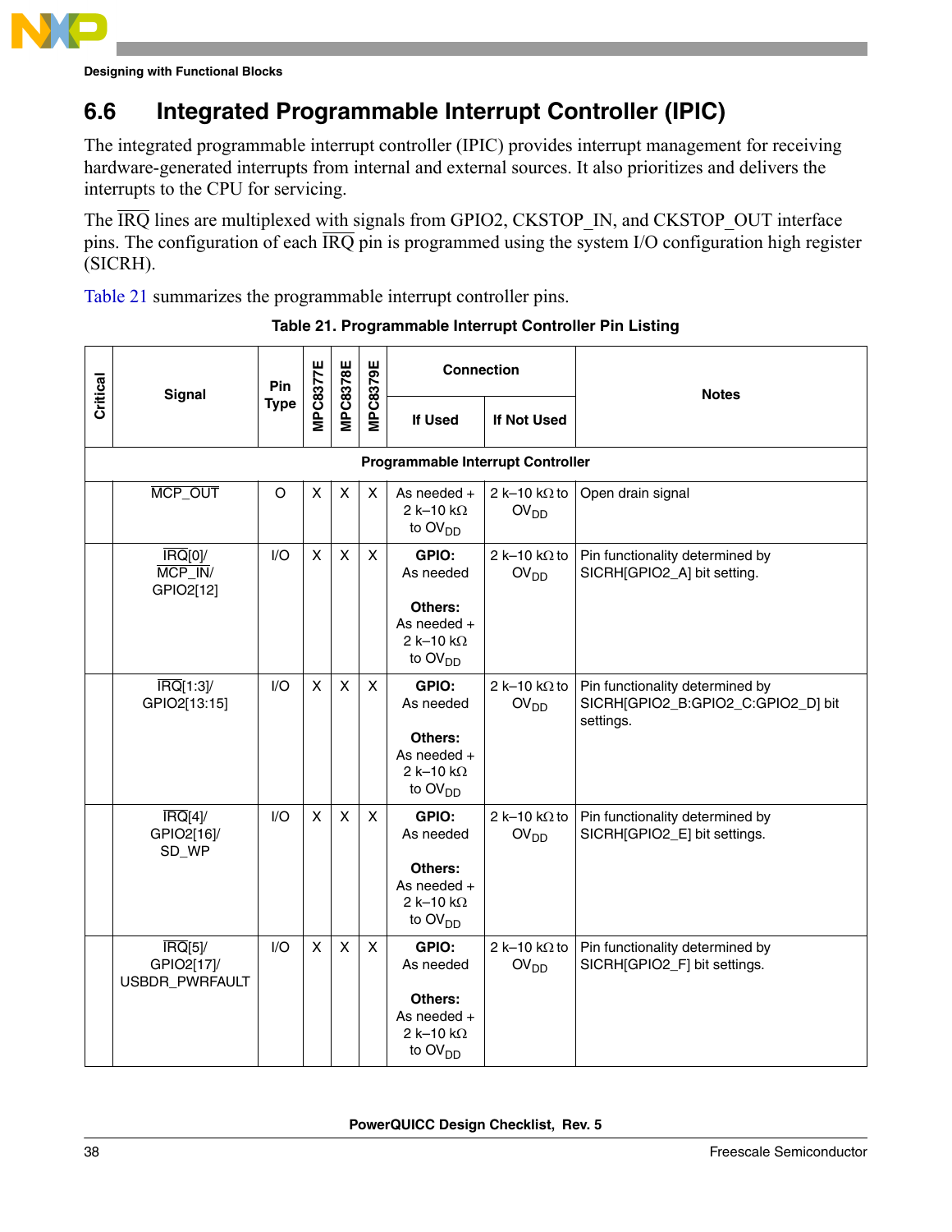## 6.6 Integrated Programmable Interrupt Controller (IPIC)

The integrated programmable interrupt controller (IPIC) provides interrupt management for receiving hardware-generated interrupts from internal and external sources. It also prioritizes and delivers the interrupts to the CPU for servicing.

The $\overline{\text{IRQ}}$ lines are multiplexed with signals from GPIO2, CKSTOP_IN, and CKSTOP_OUT interface pins. The configuration of each $\overline{\text{IRQ}}$ pin is programmed using the system I/O configuration high register (SICRH).

Table 21 summarizes the programmable interrupt controller pins.

**Table 21. Programmable Interrupt Controller Pin Listing**

| Critical | Signal | Pin Type | MPC8377E | MPC8378E | MPC8379E | Connection | | Notes |
|---|---|---|---|---|---|---|---|---|
| | | | | | | If Used | If Not Used | |
| **Programmable Interrupt Controller** | | | | | | | | |
| | $\overline{\text{MCP\_OUT}}$ | O | X | X | X | As needed + 2 k–10 kΩ to $OV_{DD}$ | 2 k–10 kΩ to $OV_{DD}$ | Open drain signal |
| | $\overline{\text{IRQ}}$[0]/ $\overline{\text{MCP\_IN}}$/ GPIO2[12] | I/O | X | X | X | **GPIO:** As needed **Others:** As needed + 2 k–10 kΩ to $OV_{DD}$ | 2 k–10 kΩ to $OV_{DD}$ | Pin functionality determined by SICRH[GPIO2_A] bit setting. |
| | $\overline{\text{IRQ}}$[1:3]/ GPIO2[13:15] | I/O | X | X | X | **GPIO:** As needed **Others:** As needed + 2 k–10 kΩ to $OV_{DD}$ | 2 k–10 kΩ to $OV_{DD}$ | Pin functionality determined by SICRH[GPIO2_B:GPIO2_C:GPIO2_D] bit settings. |
| | $\overline{\text{IRQ}}$[4]/ GPIO2[16]/ SD_WP | I/O | X | X | X | **GPIO:** As needed **Others:** As needed + 2 k–10 kΩ to $OV_{DD}$ | 2 k–10 kΩ to $OV_{DD}$ | Pin functionality determined by SICRH[GPIO2_E] bit settings. |
| | $\overline{\text{IRQ}}$[5]/ GPIO2[17]/ USBDR_PWRFAULT | I/O | X | X | X | **GPIO:** As needed **Others:** As needed + 2 k–10 kΩ to $OV_{DD}$ | 2 k–10 kΩ to $OV_{DD}$ | Pin functionality determined by SICRH[GPIO2_F] bit settings. |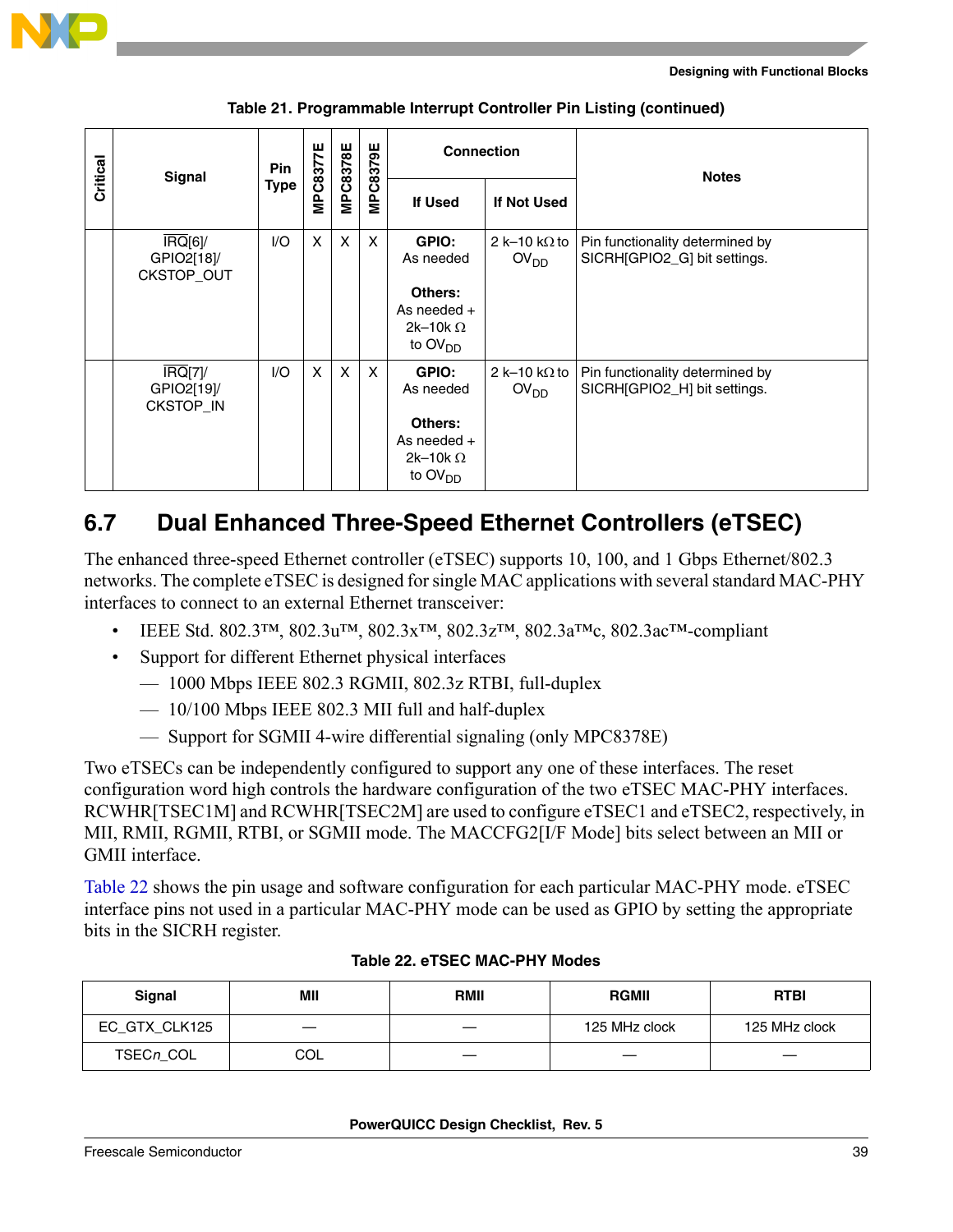**Table 21. Programmable Interrupt Controller Pin Listing (continued)**

| Critical | Signal | Pin Type | MPC8377E | MPC8378E | MPC8379E | Connection | | Notes |
|---|---|---|---|---|---|---|---|---|
| | | | | | | If Used | If Not Used | |
| | $\overline{IRQ}$[6]/ GPIO2[18]/ CKSTOP_OUT | I/O | X | X | X | **GPIO:** As needed<br><br>**Others:** As needed + 2k–10k Ω to $OV_{DD}$ | 2 k–10 kΩ to $OV_{DD}$ | Pin functionality determined by SICRH[GPIO2_G] bit settings. |
| | $\overline{IRQ}$[7]/ GPIO2[19]/ CKSTOP_IN | I/O | X | X | X | **GPIO:** As needed<br><br>**Others:** As needed + 2k–10k Ω to $OV_{DD}$ | 2 k–10 kΩ to $OV_{DD}$ | Pin functionality determined by SICRH[GPIO2_H] bit settings. |

## 6.7 Dual Enhanced Three-Speed Ethernet Controllers (eTSEC)

The enhanced three-speed Ethernet controller (eTSEC) supports 10, 100, and 1 Gbps Ethernet/802.3 networks. The complete eTSEC is designed for single MAC applications with several standard MAC-PHY interfaces to connect to an external Ethernet transceiver:

- IEEE Std. 802.3™, 802.3u™, 802.3x™, 802.3z™, 802.3a™c, 802.3ac™-compliant
- Support for different Ethernet physical interfaces
  - 1000 Mbps IEEE 802.3 RGMII, 802.3z RTBI, full-duplex
  - 10/100 Mbps IEEE 802.3 MII full and half-duplex
  - Support for SGMII 4-wire differential signaling (only MPC8378E)

Two eTSECs can be independently configured to support any one of these interfaces. The reset configuration word high controls the hardware configuration of the two eTSEC MAC-PHY interfaces. RCWHR[TSEC1M] and RCWHR[TSEC2M] are used to configure eTSEC1 and eTSEC2, respectively, in MII, RMII, RGMII, RTBI, or SGMII mode. The MACCFG2[I/F Mode] bits select between an MII or GMII interface.

Table 22 shows the pin usage and software configuration for each particular MAC-PHY mode. eTSEC interface pins not used in a particular MAC-PHY mode can be used as GPIO by setting the appropriate bits in the SICRH register.

**Table 22. eTSEC MAC-PHY Modes**

| Signal | MII | RMII | RGMII | RTBI |
|---|---|---|---|---|
| EC_GTX_CLK125 | — | — | 125 MHz clock | 125 MHz clock |
| TSEC*n*_COL | COL | — | — | — |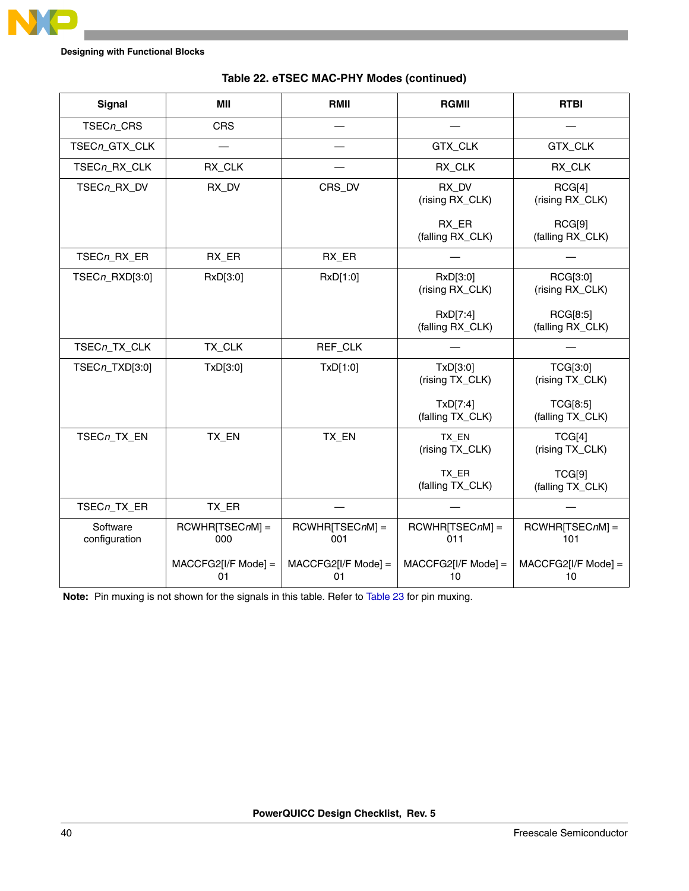**Table 22. eTSEC MAC-PHY Modes (continued)**

| Signal | MII | RMII | RGMII | RTBI |
|---|---|---|---|---|
| TSEC*n*_CRS | CRS | — | — | — |
| TSEC*n*_GTX_CLK | — | — | GTX_CLK | GTX_CLK |
| TSEC*n*_RX_CLK | RX_CLK | — | RX_CLK | RX_CLK |
| TSEC*n*_RX_DV | RX_DV | CRS_DV | RX_DV (rising RX_CLK)<br><br>RX_ER (falling RX_CLK) | RCG[4] (rising RX_CLK)<br><br>RCG[9] (falling RX_CLK) |
| TSEC*n*_RX_ER | RX_ER | RX_ER | — | — |
| TSEC*n*_RXD[3:0] | RxD[3:0] | RxD[1:0] | RxD[3:0] (rising RX_CLK)<br><br>RxD[7:4] (falling RX_CLK) | RCG[3:0] (rising RX_CLK)<br><br>RCG[8:5] (falling RX_CLK) |
| TSEC*n*_TX_CLK | TX_CLK | REF_CLK | — | — |
| TSEC*n*_TXD[3:0] | TxD[3:0] | TxD[1:0] | TxD[3:0] (rising TX_CLK)<br><br>TxD[7:4] (falling TX_CLK) | TCG[3:0] (rising TX_CLK)<br><br>TCG[8:5] (falling TX_CLK) |
| TSEC*n*_TX_EN | TX_EN | TX_EN | TX_EN (rising TX_CLK)<br><br>TX_ER (falling TX_CLK) | TCG[4] (rising TX_CLK)<br><br>TCG[9] (falling TX_CLK) |
| TSEC*n*_TX_ER | TX_ER | — | — | — |
| Software configuration | RCWHR[TSEC*n*M] = 000<br><br>MACCFG2[I/F Mode] = 01 | RCWHR[TSEC*n*M] = 001<br><br>MACCFG2[I/F Mode] = 01 | RCWHR[TSEC*n*M] = 011<br><br>MACCFG2[I/F Mode] = 10 | RCWHR[TSEC*n*M] = 101<br><br>MACCFG2[I/F Mode] = 10 |

**Note:** Pin muxing is not shown for the signals in this table. Refer to Table 23 for pin muxing.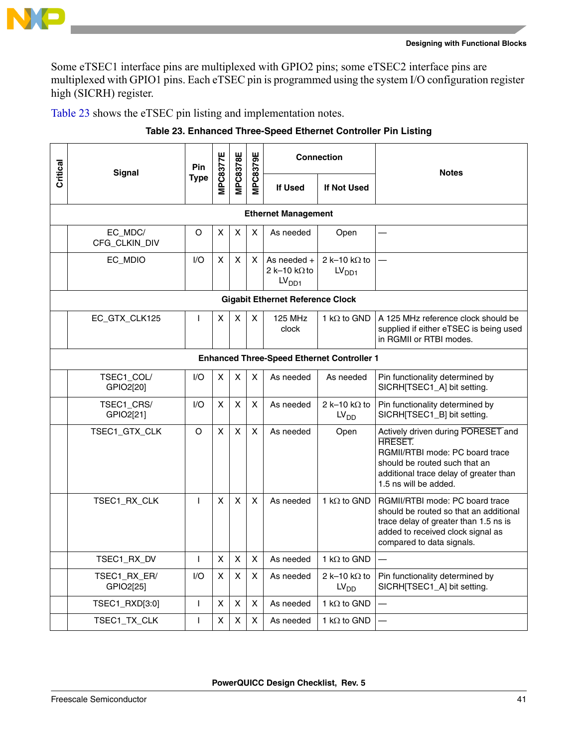Some eTSEC1 interface pins are multiplexed with GPIO2 pins; some eTSEC2 interface pins are multiplexed with GPIO1 pins. Each eTSEC pin is programmed using the system I/O configuration register high (SICRH) register.

Table 23 shows the eTSEC pin listing and implementation notes.

**Table 23. Enhanced Three-Speed Ethernet Controller Pin Listing**

| Critical | Signal | Pin Type | MPC8377E | MPC8378E | MPC8379E | Connection | | Notes |
|---|---|---|---|---|---|---|---|---|
| | | | | | | If Used | If Not Used | |
| **Ethernet Management** | | | | | | | | |
| | EC_MDC/ CFG_CLKIN_DIV | O | X | X | X | As needed | Open | — |
| | EC_MDIO | I/O | X | X | X | As needed + 2 k–10 kΩ to $LV_{DD1}$ | 2 k–10 kΩ to $LV_{DD1}$ | — |
| **Gigabit Ethernet Reference Clock** | | | | | | | | |
| | EC_GTX_CLK125 | I | X | X | X | 125 MHz clock | 1 kΩ to GND | A 125 MHz reference clock should be supplied if either eTSEC is being used in RGMII or RTBI modes. |
| **Enhanced Three-Speed Ethernet Controller 1** | | | | | | | | |
| | TSEC1_COL/ GPIO2[20] | I/O | X | X | X | As needed | As needed | Pin functionality determined by SICRH[TSEC1_A] bit setting. |
| | TSEC1_CRS/ GPIO2[21] | I/O | X | X | X | As needed | 2 k–10 kΩ to $LV_{DD}$ | Pin functionality determined by SICRH[TSEC1_B] bit setting. |
| | TSEC1_GTX_CLK | O | X | X | X | As needed | Open | Actively driven during $\overline{\text{PORESET}}$ and $\overline{\text{HRESET}}$. RGMII/RTBI mode: PC board trace should be routed such that an additional trace delay of greater than 1.5 ns will be added. |
| | TSEC1_RX_CLK | I | X | X | X | As needed | 1 kΩ to GND | RGMII/RTBI mode: PC board trace should be routed so that an additional trace delay of greater than 1.5 ns is added to received clock signal as compared to data signals. |
| | TSEC1_RX_DV | I | X | X | X | As needed | 1 kΩ to GND | — |
| | TSEC1_RX_ER/ GPIO2[25] | I/O | X | X | X | As needed | 2 k–10 kΩ to $LV_{DD}$ | Pin functionality determined by SICRH[TSEC1_A] bit setting. |
| | TSEC1_RXD[3:0] | I | X | X | X | As needed | 1 kΩ to GND | — |
| | TSEC1_TX_CLK | I | X | X | X | As needed | 1 kΩ to GND | — |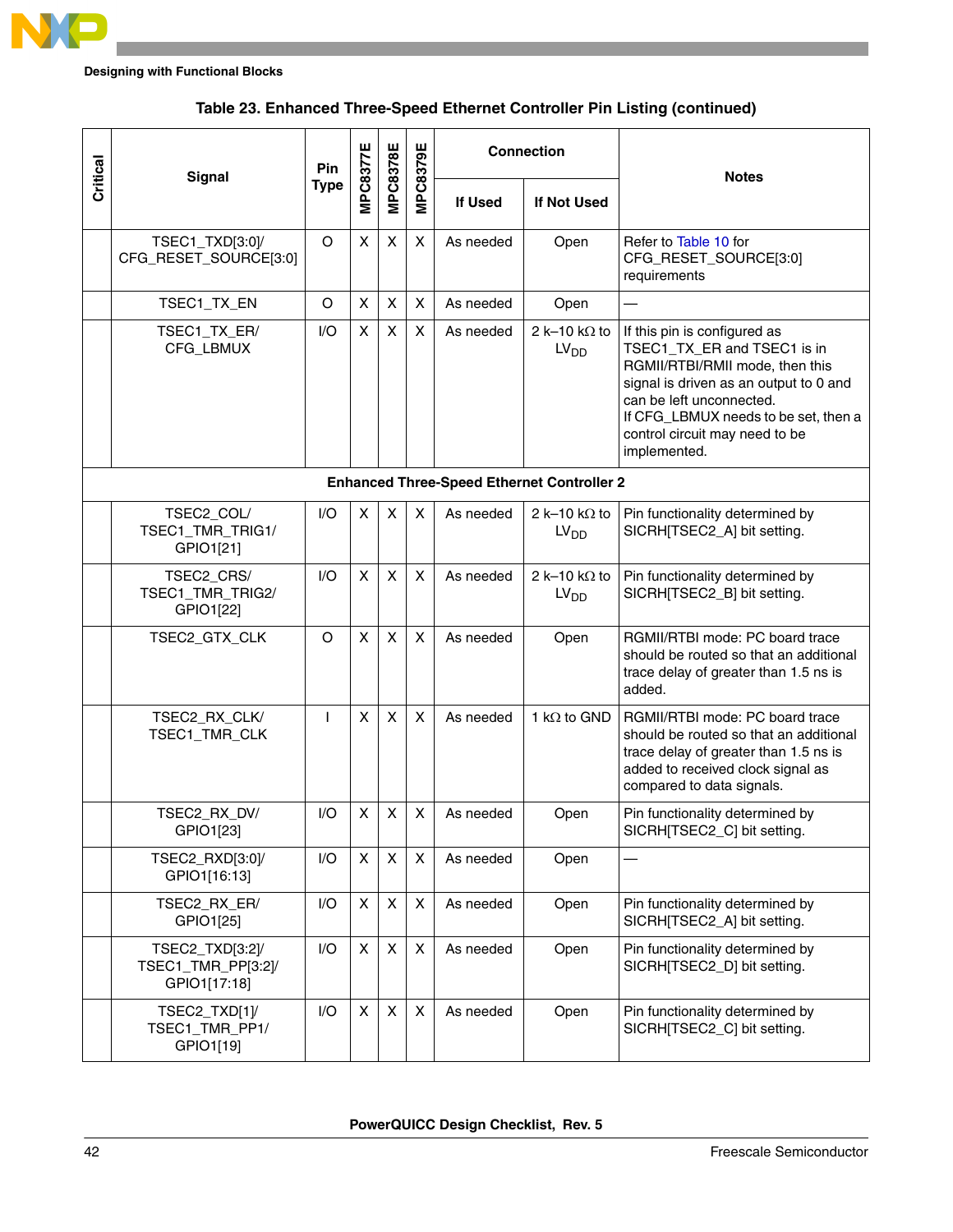Designing with Functional Blocks

**Table 23. Enhanced Three-Speed Ethernet Controller Pin Listing (continued)**

| Critical | Signal | Pin Type | MPC8377E | MPC8378E | MPC8379E | Connection | | Notes |
|---|---|---|---|---|---|---|---|---|
| | | | | | | If Used | If Not Used | |
| | TSEC1_TXD[3:0]/ CFG_RESET_SOURCE[3:0] | O | X | X | X | As needed | Open | Refer to Table 10 for CFG_RESET_SOURCE[3:0] requirements |
| | TSEC1_TX_EN | O | X | X | X | As needed | Open | — |
| | TSEC1_TX_ER/ CFG_LBMUX | I/O | X | X | X | As needed | 2 k–10 kΩ to $LV_{DD}$ | If this pin is configured as TSEC1_TX_ER and TSEC1 is in RGMII/RTBI/RMII mode, then this signal is driven as an output to 0 and can be left unconnected. If CFG_LBMUX needs to be set, then a control circuit may need to be implemented. |
| **Enhanced Three-Speed Ethernet Controller 2** | | | | | | | | |
| | TSEC2_COL/ TSEC1_TMR_TRIG1/ GPIO1[21] | I/O | X | X | X | As needed | 2 k–10 kΩ to $LV_{DD}$ | Pin functionality determined by SICRH[TSEC2_A] bit setting. |
| | TSEC2_CRS/ TSEC1_TMR_TRIG2/ GPIO1[22] | I/O | X | X | X | As needed | 2 k–10 kΩ to $LV_{DD}$ | Pin functionality determined by SICRH[TSEC2_B] bit setting. |
| | TSEC2_GTX_CLK | O | X | X | X | As needed | Open | RGMII/RTBI mode: PC board trace should be routed so that an additional trace delay of greater than 1.5 ns is added. |
| | TSEC2_RX_CLK/ TSEC1_TMR_CLK | I | X | X | X | As needed | 1 kΩ to GND | RGMII/RTBI mode: PC board trace should be routed so that an additional trace delay of greater than 1.5 ns is added to received clock signal as compared to data signals. |
| | TSEC2_RX_DV/ GPIO1[23] | I/O | X | X | X | As needed | Open | Pin functionality determined by SICRH[TSEC2_C] bit setting. |
| | TSEC2_RXD[3:0]/ GPIO1[16:13] | I/O | X | X | X | As needed | Open | — |
| | TSEC2_RX_ER/ GPIO1[25] | I/O | X | X | X | As needed | Open | Pin functionality determined by SICRH[TSEC2_A] bit setting. |
| | TSEC2_TXD[3:2]/ TSEC1_TMR_PP[3:2]/ GPIO1[17:18] | I/O | X | X | X | As needed | Open | Pin functionality determined by SICRH[TSEC2_D] bit setting. |
| | TSEC2_TXD[1]/ TSEC1_TMR_PP1/ GPIO1[19] | I/O | X | X | X | As needed | Open | Pin functionality determined by SICRH[TSEC2_C] bit setting. |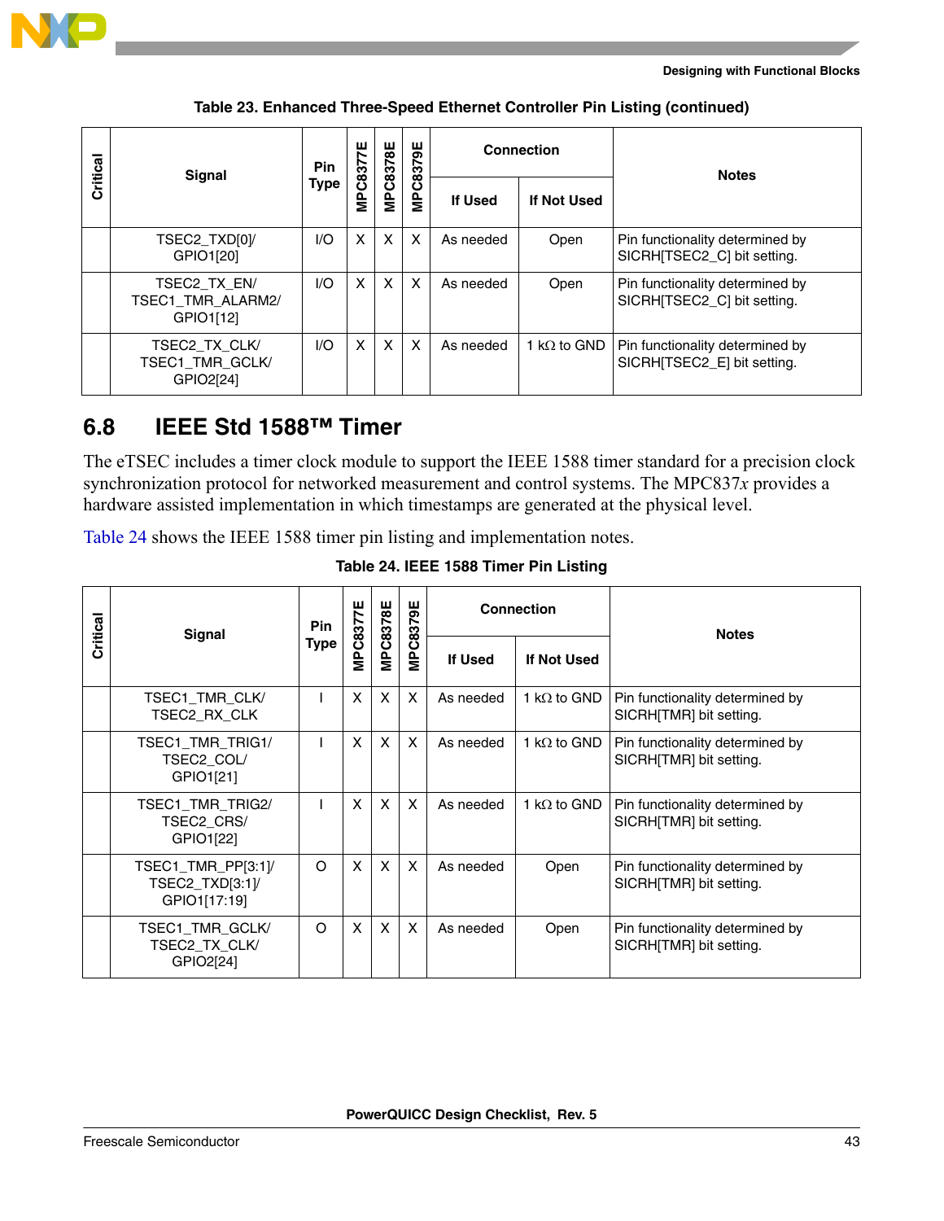**Table 23. Enhanced Three-Speed Ethernet Controller Pin Listing (continued)**

| Critical | Signal | Pin Type | MPC8377E | MPC8378E | MPC8379E | Connection | | Notes |
|---|---|---|---|---|---|---|---|---|
| | | | | | | If Used | If Not Used | |
| | TSEC2_TXD[0]/ GPIO1[20] | I/O | X | X | X | As needed | Open | Pin functionality determined by SICRH[TSEC2_C] bit setting. |
| | TSEC2_TX_EN/ TSEC1_TMR_ALARM2/ GPIO1[12] | I/O | X | X | X | As needed | Open | Pin functionality determined by SICRH[TSEC2_C] bit setting. |
| | TSEC2_TX_CLK/ TSEC1_TMR_GCLK/ GPIO2[24] | I/O | X | X | X | As needed | 1 kΩ to GND | Pin functionality determined by SICRH[TSEC2_E] bit setting. |

## 6.8 IEEE Std 1588™ Timer

The eTSEC includes a timer clock module to support the IEEE 1588 timer standard for a precision clock synchronization protocol for networked measurement and control systems. The MPC837*x* provides a hardware assisted implementation in which timestamps are generated at the physical level.

Table 24 shows the IEEE 1588 timer pin listing and implementation notes.

**Table 24. IEEE 1588 Timer Pin Listing**

| Critical | Signal | Pin Type | MPC8377E | MPC8378E | MPC8379E | Connection | | Notes |
|---|---|---|---|---|---|---|---|---|
| | | | | | | If Used | If Not Used | |
| | TSEC1_TMR_CLK/ TSEC2_RX_CLK | I | X | X | X | As needed | 1 kΩ to GND | Pin functionality determined by SICRH[TMR] bit setting. |
| | TSEC1_TMR_TRIG1/ TSEC2_COL/ GPIO1[21] | I | X | X | X | As needed | 1 kΩ to GND | Pin functionality determined by SICRH[TMR] bit setting. |
| | TSEC1_TMR_TRIG2/ TSEC2_CRS/ GPIO1[22] | I | X | X | X | As needed | 1 kΩ to GND | Pin functionality determined by SICRH[TMR] bit setting. |
| | TSEC1_TMR_PP[3:1]/ TSEC2_TXD[3:1]/ GPIO1[17:19] | O | X | X | X | As needed | Open | Pin functionality determined by SICRH[TMR] bit setting. |
| | TSEC1_TMR_GCLK/ TSEC2_TX_CLK/ GPIO2[24] | O | X | X | X | As needed | Open | Pin functionality determined by SICRH[TMR] bit setting. |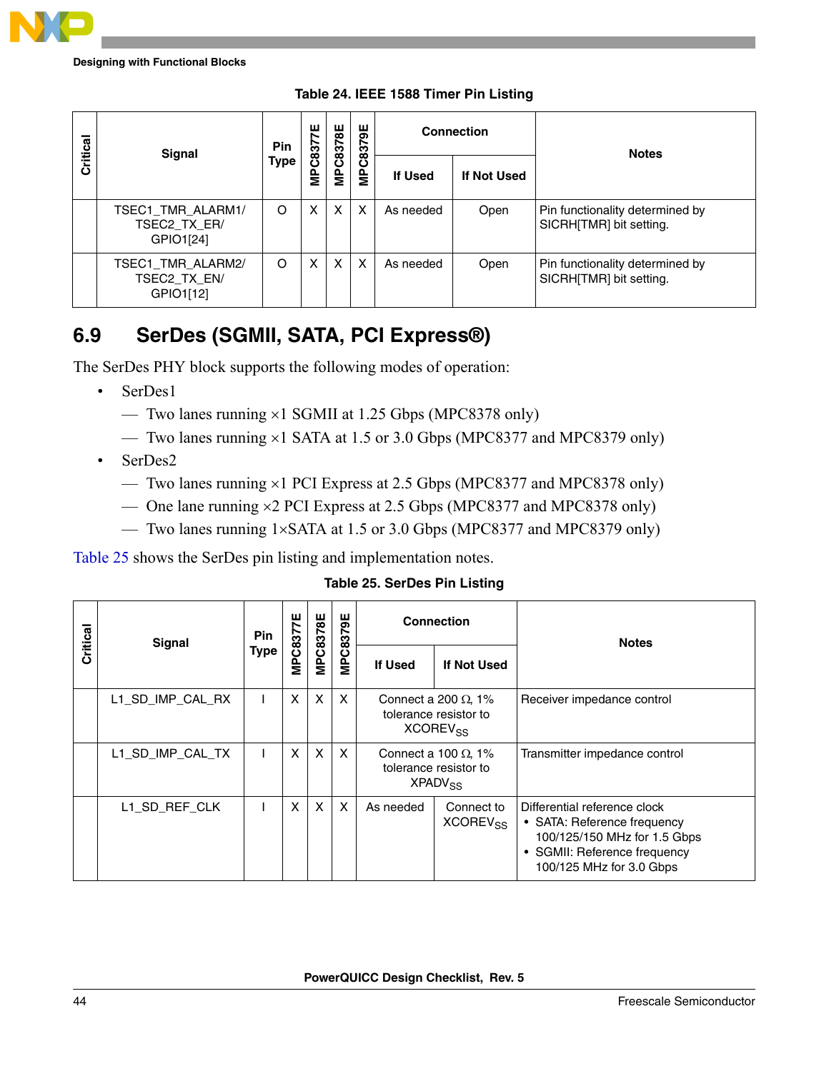**Table 24. IEEE 1588 Timer Pin Listing**

| Critical | Signal | Pin Type | MPC8377E | MPC8378E | MPC8379E | Connection | | Notes |
|---|---|---|---|---|---|---|---|---|
| | | | | | | If Used | If Not Used | |
| | TSEC1_TMR_ALARM1/ TSEC2_TX_ER/ GPIO1[24] | O | X | X | X | As needed | Open | Pin functionality determined by SICRH[TMR] bit setting. |
| | TSEC1_TMR_ALARM2/ TSEC2_TX_EN/ GPIO1[12] | O | X | X | X | As needed | Open | Pin functionality determined by SICRH[TMR] bit setting. |

## 6.9 SerDes (SGMII, SATA, PCI Express®)

The SerDes PHY block supports the following modes of operation:

- SerDes1
  - — Two lanes running ×1 SGMII at 1.25 Gbps (MPC8378 only)
  - — Two lanes running ×1 SATA at 1.5 or 3.0 Gbps (MPC8377 and MPC8379 only)
- SerDes2
  - — Two lanes running ×1 PCI Express at 2.5 Gbps (MPC8377 and MPC8378 only)
  - — One lane running ×2 PCI Express at 2.5 Gbps (MPC8377 and MPC8378 only)
  - — Two lanes running 1×SATA at 1.5 or 3.0 Gbps (MPC8377 and MPC8379 only)

Table 25 shows the SerDes pin listing and implementation notes.

**Table 25. SerDes Pin Listing**

| Critical | Signal | Pin Type | MPC8377E | MPC8378E | MPC8379E | Connection | | Notes |
|---|---|---|---|---|---|---|---|---|
| | | | | | | If Used | If Not Used | |
| | L1_SD_IMP_CAL_RX | I | X | X | X | Connect a 200 Ω, 1% tolerance resistor to $XCOREV_{SS}$ | | Receiver impedance control |
| | L1_SD_IMP_CAL_TX | I | X | X | X | Connect a 100 Ω, 1% tolerance resistor to $XPADV_{SS}$ | | Transmitter impedance control |
| | L1_SD_REF_CLK | I | X | X | X | As needed | Connect to $XCOREV_{SS}$ | Differential reference clock<br>• SATA: Reference frequency 100/125/150 MHz for 1.5 Gbps<br>• SGMII: Reference frequency 100/125 MHz for 3.0 Gbps |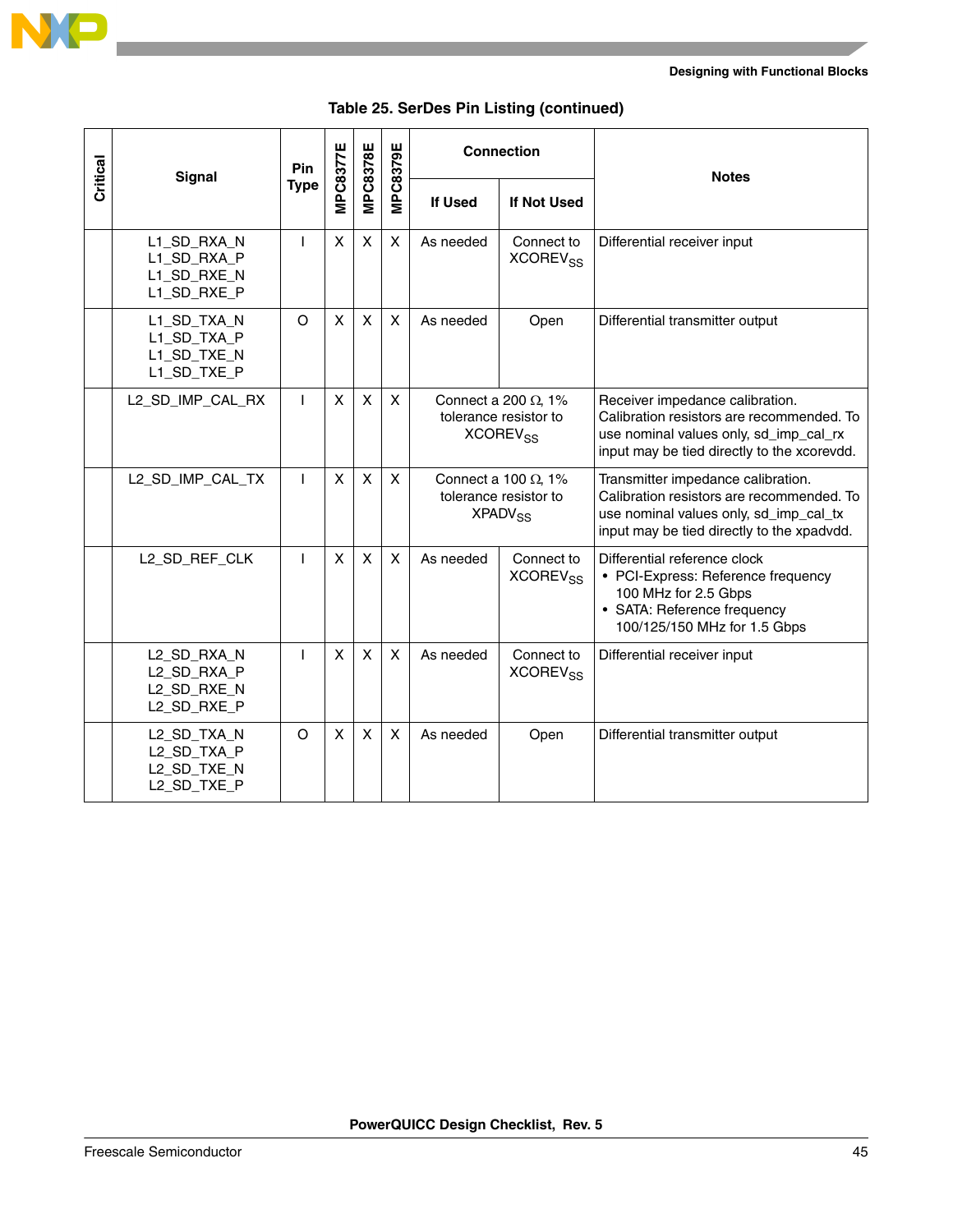**Table 25. SerDes Pin Listing (continued)**

| Critical | Signal | Pin Type | MPC8377E | MPC8378E | MPC8379E | Connection | | Notes |
|---|---|---|---|---|---|---|---|---|
| | | | | | | If Used | If Not Used | |
| | L1_SD_RXA_N<br>L1_SD_RXA_P<br>L1_SD_RXE_N<br>L1_SD_RXE_P | I | X | X | X | As needed | Connect to $XCOREV_{SS}$ | Differential receiver input |
| | L1_SD_TXA_N<br>L1_SD_TXA_P<br>L1_SD_TXE_N<br>L1_SD_TXE_P | O | X | X | X | As needed | Open | Differential transmitter output |
| | L2_SD_IMP_CAL_RX | I | X | X | X | Connect a 200 Ω, 1% tolerance resistor to $XCOREV_{SS}$ | | Receiver impedance calibration. Calibration resistors are recommended. To use nominal values only, sd_imp_cal_rx input may be tied directly to the xcorevdd. |
| | L2_SD_IMP_CAL_TX | I | X | X | X | Connect a 100 Ω, 1% tolerance resistor to $XPADV_{SS}$ | | Transmitter impedance calibration. Calibration resistors are recommended. To use nominal values only, sd_imp_cal_tx input may be tied directly to the xpadvdd. |
| | L2_SD_REF_CLK | I | X | X | X | As needed | Connect to $XCOREV_{SS}$ | Differential reference clock<br>• PCI-Express: Reference frequency 100 MHz for 2.5 Gbps<br>• SATA: Reference frequency 100/125/150 MHz for 1.5 Gbps |
| | L2_SD_RXA_N<br>L2_SD_RXA_P<br>L2_SD_RXE_N<br>L2_SD_RXE_P | I | X | X | X | As needed | Connect to $XCOREV_{SS}$ | Differential receiver input |
| | L2_SD_TXA_N<br>L2_SD_TXA_P<br>L2_SD_TXE_N<br>L2_SD_TXE_P | O | X | X | X | As needed | Open | Differential transmitter output |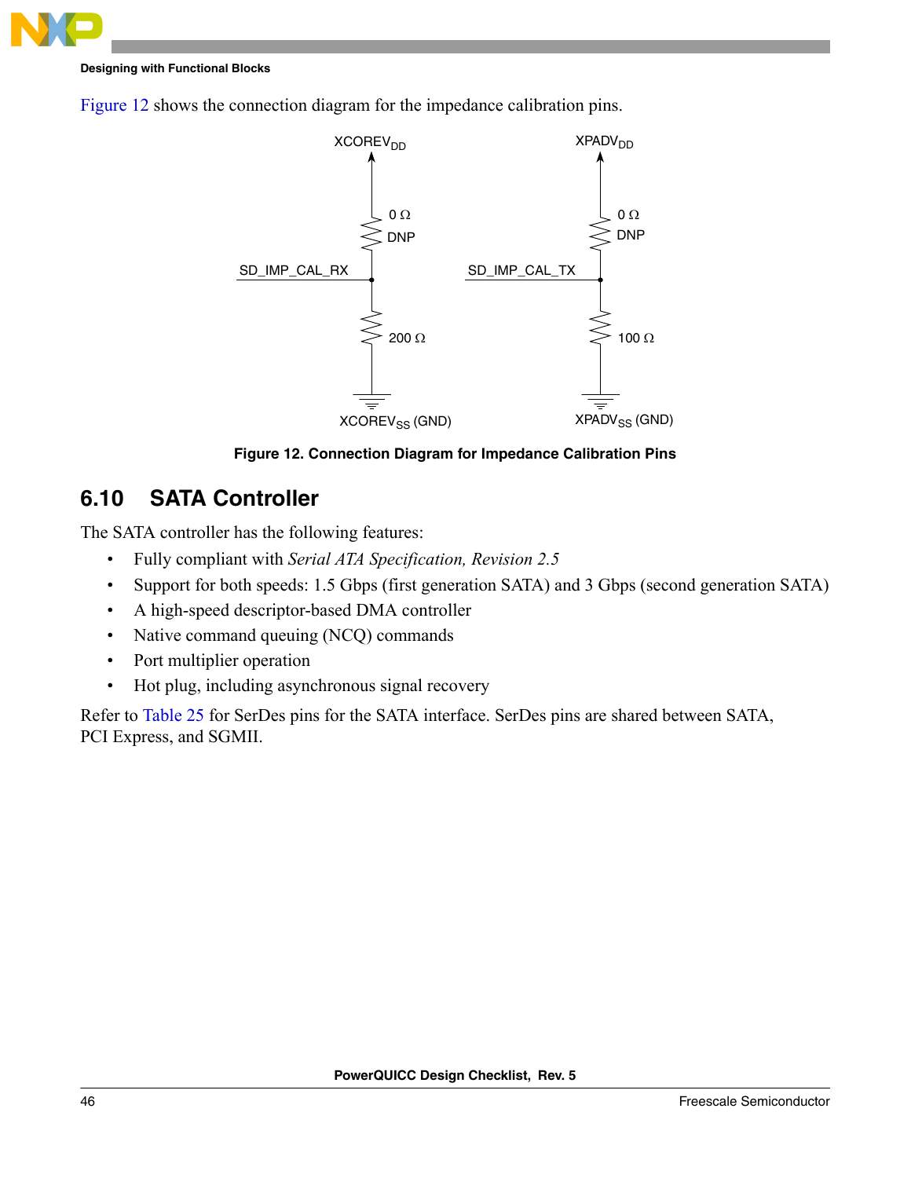Figure 12 shows the connection diagram for the impedance calibration pins.

Figure 12. Connection Diagram for Impedance Calibration Pins

## 6.10 SATA Controller

The SATA controller has the following features:

- Fully compliant with *Serial ATA Specification, Revision 2.5*
- Support for both speeds: 1.5 Gbps (first generation SATA) and 3 Gbps (second generation SATA)
- A high-speed descriptor-based DMA controller
- Native command queuing (NCQ) commands
- Port multiplier operation
- Hot plug, including asynchronous signal recovery

Refer to Table 25 for SerDes pins for the SATA interface. SerDes pins are shared between SATA, PCI Express, and SGMII.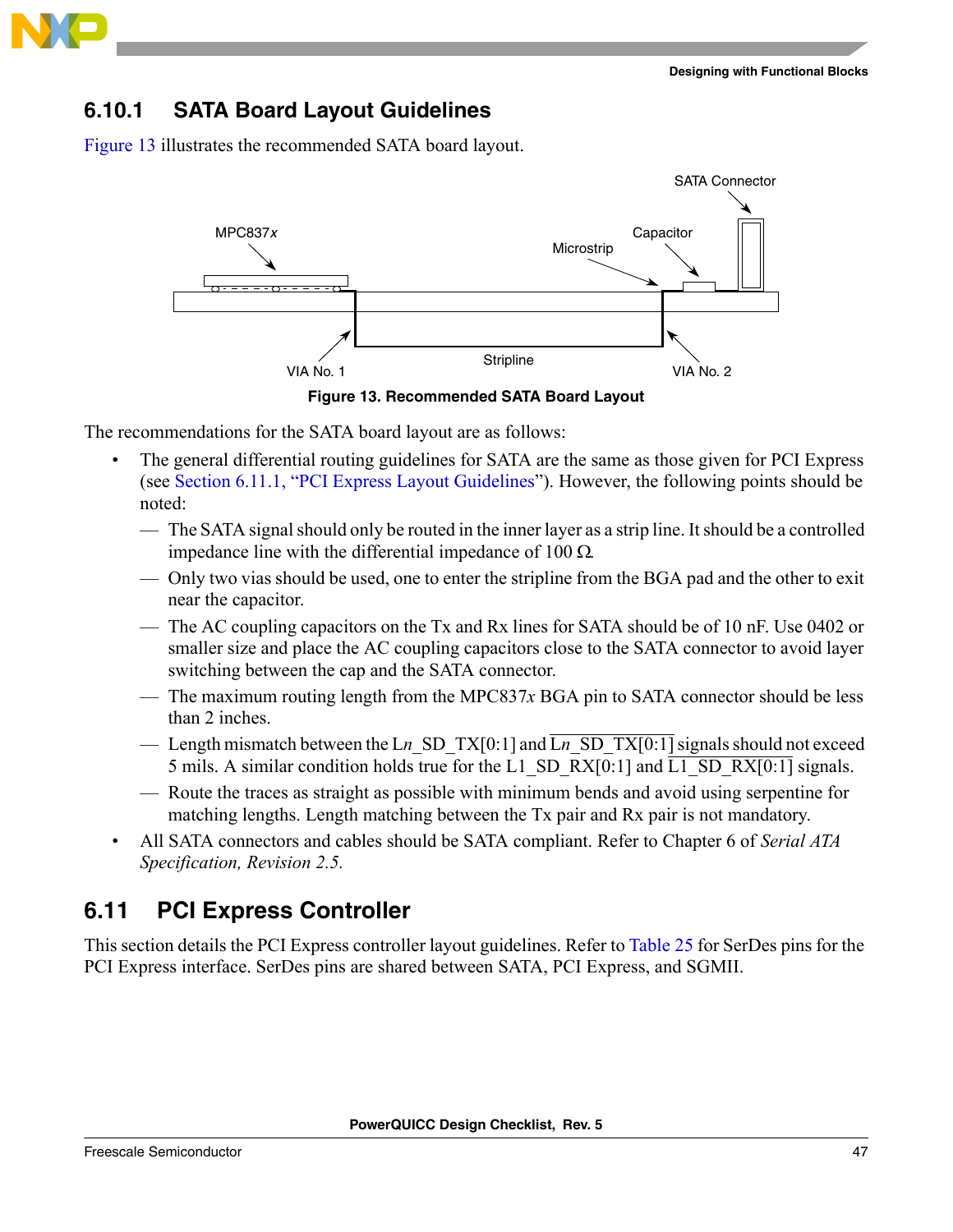## 6.10.1 SATA Board Layout Guidelines

Figure 13 illustrates the recommended SATA board layout.

Figure 13. Recommended SATA Board Layout

The recommendations for the SATA board layout are as follows:

- The general differential routing guidelines for SATA are the same as those given for PCI Express (see Section 6.11.1, "PCI Express Layout Guidelines"). However, the following points should be noted:
  - The SATA signal should only be routed in the inner layer as a strip line. It should be a controlled impedance line with the differential impedance of 100 Ω.
  - Only two vias should be used, one to enter the stripline from the BGA pad and the other to exit near the capacitor.
  - The AC coupling capacitors on the Tx and Rx lines for SATA should be of 10 nF. Use 0402 or smaller size and place the AC coupling capacitors close to the SATA connector to avoid layer switching between the cap and the SATA connector.
  - The maximum routing length from the MPC837*x* BGA pin to SATA connector should be less than 2 inches.
  - Length mismatch between the L*n*_SD_TX[0:1] and $\overline{\text{L}n\text{\_SD\_TX[0:1]}}$ signals should not exceed 5 mils. A similar condition holds true for the L1_SD_RX[0:1] and $\overline{\text{L1\_SD\_RX[0:1]}}$ signals.
  - Route the traces as straight as possible with minimum bends and avoid using serpentine for matching lengths. Length matching between the Tx pair and Rx pair is not mandatory.
- All SATA connectors and cables should be SATA compliant. Refer to Chapter 6 of *Serial ATA Specification, Revision 2.5.*

## 6.11 PCI Express Controller

This section details the PCI Express controller layout guidelines. Refer to Table 25 for SerDes pins for the PCI Express interface. SerDes pins are shared between SATA, PCI Express, and SGMII.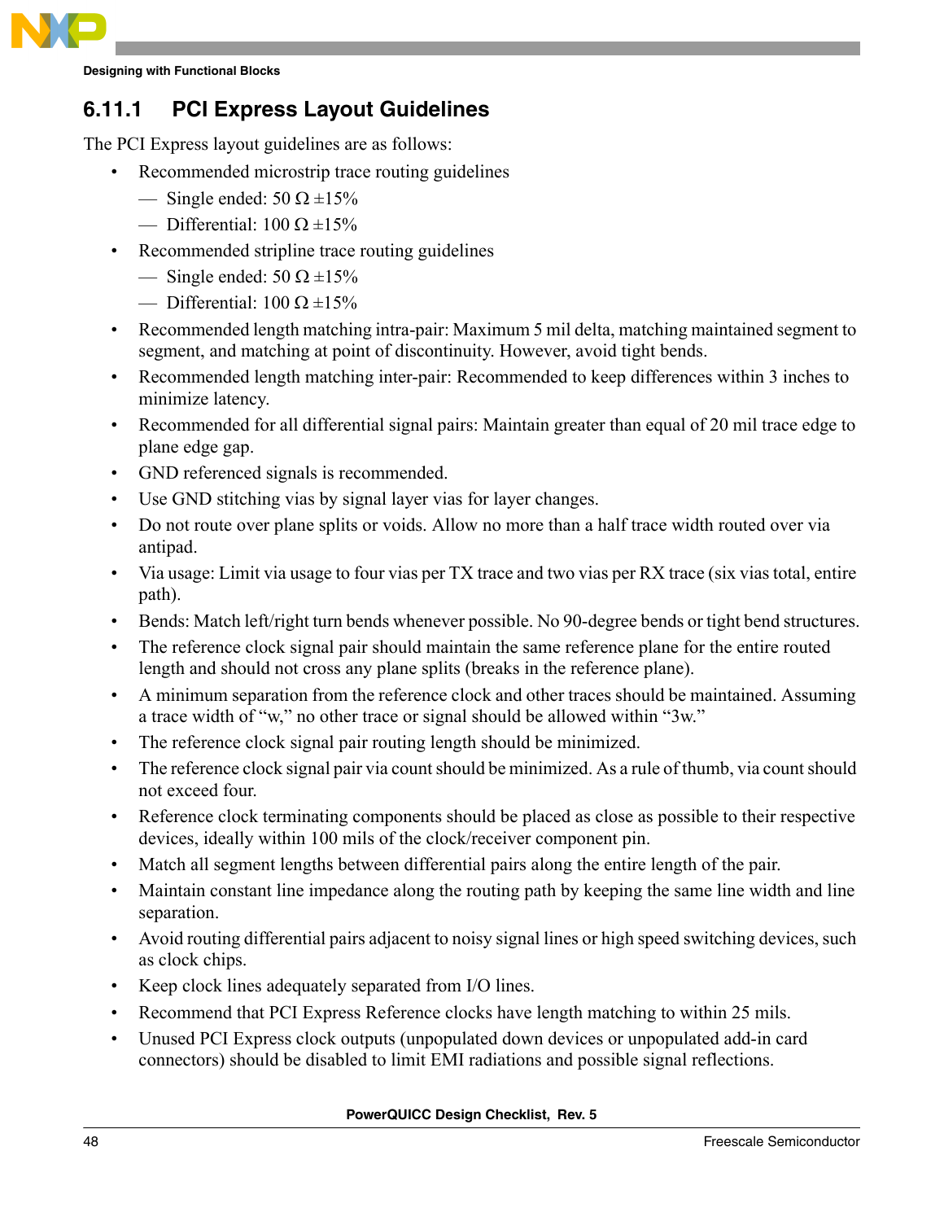### 6.11.1 PCI Express Layout Guidelines

The PCI Express layout guidelines are as follows:

- Recommended microstrip trace routing guidelines
  - Single ended: 50 Ω ±15%
  - Differential: 100 Ω ±15%
- Recommended stripline trace routing guidelines
  - Single ended: 50 Ω ±15%
  - Differential: 100 Ω ±15%
- Recommended length matching intra-pair: Maximum 5 mil delta, matching maintained segment to segment, and matching at point of discontinuity. However, avoid tight bends.
- Recommended length matching inter-pair: Recommended to keep differences within 3 inches to minimize latency.
- Recommended for all differential signal pairs: Maintain greater than equal of 20 mil trace edge to plane edge gap.
- GND referenced signals is recommended.
- Use GND stitching vias by signal layer vias for layer changes.
- Do not route over plane splits or voids. Allow no more than a half trace width routed over via antipad.
- Via usage: Limit via usage to four vias per TX trace and two vias per RX trace (six vias total, entire path).
- Bends: Match left/right turn bends whenever possible. No 90-degree bends or tight bend structures.
- The reference clock signal pair should maintain the same reference plane for the entire routed length and should not cross any plane splits (breaks in the reference plane).
- A minimum separation from the reference clock and other traces should be maintained. Assuming a trace width of "w," no other trace or signal should be allowed within "3w."
- The reference clock signal pair routing length should be minimized.
- The reference clock signal pair via count should be minimized. As a rule of thumb, via count should not exceed four.
- Reference clock terminating components should be placed as close as possible to their respective devices, ideally within 100 mils of the clock/receiver component pin.
- Match all segment lengths between differential pairs along the entire length of the pair.
- Maintain constant line impedance along the routing path by keeping the same line width and line separation.
- Avoid routing differential pairs adjacent to noisy signal lines or high speed switching devices, such as clock chips.
- Keep clock lines adequately separated from I/O lines.
- Recommend that PCI Express Reference clocks have length matching to within 25 mils.
- Unused PCI Express clock outputs (unpopulated down devices or unpopulated add-in card connectors) should be disabled to limit EMI radiations and possible signal reflections.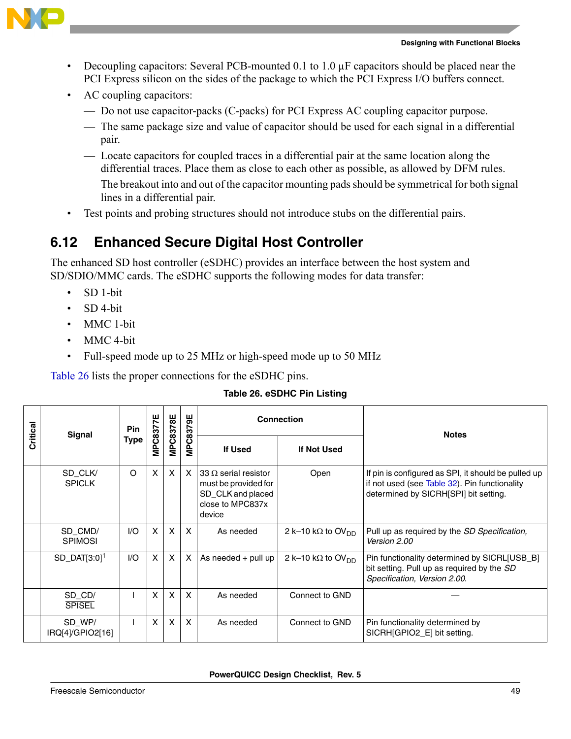- Decoupling capacitors: Several PCB-mounted 0.1 to 1.0 µF capacitors should be placed near the PCI Express silicon on the sides of the package to which the PCI Express I/O buffers connect.
- AC coupling capacitors:
  - Do not use capacitor-packs (C-packs) for PCI Express AC coupling capacitor purpose.
  - The same package size and value of capacitor should be used for each signal in a differential pair.
  - Locate capacitors for coupled traces in a differential pair at the same location along the differential traces. Place them as close to each other as possible, as allowed by DFM rules.
  - The breakout into and out of the capacitor mounting pads should be symmetrical for both signal lines in a differential pair.
- Test points and probing structures should not introduce stubs on the differential pairs.

## 6.12 Enhanced Secure Digital Host Controller

The enhanced SD host controller (eSDHC) provides an interface between the host system and SD/SDIO/MMC cards. The eSDHC supports the following modes for data transfer:

- SD 1-bit
- SD 4-bit
- MMC 1-bit
- MMC 4-bit
- Full-speed mode up to 25 MHz or high-speed mode up to 50 MHz

Table 26 lists the proper connections for the eSDHC pins.

**Table 26. eSDHC Pin Listing**

| Critical | Signal | Pin Type | MPC8377E | MPC8378E | MPC8379E | Connection | | Notes |
|---|---|---|---|---|---|---|---|---|
| | | | | | | If Used | If Not Used | |
| | SD_CLK/ SPICLK | O | X | X | X | 33 Ω serial resistor must be provided for SD_CLK and placed close to MPC837x device | Open | If pin is configured as SPI, it should be pulled up if not used (see Table 32). Pin functionality determined by SICRH[SPI] bit setting. |
| | SD_CMD/ SPIMOSI | I/O | X | X | X | As needed | 2 k–10 kΩ to $OV_{DD}$ | Pull up as required by the *SD Specification, Version 2.00* |
| | SD_DAT[3:0][1] | I/O | X | X | X | As needed + pull up | 2 k–10 kΩ to $OV_{DD}$ | Pin functionality determined by SICRL[USB_B] bit setting. Pull up as required by the *SD Specification, Version 2.00.* |
| | SD_CD/ $\overline{\text{SPISEL}}$ | I | X | X | X | As needed | Connect to GND | — |
| | SD_WP/ IRQ[4]/GPIO2[16] | I | X | X | X | As needed | Connect to GND | Pin functionality determined by SICRH[GPIO2_E] bit setting. |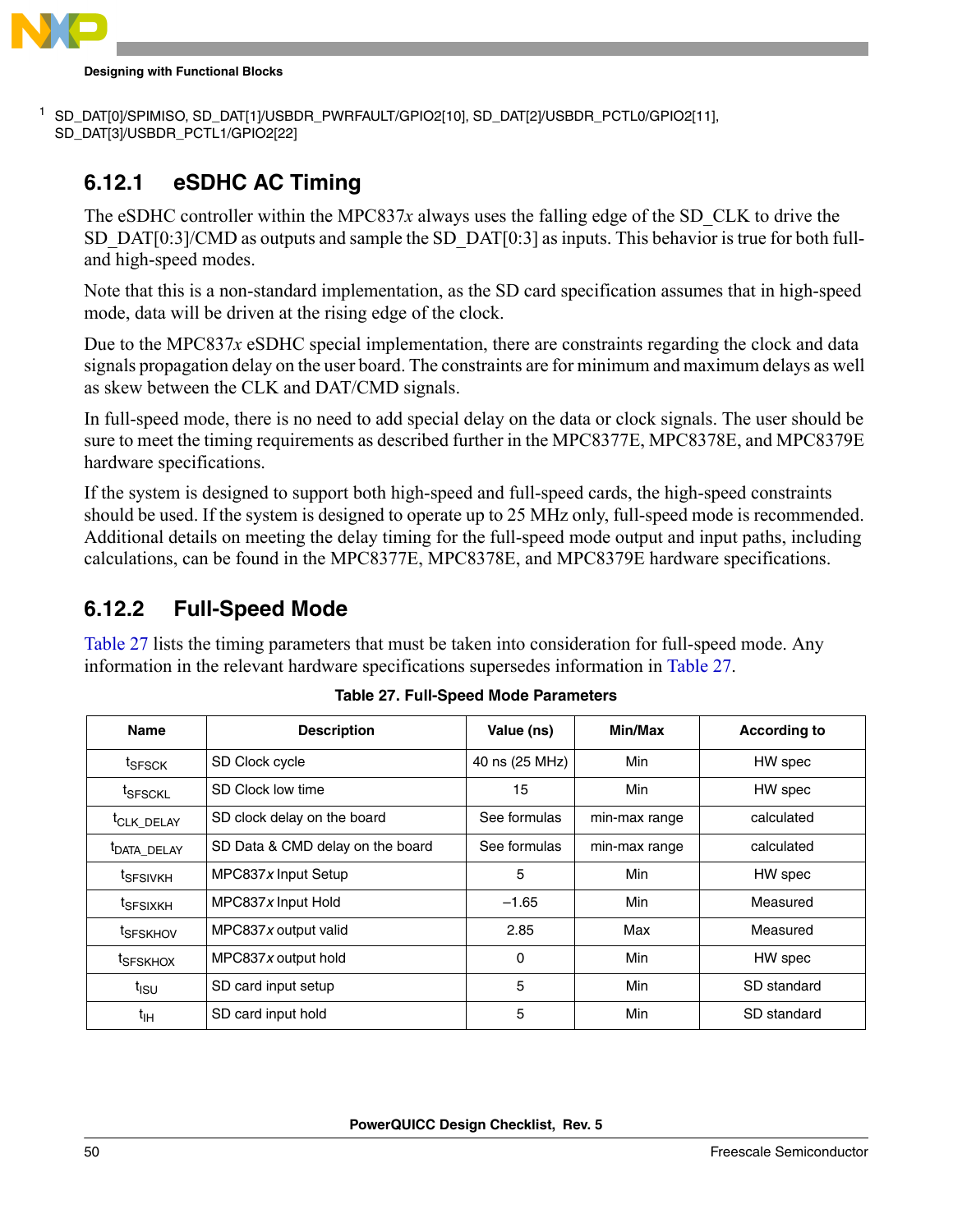[1] SD_DAT[0]/SPIMISO, SD_DAT[1]/USBDR_PWRFAULT/GPIO2[10], SD_DAT[2]/USBDR_PCTL0/GPIO2[11], SD_DAT[3]/USBDR_PCTL1/GPIO2[22]

### 6.12.1 eSDHC AC Timing

The eSDHC controller within the MPC837*x* always uses the falling edge of the SD_CLK to drive the SD_DAT[0:3]/CMD as outputs and sample the SD_DAT[0:3] as inputs. This behavior is true for both full- and high-speed modes.

Note that this is a non-standard implementation, as the SD card specification assumes that in high-speed mode, data will be driven at the rising edge of the clock.

Due to the MPC837*x* eSDHC special implementation, there are constraints regarding the clock and data signals propagation delay on the user board. The constraints are for minimum and maximum delays as well as skew between the CLK and DAT/CMD signals.

In full-speed mode, there is no need to add special delay on the data or clock signals. The user should be sure to meet the timing requirements as described further in the MPC8377E, MPC8378E, and MPC8379E hardware specifications.

If the system is designed to support both high-speed and full-speed cards, the high-speed constraints should be used. If the system is designed to operate up to 25 MHz only, full-speed mode is recommended. Additional details on meeting the delay timing for the full-speed mode output and input paths, including calculations, can be found in the MPC8377E, MPC8378E, and MPC8379E hardware specifications.

### 6.12.2 Full-Speed Mode

Table 27 lists the timing parameters that must be taken into consideration for full-speed mode. Any information in the relevant hardware specifications supersedes information in Table 27.

**Table 27. Full-Speed Mode Parameters**

| Name | Description | Value (ns) | Min/Max | According to |
|---|---|---|---|---|
| $t_{SFSCK}$ | SD Clock cycle | 40 ns (25 MHz) | Min | HW spec |
| $t_{SFSCKL}$ | SD Clock low time | 15 | Min | HW spec |
| $t_{CLK\_DELAY}$ | SD clock delay on the board | See formulas | min-max range | calculated |
| $t_{DATA\_DELAY}$ | SD Data & CMD delay on the board | See formulas | min-max range | calculated |
| $t_{SFSIVKH}$ | MPC837*x* Input Setup | 5 | Min | HW spec |
| $t_{SFSIXKH}$ | MPC837*x* Input Hold | –1.65 | Min | Measured |
| $t_{SFSKHOV}$ | MPC837*x* output valid | 2.85 | Max | Measured |
| $t_{SFSKHOX}$ | MPC837*x* output hold | 0 | Min | HW spec |
| $t_{ISU}$ | SD card input setup | 5 | Min | SD standard |
| $t_{IH}$ | SD card input hold | 5 | Min | SD standard |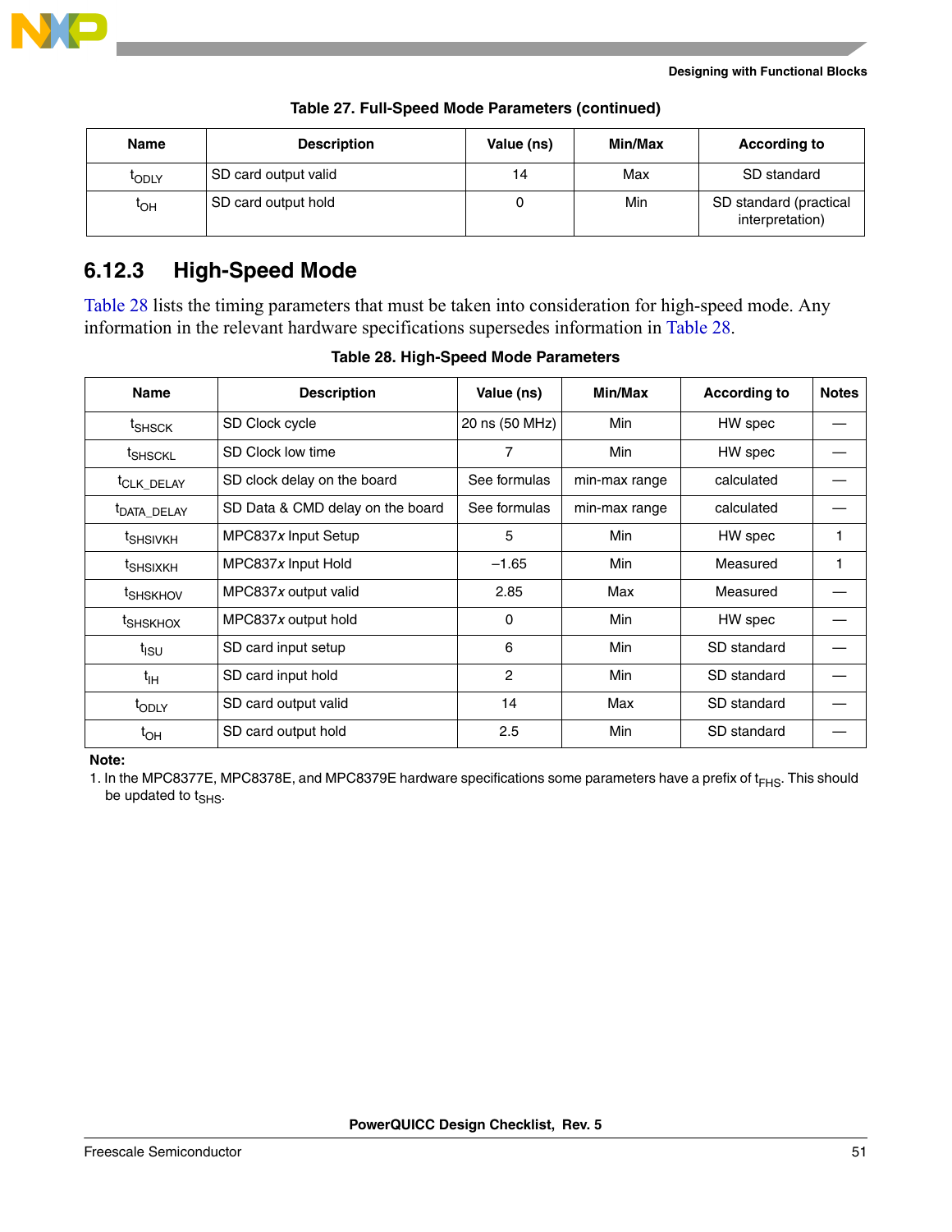**Table 27. Full-Speed Mode Parameters (continued)**

| Name | Description | Value (ns) | Min/Max | According to |
|---|---|---|---|---|
| $t_{ODLY}$ | SD card output valid | 14 | Max | SD standard |
| $t_{OH}$ | SD card output hold | 0 | Min | SD standard (practical interpretation) |

### 6.12.3 High-Speed Mode

Table 28 lists the timing parameters that must be taken into consideration for high-speed mode. Any information in the relevant hardware specifications supersedes information in Table 28.

**Table 28. High-Speed Mode Parameters**

| Name | Description | Value (ns) | Min/Max | According to | Notes |
|---|---|---|---|---|---|
| $t_{SHSCK}$ | SD Clock cycle | 20 ns (50 MHz) | Min | HW spec | — |
| $t_{SHSCKL}$ | SD Clock low time | 7 | Min | HW spec | — |
| $t_{CLK\_DELAY}$ | SD clock delay on the board | See formulas | min-max range | calculated | — |
| $t_{DATA\_DELAY}$ | SD Data & CMD delay on the board | See formulas | min-max range | calculated | — |
| $t_{SHSIVKH}$ | MPC837*x* Input Setup | 5 | Min | HW spec | 1 |
| $t_{SHSIXKH}$ | MPC837*x* Input Hold | –1.65 | Min | Measured | 1 |
| $t_{SHSKHOV}$ | MPC837*x* output valid | 2.85 | Max | Measured | — |
| $t_{SHSKHOX}$ | MPC837*x* output hold | 0 | Min | HW spec | — |
| $t_{ISU}$ | SD card input setup | 6 | Min | SD standard | — |
| $t_{IH}$ | SD card input hold | 2 | Min | SD standard | — |
| $t_{ODLY}$ | SD card output valid | 14 | Max | SD standard | — |
| $t_{OH}$ | SD card output hold | 2.5 | Min | SD standard | — |

**Note:**

1. In the MPC8377E, MPC8378E, and MPC8379E hardware specifications some parameters have a prefix of $t_{FHS}$. This should be updated to $t_{SHS}$.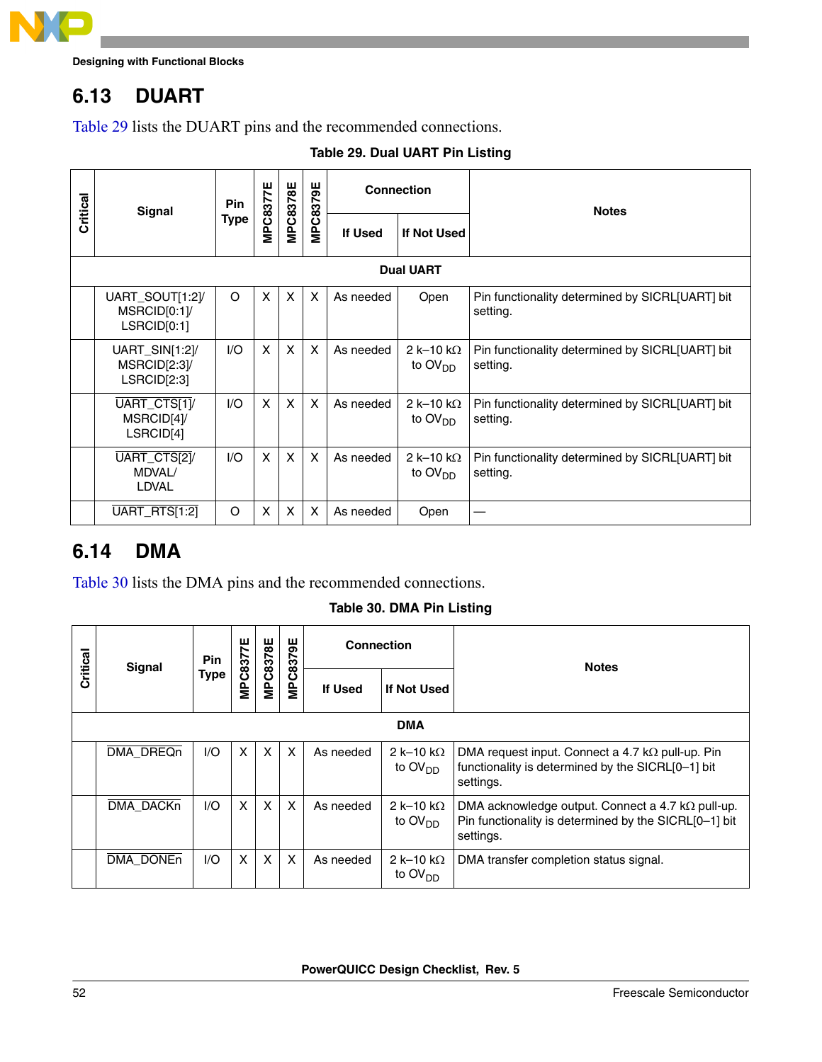## 6.13 DUART

Table 29 lists the DUART pins and the recommended connections.

**Table 29. Dual UART Pin Listing**

| Critical | Signal | Pin Type | MPC8377E | MPC8378E | MPC8379E | Connection | | Notes |
|---|---|---|---|---|---|---|---|---|
| | | | | | | If Used | If Not Used | |
| **Dual UART** | | | | | | | | |
| | UART_SOUT[1:2]/ MSRCID[0:1]/ LSRCID[0:1] | O | X | X | X | As needed | Open | Pin functionality determined by SICRL[UART] bit setting. |
| | UART_SIN[1:2]/ MSRCID[2:3]/ LSRCID[2:3] | I/O | X | X | X | As needed | 2 k–10 kΩ to $OV_{DD}$ | Pin functionality determined by SICRL[UART] bit setting. |
| | $\overline{\text{UART\_CTS[1]}}$/ MSRCID[4]/ LSRCID[4] | I/O | X | X | X | As needed | 2 k–10 kΩ to $OV_{DD}$ | Pin functionality determined by SICRL[UART] bit setting. |
| | $\overline{\text{UART\_CTS[2]}}$/ MDVAL/ LDVAL | I/O | X | X | X | As needed | 2 k–10 kΩ to $OV_{DD}$ | Pin functionality determined by SICRL[UART] bit setting. |
| | $\overline{\text{UART\_RTS[1:2]}}$ | O | X | X | X | As needed | Open | — |

## 6.14 DMA

Table 30 lists the DMA pins and the recommended connections.

**Table 30. DMA Pin Listing**

| Critical | Signal | Pin Type | MPC8377E | MPC8378E | MPC8379E | Connection | | Notes |
|---|---|---|---|---|---|---|---|---|
| | | | | | | If Used | If Not Used | |
| **DMA** | | | | | | | | |
| | $\overline{\text{DMA\_DREQn}}$ | I/O | X | X | X | As needed | 2 k–10 kΩ to $OV_{DD}$ | DMA request input. Connect a 4.7 kΩ pull-up. Pin functionality is determined by the SICRL[0–1] bit settings. |
| | $\overline{\text{DMA\_DACKn}}$ | I/O | X | X | X | As needed | 2 k–10 kΩ to $OV_{DD}$ | DMA acknowledge output. Connect a 4.7 kΩ pull-up. Pin functionality is determined by the SICRL[0–1] bit settings. |
| | $\overline{\text{DMA\_DONEn}}$ | I/O | X | X | X | As needed | 2 k–10 kΩ to $OV_{DD}$ | DMA transfer completion status signal. |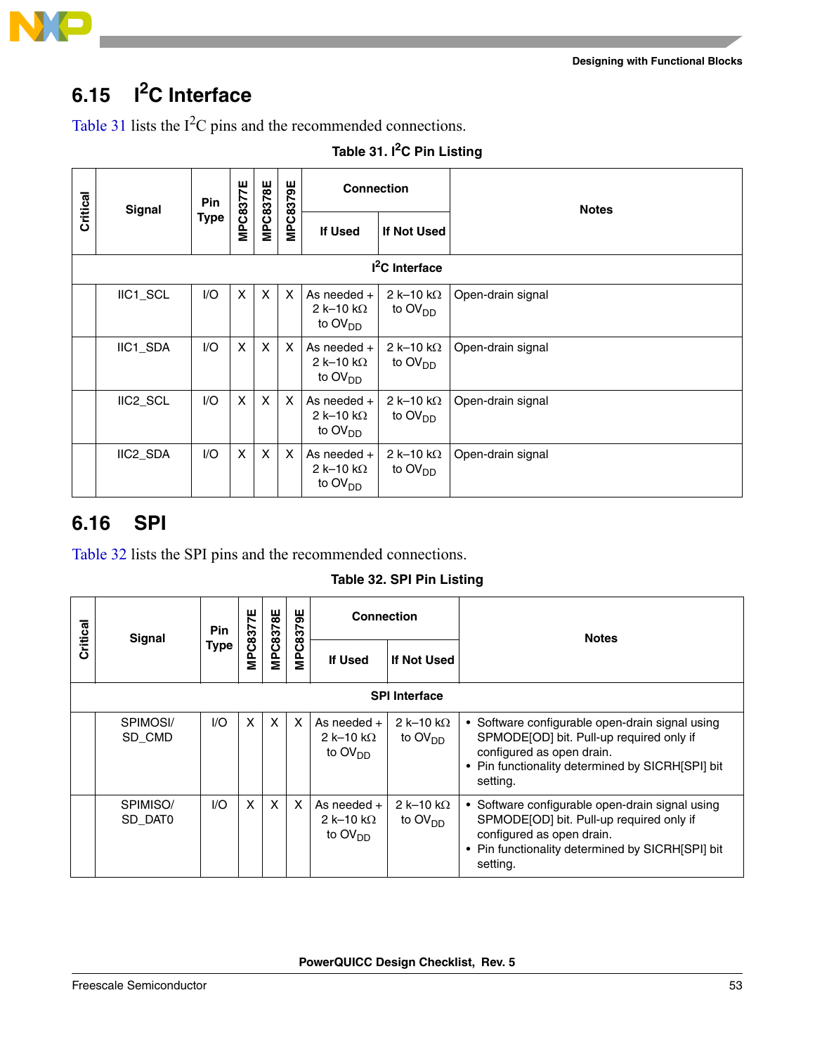## 6.15 I²C Interface

Table 31 lists the I²C pins and the recommended connections.

**Table 31. I²C Pin Listing**

| Critical | Signal | Pin Type | MPC8377E | MPC8378E | MPC8379E | Connection | | Notes |
|---|---|---|---|---|---|---|---|---|
| | | | | | | If Used | If Not Used | |
| **I²C Interface** | | | | | | | | |
| | IIC1_SCL | I/O | X | X | X | As needed + 2 k–10 kΩ to $OV_{DD}$ | 2 k–10 kΩ to $OV_{DD}$ | Open-drain signal |
| | IIC1_SDA | I/O | X | X | X | As needed + 2 k–10 kΩ to $OV_{DD}$ | 2 k–10 kΩ to $OV_{DD}$ | Open-drain signal |
| | IIC2_SCL | I/O | X | X | X | As needed + 2 k–10 kΩ to $OV_{DD}$ | 2 k–10 kΩ to $OV_{DD}$ | Open-drain signal |
| | IIC2_SDA | I/O | X | X | X | As needed + 2 k–10 kΩ to $OV_{DD}$ | 2 k–10 kΩ to $OV_{DD}$ | Open-drain signal |

## 6.16 SPI

Table 32 lists the SPI pins and the recommended connections.

**Table 32. SPI Pin Listing**

| Critical | Signal | Pin Type | MPC8377E | MPC8378E | MPC8379E | Connection | | Notes |
|---|---|---|---|---|---|---|---|---|
| | | | | | | If Used | If Not Used | |
| **SPI Interface** | | | | | | | | |
| | SPIMOSI/ SD_CMD | I/O | X | X | X | As needed + 2 k–10 kΩ to $OV_{DD}$ | 2 k–10 kΩ to $OV_{DD}$ | • Software configurable open-drain signal using SPMODE[OD] bit. Pull-up required only if configured as open drain. • Pin functionality determined by SICRH[SPI] bit setting. |
| | SPIMISO/ SD_DAT0 | I/O | X | X | X | As needed + 2 k–10 kΩ to $OV_{DD}$ | 2 k–10 kΩ to $OV_{DD}$ | • Software configurable open-drain signal using SPMODE[OD] bit. Pull-up required only if configured as open drain. • Pin functionality determined by SICRH[SPI] bit setting. |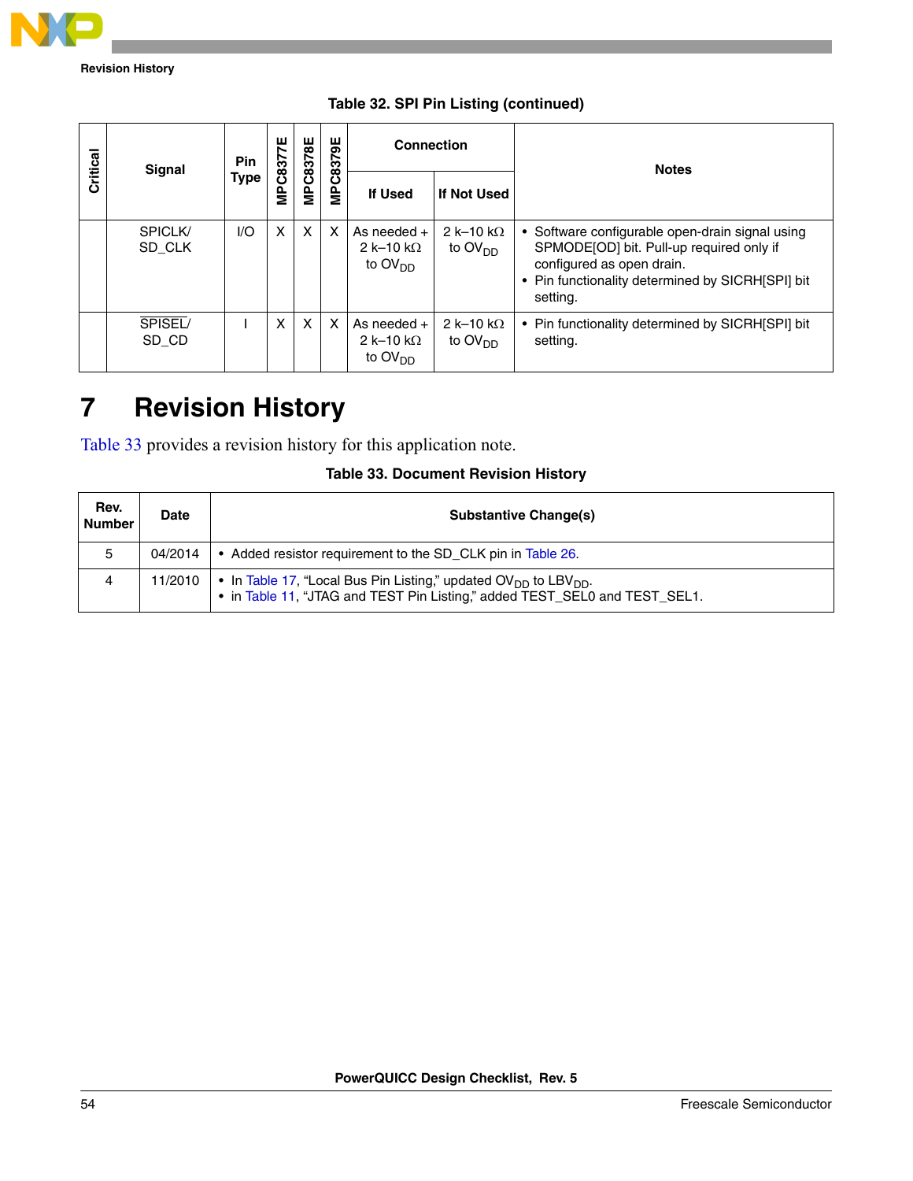**Table 32. SPI Pin Listing (continued)**

| Critical | Signal | Pin Type | MPC8377E | MPC8378E | MPC8379E | Connection | | Notes |
|---|---|---|---|---|---|---|---|---|
| | | | | | | If Used | If Not Used | |
| | SPICLK/ SD_CLK | I/O | X | X | X | As needed + 2 k–10 kΩ to $OV_{DD}$ | 2 k–10 kΩ to $OV_{DD}$ | • Software configurable open-drain signal using SPMODE[OD] bit. Pull-up required only if configured as open drain.<br>• Pin functionality determined by SICRH[SPI] bit setting. |
| | $\overline{\text{SPISEL}}$/ SD_CD | I | X | X | X | As needed + 2 k–10 kΩ to $OV_{DD}$ | 2 k–10 kΩ to $OV_{DD}$ | • Pin functionality determined by SICRH[SPI] bit setting. |

# 7 Revision History

Table 33 provides a revision history for this application note.

**Table 33. Document Revision History**

| Rev. Number | Date | Substantive Change(s) |
|---|---|---|
| 5 | 04/2014 | • Added resistor requirement to the SD_CLK pin in Table 26. |
| 4 | 11/2010 | • In Table 17, “Local Bus Pin Listing,” updated $OV_{DD}$ to $LBV_{DD}$.<br>• in Table 11, “JTAG and TEST Pin Listing,” added TEST_SEL0 and TEST_SEL1. |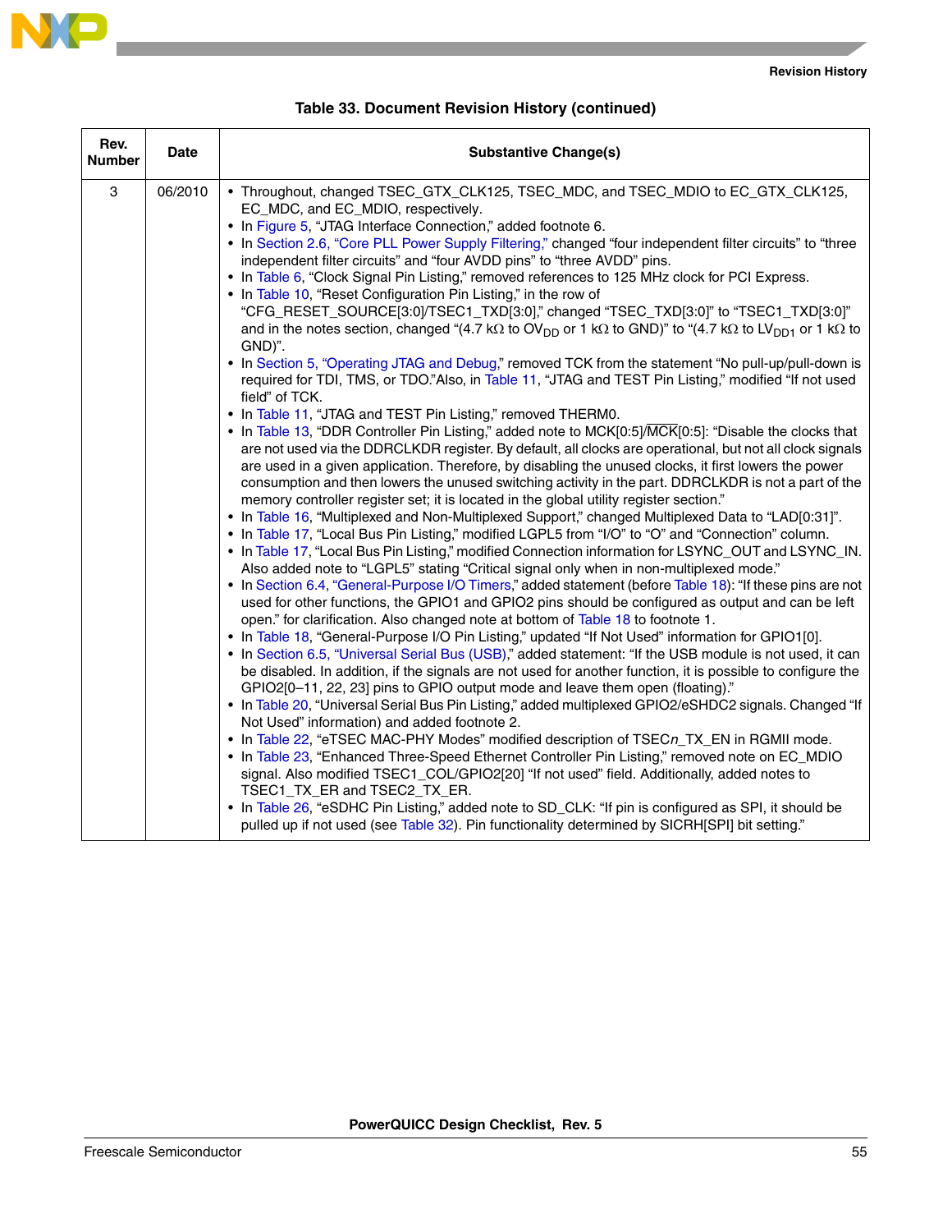**Table 33. Document Revision History (continued)**

| Rev. Number | Date | Substantive Change(s) |
|---|---|---|
| 3 | 06/2010 | • Throughout, changed TSEC_GTX_CLK125, TSEC_MDC, and TSEC_MDIO to EC_GTX_CLK125, EC_MDC, and EC_MDIO, respectively.<br>• In Figure 5, "JTAG Interface Connection," added footnote 6.<br>• In Section 2.6, "Core PLL Power Supply Filtering," changed "four independent filter circuits" to "three independent filter circuits" and "four AVDD pins" to "three AVDD" pins.<br>• In Table 6, "Clock Signal Pin Listing," removed references to 125 MHz clock for PCI Express.<br>• In Table 10, "Reset Configuration Pin Listing," in the row of "CFG_RESET_SOURCE[3:0]/TSEC1_TXD[3:0]," changed "TSEC_TXD[3:0]" to "TSEC1_TXD[3:0]" and in the notes section, changed "(4.7 kΩ to $OV_{DD}$ or 1 kΩ to GND)" to "(4.7 kΩ to $LV_{DD1}$ or 1 kΩ to GND)".<br>• In Section 5, "Operating JTAG and Debug," removed TCK from the statement "No pull-up/pull-down is required for TDI, TMS, or TDO."Also, in Table 11, "JTAG and TEST Pin Listing," modified "If not used field" of TCK.<br>• In Table 11, "JTAG and TEST Pin Listing," removed THERM0.<br>• In Table 13, "DDR Controller Pin Listing," added note to MCK[0:5]/$\overline{\text{MCK}}$[0:5]: "Disable the clocks that are not used via the DDRCLKDR register. By default, all clocks are operational, but not all clock signals are used in a given application. Therefore, by disabling the unused clocks, it first lowers the power consumption and then lowers the unused switching activity in the part. DDRCLKDR is not a part of the memory controller register set; it is located in the global utility register section."<br>• In Table 16, "Multiplexed and Non-Multiplexed Support," changed Multiplexed Data to "LAD[0:31]".<br>• In Table 17, "Local Bus Pin Listing," modified LGPL5 from "I/O" to "O" and "Connection" column.<br>• In Table 17, "Local Bus Pin Listing," modified Connection information for LSYNC_OUT and LSYNC_IN. Also added note to "LGPL5" stating "Critical signal only when in non-multiplexed mode."<br>• In Section 6.4, "General-Purpose I/O Timers," added statement (before Table 18): "If these pins are not used for other functions, the GPIO1 and GPIO2 pins should be configured as output and can be left open." for clarification. Also changed note at bottom of Table 18 to footnote 1.<br>• In Table 18, "General-Purpose I/O Pin Listing," updated "If Not Used" information for GPIO1[0].<br>• In Section 6.5, "Universal Serial Bus (USB)," added statement: "If the USB module is not used, it can be disabled. In addition, if the signals are not used for another function, it is possible to configure the GPIO2[0–11, 22, 23] pins to GPIO output mode and leave them open (floating)."<br>• In Table 20, "Universal Serial Bus Pin Listing," added multiplexed GPIO2/eSHDC2 signals. Changed "If Not Used" information) and added footnote 2.<br>• In Table 22, "eTSEC MAC-PHY Modes" modified description of TSEC*n*_TX_EN in RGMII mode.<br>• In Table 23, "Enhanced Three-Speed Ethernet Controller Pin Listing," removed note on EC_MDIO signal. Also modified TSEC1_COL/GPIO2[20] "If not used" field. Additionally, added notes to TSEC1_TX_ER and TSEC2_TX_ER.<br>• In Table 26, "eSDHC Pin Listing," added note to SD_CLK: "If pin is configured as SPI, it should be pulled up if not used (see Table 32). Pin functionality determined by SICRH[SPI] bit setting." |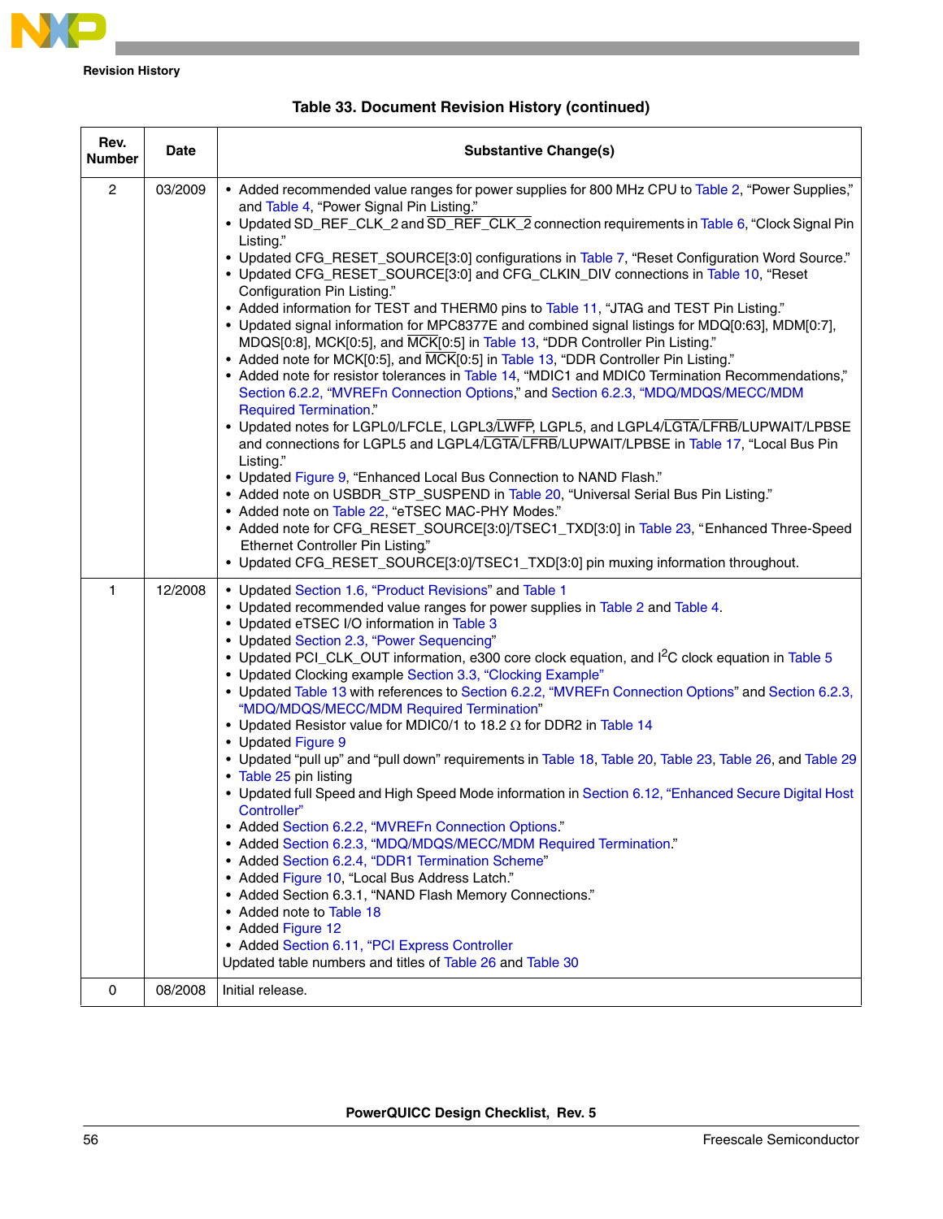**Table 33. Document Revision History (continued)**

| Rev. Number | Date | Substantive Change(s) |
|---|---|---|
| 2 | 03/2009 | • Added recommended value ranges for power supplies for 800 MHz CPU to Table 2, "Power Supplies," and Table 4, "Power Signal Pin Listing."<br>• Updated SD_REF_CLK_2 and SD_REF_CLK_2 connection requirements in Table 6, "Clock Signal Pin Listing."<br>• Updated CFG_RESET_SOURCE[3:0] configurations in Table 7, "Reset Configuration Word Source."<br>• Updated CFG_RESET_SOURCE[3:0] and CFG_CLKIN_DIV connections in Table 10, "Reset Configuration Pin Listing."<br>• Added information for TEST and THERM0 pins to Table 11, "JTAG and TEST Pin Listing."<br>• Updated signal information for MPC8377E and combined signal listings for MDQ[0:63], MDM[0:7], MDQS[0:8], MCK[0:5], and MCK[0:5] in Table 13, "DDR Controller Pin Listing."<br>• Added note for MCK[0:5], and MCK[0:5] in Table 13, "DDR Controller Pin Listing."<br>• Added note for resistor tolerances in Table 14, "MDIC1 and MDIC0 Termination Recommendations," Section 6.2.2, "MVREFn Connection Options," and Section 6.2.3, "MDQ/MDQS/MECC/MDM Required Termination."<br>• Updated notes for LGPL0/LFCLE, LGPL3/LWFP, LGPL5, and LGPL4/LGTA/LFRB/LUPWAIT/LPBSE and connections for LGPL5 and LGPL4/LGTA/LFRB/LUPWAIT/LPBSE in Table 17, "Local Bus Pin Listing."<br>• Updated Figure 9, "Enhanced Local Bus Connection to NAND Flash."<br>• Added note on USBDR_STP_SUSPEND in Table 20, "Universal Serial Bus Pin Listing."<br>• Added note on Table 22, "eTSEC MAC-PHY Modes."<br>• Added note for CFG_RESET_SOURCE[3:0]/TSEC1_TXD[3:0] in Table 23, "Enhanced Three-Speed Ethernet Controller Pin Listing."<br>• Updated CFG_RESET_SOURCE[3:0]/TSEC1_TXD[3:0] pin muxing information throughout. |
| 1 | 12/2008 | • Updated Section 1.6, "Product Revisions" and Table 1<br>• Updated recommended value ranges for power supplies in Table 2 and Table 4.<br>• Updated eTSEC I/O information in Table 3<br>• Updated Section 2.3, "Power Sequencing"<br>• Updated PCI_CLK_OUT information, e300 core clock equation, and $I^2C$ clock equation in Table 5<br>• Updated Clocking example Section 3.3, "Clocking Example"<br>• Updated Table 13 with references to Section 6.2.2, "MVREFn Connection Options" and Section 6.2.3, "MDQ/MDQS/MECC/MDM Required Termination"<br>• Updated Resistor value for MDIC0/1 to 18.2 Ω for DDR2 in Table 14<br>• Updated Figure 9<br>• Updated "pull up" and "pull down" requirements in Table 18, Table 20, Table 23, Table 26, and Table 29<br>• Table 25 pin listing<br>• Updated full Speed and High Speed Mode information in Section 6.12, "Enhanced Secure Digital Host Controller"<br>• Added Section 6.2.2, "MVREFn Connection Options."<br>• Added Section 6.2.3, "MDQ/MDQS/MECC/MDM Required Termination."<br>• Added Section 6.2.4, "DDR1 Termination Scheme"<br>• Added Figure 10, "Local Bus Address Latch."<br>• Added Section 6.3.1, "NAND Flash Memory Connections."<br>• Added note to Table 18<br>• Added Figure 12<br>• Added Section 6.11, "PCI Express Controller<br>Updated table numbers and titles of Table 26 and Table 30 |
| 0 | 08/2008 | Initial release. |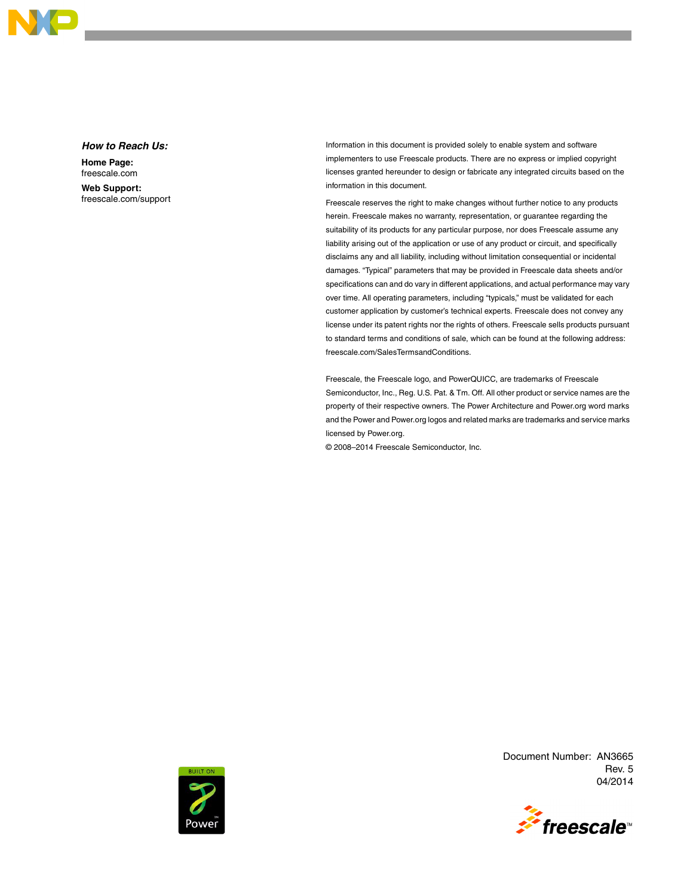***How to Reach Us:***

**Home Page:**
freescale.com

**Web Support:**
freescale.com/support

Information in this document is provided solely to enable system and software implementers to use Freescale products. There are no express or implied copyright licenses granted hereunder to design or fabricate any integrated circuits based on the information in this document.

Freescale reserves the right to make changes without further notice to any products herein. Freescale makes no warranty, representation, or guarantee regarding the suitability of its products for any particular purpose, nor does Freescale assume any liability arising out of the application or use of any product or circuit, and specifically disclaims any and all liability, including without limitation consequential or incidental damages. “Typical” parameters that may be provided in Freescale data sheets and/or specifications can and do vary in different applications, and actual performance may vary over time. All operating parameters, including “typicals,” must be validated for each customer application by customer's technical experts. Freescale does not convey any license under its patent rights nor the rights of others. Freescale sells products pursuant to standard terms and conditions of sale, which can be found at the following address: freescale.com/SalesTermsandConditions.

Freescale, the Freescale logo, and PowerQUICC, are trademarks of Freescale Semiconductor, Inc., Reg. U.S. Pat. & Tm. Off. All other product or service names are the property of their respective owners. The Power Architecture and Power.org word marks and the Power and Power.org logos and related marks are trademarks and service marks licensed by Power.org.

© 2008–2014 Freescale Semiconductor, Inc.

Document Number: AN3665
Rev. 5
04/2014